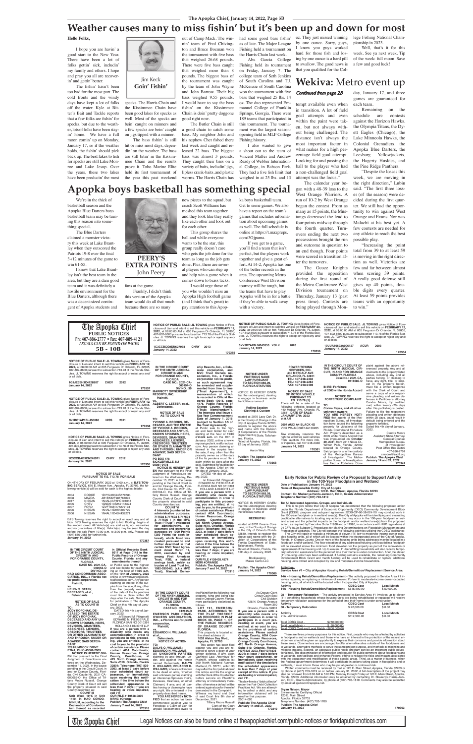# Weather causes many to miss fishin' but it's been up and down for most

**Jim Keck**
**Goin' Fishin'**

**Hello Folks,**

I hope you are havin' a good start to the New Year. There have been a lot of folks gettin' sick, includin' my family and others. I hope and pray you all are recoverin' and gettin' better.

The fishin' hasn't been too bad for the most part. The cold fronts and the windy days have kept a lot of folks off the water. Kyle at Bitter's Bait and Tackle reports that a few folks are fishin' for specks, but due to the weather, lots of folks have been stayin' home. We have a full moon comin' up on Monday, January 17, so if the weather holds, the fishin' should pick back up. The best lakes to fish for specks are still Lake Monroe and Lake Jesup. Over the years, these two lakes have been producin' the most specks. The Harris Chain and the Kissimmee Chain have been good lakes for specks as well. Most of the specks are bein' caught on minnows and a few specks are bein' caught on jigs tipped with a minnow.

The bass fishin' is still hit or miss most days, dependin' on the weather. The bass are still bitin' in the Kissimmee Chain and the results prove it. Toho Marine Elite held its first tournament of the year this past weekend out of Camp Mack. The winnin' team of Fred Chivington and Bruce Bozman won the tournament with five bass that weighed 26.68 pounds. There were five bass caught that weighed more than 8 pounds. The biggest bass of the tournament was caught by the team of John Wayne and John Barrow. Their big bass weighed 9.55 pounds. I would have to say the bass fishin' on the Kissimmee Chain is doin' pretty doggone good right now.

The Butler Chain is still a good chain to catch some bass. My neighbor John and his nephew Chet fished there last week and caught and released 22 bass. The biggest bass was almost 3 pounds. They caught their bass on a variety of baits, includin' jigs, lipless crank-baits, and plastic worms. The Harris Chain has had some good bass fishin' as of late. The Major League Fishing held a tournament on the Harris Chain last week.

Abu Garcia College Fishing held its tournament on Friday, January 7. The college team of Seth Jenkins of South Carolina and T.J. McKenzie of South Carolina won the tournament with five bass that weighed 25 lbs. 14 oz. The duo represented Emmanuel College of Franklin Springs, Georgia. There were 189 teams that participated in this tournament. The tournament was the largest season-opening field in MLF College Fishing history.

I also wanted to give a shout out to the team of Vincent Maffei and Andrew Ready of Webber International College, in Babson Park. They had a five fish limit that weighed in at 25 lbs. and 13 oz. They just missed winning by one ounce. Sorry, guys, I know you guys worked hard for those fish and losing by one ounce is a hard pill to swallow. The good news is that you qualified for the College Fishing National Championship in 2023.

Well, that's it for this week. See ya next week. Tip of the week: full moon. Save a few and good luck!

# Wekiva: Metro event up

*Continued from page 2B*

tempt available even when in transition. A lot of field goal attempts and even within the paint were taken, but not always without being challenged. The distance isn't always the most important factor in what makes for a high percentage field goal attempt. Looking for and passing the ball to the player who had a non-challenged field goal attempt was the focus."

The calendar year began with a 48-39 loss to the West Orange Warriors. A run of 10-2 by West Orange began the contest. From as many as 15 points, the Mustangs decreased the lead to four points midway through the fourth quarter. Turnovers ending the next two possessions brought the run and outcome in question to an end though. Four points were scored in transition after the turnovers.

The Ocoee Knights provided the opposition during the first round of the Metro Conference West Division tournament on Thursday, January 13 (past press time). Contests are being played through Monday, January 17, and three games are guaranteed for each team.

Remaining on the schedule are contests against the Horizon Hawks, the Olympia Titans, the Dyett Eagles (Chicago), the Lake Minneola Hawks, the Colonial Grenadiers, the Apopka Blue Darters, the Leesburg Yellowjackets, the Hagerty Huskies, and the Pine Ridge Panthers.

"Despite the losses this week, we are moving in the right direction," Lubin said. "The first three losses (of the season) were decided during the first quarter. We still had the opportunity to win against West Orange and Evans. Nor was Malachi at his best yet. A few contests are needed for any athlete to reach the best possible play.

"Increasing the point total from 39 to at least 59 is moving in the right direction. Victories are few and far between almost when scoring 39 points. A really good defense still gives up 40 points, double digits every quarter. At least 59 points provides teams with an opportunity to win."

# Apopka boys basketball has something special

**PEERY'S EXTRA POINTS**
**John Peery**

We're in the thick of basketball season and the Apopka Blue Darters boys basketball team may be turning this season into something special.

The Blue Darters claimed a monster victory this week at Lake Brantley when they outscored the Patriots 19-8 over the final 3-/12 minutes of the game to win 61-55.

I know that Lake Brantley isn't the best team in the area, but they are a darn good team and it was definitely a hostile environment for the Blue Darters, although there was a decent-sized contingent of Apopka students and fans at the game.

Frankly, I don't think this version of the Apopka team would do all that much because there are so many new pieces to the squad, but coach Scott Williams has meshed this team together and they look like they really like each other and look out for each other.

This group shares the ball and while everyone wants to be the star, this group doesn't care who gets the job done for the team as long as the job gets done. Plus, there are several players who can step up and help win a game when it comes down to brass tacks.

I would urge those of you who wouldn't miss an Apopka High football game (and I think that's great) to pay attention to this Apopka boys basketball team. Get to some games. We also have a report on the team's games that includes information about upcoming games as well. The full schedule is online at https://t.maxpreps.com/3Gjpama.

If you get to a game, you'll find a team that isn't perfect, but the players work together and give a great effort. At 14-2, Apopka has one of the better records in the area. The upcoming Metro Conference West Division tourney will be tough, but the teams that have to play Apopka will be in for a battle if they're able to walk away with a victory.

---

**The Apopka Chief**
**PUBLIC NOTICES**
**Ph: 407-886-2777 • Fax: 407-889-4121**
**LEGALS CAN BE FOUND ON PAGES 5B - 10B**

**NOTICE OF PUBLIC SALE: JL TOWING** gives Notice of Foreclosure of Lien and intent to sell this vehicle on **FEBRUARY 12, 2022**, at 08:00:00 AM at 605 Ferguson Dr Orlando, FL 32805, 407-802-8600 pursuant to subsection 713.78 of the Florida Statutes. JL TOWING reserves the right to accept or reject any and/or all bids.

**1G1JE5SH3C4128907 CHEV 2012**
**January 14, 2022**
**170357**

**NOTICE OF PUBLIC SALE: JL TOWING** gives Notice of Foreclosure of Lien and intent to sell this vehicle on **FEBRUARY 12, 2022**, at 08:00:00 AM at 605 Ferguson Dr Orlando, FL 32805, 407-802-8600 pursuant to subsection 713.78 of the Florida Statutes. JL TOWING reserves the right to accept or reject any and/or all bids.

**3N1BC1AP1BL450086 NISS 2011**
**January 14, 2022**
**170358**

**NOTICE OF PUBLIC SALE: JL TOWING** gives Notice of Foreclosure of Lien and intent to sell this vehicle on **FEBRUARY 12, 2022**, at 08:00:00 AM at 605 Ferguson Dr Orlando, FL 32805, 407-802-8600 pursuant to subsection 713.78 of the Florida Statutes. JL TOWING reserves the right to accept or reject any and/or all bids.

**1C3CCBAB9CN248971 CHRY 2012**
**January 14, 2022**
**170356**

**NOTICE OF SALE PURSUANT TO F.S. 713.78 FOR SALE**

On 4TH DAY OF FEBUARY, 2022 at 10:00 a.m., at **BJ'S TOWING SERVICE**, 670 E. Mason Ave., Apopka, FL 32703, the following vehicle(s) will be sold for cash to the highest bidder:

| | | |
|---|---|---|
| 2004 | DODGE | 1D7HL38N24S578584 |
| 2008 | MAZDA | JM1BK32F981784092 |
| 2017 | NISSAN | 1N4AL3AP6HC191013 |
| 2005 | CHEV | 1GNDS13S252143324 |
| 2007 | FORD | 1ZVFT80N775279173 |
| 2006 | NISSAN | 1N4AL11D96N307722 |
| 2006 | NISSAN | 1N4AL11D46N439271 |

BJ'S Towing reserves the right to accept or reject any and all bids. BJ'S Towing reserves the right to bid. Bidding begins at the amount owed. All Vehicle(s) are sold as is, no warranties and no guarantees of title(s). Vehicle(s) may be seen the day before the sale From 10:00 a.m. to 3:00 p.m. only. Please call (407) 886-0568 for further info.
**January 14, 2022**
**170367**

**IN THE CIRCUIT COURT OF THE NINTH JUDICIAL CIRCUIT IN AND FOR ORANGE COUNTY, FLORIDA**
**CASE NO. 2021-CA-000053-O**
**DIV NO.: 39**
**HAO CONDOMINIUM ASSOCIATION, INC., a Florida not for profit corporation,**
**Plaintiff,**
**vs.**
**HELEN S. STARK, DECEASED, et al.,**
**Defendants.**

**NOTICE OF SALE AS TO COUNT III**

**TO:**
**JODY KOPCHAK, DECEASED, THE ESTATE OF JODY KOPCHAK, DECEASED AND ANY UNKNOWN SPOUSES, HEIRS, DEVISEES, GRANTEES, ASSIGNEES, LIENORS, CREDITORS, TRUSTEES OR OTHER CLAIMANTS BY AND THROUGH, UNDER OR AGAINST, SAID DEFENDANT**
**129 HUMMOCK DRIVE**
**ETNA, OHIO 43062-7909**

**NOTICE IS HEREBY GIVEN** that pursuant to the Final Judgment of Foreclosure entered on the Wednesday, December 15, 2021, in the cause pending in the Circuit Court, in and for Orange County, Florida, Civil Cause No. 2021-CA-000053-O, the Office of Tiffany Moore Russell, Orange County Clerk of Court will sell the property situated in said County described as:

**COUNT III**
**Unit Week 19 X in Unit 1410, in HAO CONDOMINIUM, according to the Declaration of Condominium thereof, as recorded in Official Records Book 6017 at Page 0143 in the Public Records of Orange County, Florida, and any amendments thereof.**

at Public sale to the highest and best bidder for cash starting at the hour of **11:00 a.m.** on the **19th of January, 2022** online at www.myorangeclerk.realforeclose.com. Any person claiming an interest in the surplus from the sale, if any, other than the property owner as of the date of the lis pendens must file a claim within 60 days after the sale. Submitted for publication to The Apopka Chief on this 4th day of January, 2022.

DATED this 4th day of January, 2022.

/s/Edward M. Fitzgerald
EDWARD M. FITZGERALD
FLORIDA BAR NO 0010391
HOLLAND & KNIGHT LLP

**If you are a person with a disability who needs any accommodation in order to participate in this proceeding, you are entitled, at no cost to you, to the provision of certain assistance. Please contact ADA Coordinator, Human Resources, Orange County Courthouse, at 425 North Orange Avenue, Suite #510, Orlando, Florida 32801; Telephone (407) 836-2303, at least 7 days before your scheduled court appearance, or immediately upon receiving this notification if the time before the scheduled appearance is less than 7 days; if you are hearing or voice impaired, call 711.**

**OUR FILE #110528.0800**
**MRHC #Orange**
**Publish: The Apopka Chief**
**January 7 and 14, 2022**
**170318**

**IN THE CIRCUIT COURT OF THE NINTH JUDICIAL CIRCUIT IN AND FOR ORANGE COUNTY, FLORIDA**
**CASE NO.: 2021-CA-000194-O**
**DIV NO.: 39**
**MARRIOTT OWNERSHIP RESORTS, INC.**
**Plaintiff,**
**vs.**
**ALBERT C. LESTER, et al.,**
**Defendants.**

**NOTICE OF SALE AS TO COUNT VI**

**TO:**
**YVONNE A. BROOKS, DECEASED, THE ESTATE OF YVONNE A. BROOKS, DECEASED AND ANY UNKNOWN SPOUSES, HEIRS, DEVISEES, GRANTEES, ASSIGNEES, LIENORS, CREDITORS, TRUSTEES OR OTHER CLAIMANTS BY AND THROUGH, UNDER OR AGAINST, SAID DEFENDANT**
**PO BOX 479**
**SICKLERVILLE, NJ 08081-0479**

**NOTICE IS HEREBY GIVEN** that pursuant to the Final Judgment of Foreclosure entered on the Wednesday, December 15, 2021 in the cause pending in the Circuit Court, in and for Orange County, Florida, Civil Cause No. 2021-CA-000194-O, the Office of Tiffany Moore Russell, Orange County Clerk of Court will sell the property situated in said County described as:

**COUNT VI**
**4 Interests (numbered for administrative purposes: 717502 & 717503 & 717504 & 717505 ) in the MVC Trust ("Trust") evidenced for administrative, assessment and ownership purposes by 1000 Points (250 Points for each Interest), which Trust was created pursuant to and further described in that certain MVC Trust Agreement dated March 11, 2010, executed by and among First American Trust, FSB, a federal savings bank, solely as trustee of Land Trust No. 1082-0300-00, (a.k.a MVC Trust), Marriott Ownership Resorts, Inc., a Delaware corporation, and MVC Trust Owners Association, Inc., a Florida corporation not-for-profit, as such agreement may be amended and supplemented from time to time ("Trust Agreement"), a memorandum of which is recorded in Official Records Book 10015, page 4176, Public Records of Orange County, Florida ("Trust Memorandum"). The Interests shall have a Use Year Commencement Date of January 1, 2015 (subject to Section 3.5 of the Trust Agreement).**

at Public sale to the highest and best bidder for cash starting at the hour of **11:00 o'clock a.m.** on the 19th of January, 2022, online at www.myorangeclerk.realforeclose.com. Any person claiming an interest in the surplus from the sale, if any, other than the property owner as of the date of the lis pendens must file a claim within 60 days after the sale. Submitted for publication to The Apopka Chief on this 4th day of January, 2022.

DATED 4th day of January, 2022.

/s/ Edward M. Fitzgerald
EDWARD M. FITZGERALD
FLORIDA BAR NO 0010391
HOLLAND & KNIGHT LLP

**If you are a person with a disability who needs any accommodation in order to participate in this proceeding, you are entitled, at no cost to you, to the provision of certain assistance. Please contact ADA Coordinator, Human Resources, Orange County Courthouse, 425 North Orange Avenue, Suite #510, Orlando, Florida 32801; Telephone (407) 836-2303, at least 7 days before your scheduled court appearance, or immediately upon receiving this notification if the time before the scheduled appearance is less than 7 days; if you are hearing or voice impaired, call 711.**

**OUR FILE #126435.4574**
**MRHC #ORANGE**
**Publish: The Apopka Chief**
**January 7 and 14, 2022**
**170316**

**IN THE COUNTY COURT OF THE NINTH JUDICIAL CIRCUIT IN AND FOR ORANGE COUNTY, FLORIDA**
**CASE NO.: 2020-CC-012815-O**
**EMERSON PARK HOMEOWNERS ASSOCIATION, INC., a Florida not-for-profit corporation,**
**Plaintiff,**
**vs.**
**EDUARDO H. WILLIAMS, et al.,**
**Defendants.**

**NOTICE OF ACTION**

**TO:**
**DALYS O. WILLIAMS; EDUARDO H. WILLIAMS; ALL UNKNOWN PARTIES** claiming by and through, under, and against the herein named Defendants, **DALYS O. WILLIAMS; EDUARDO H. WILLIAMS,** who are not known to be dead or alive, whether said unknown parties claiming an interest as Spouses, Heirs, Devisees, Grantees, or Other Claimants; if any; and all parties having or claiming to have any right, title or interest in the property described herein.

**YOU ARE HEREBY NOTIFIED** that an action has been commenced against you to Foreclose a Claim of Lien for unpaid Assessments owed to the Plaintiff on the following real property, lying and being situated in Orange County, Florida, more particularly described as follows:

**LOT 191, EMERSON PARK, ACCORDING TO THE PLAT THEREOF AS RECORDED IN PLAT BOOK 62, PAGE 1, OF THE PUBLIC RECORDS OF ORANGE COUNTY, FLORIDA.**

This property is located at the street address of: **1052 Alston Bay Blvd., Apopka, FL 32703**

This action has been filed against you and you are required to serve a copy of your written defense, if any, upon Garfinkel Law, Attorney for Plaintiff, whose address is: 300 North Maitland Avenue, Maitland, FL 32751, within 30 days after the first publication of this notice and file the original with the Clerk of the Court either before service on Plaintiff's attorney or immediately thereafter; otherwise a default will be entered against you for the relief demanded in the Complaint.

Witness my hand and Seal of said Court this 9th day of December, 2021.

Tiffany Moore Russell
Clerk of the Court
BY: Madalyn Whitney

**NOTICE OF PUBLIC SALE: JL TOWING** gives Notice of Foreclosure of Lien and intent to sell this vehicle on **FEBRUARY 12, 2022**, at 08:00:00 AM at 605 Ferguson Dr Orlando, FL 32805, 407-802-8600 pursuant to subsection 713.78 of the Florida Statutes. JL TOWING reserves the right to accept or reject any and/or all bids.

**1C3CCBCG0DN627978 CHRY 2013**
**January 14, 2022**
**170355**

**NOTICE OF PUBLIC SALE: JL TOWING** gives Notice of Foreclosure of Lien and intent to sell this vehicle on **FEBRUARY 20, 2022**, at 08:00:00 AM at 605 Ferguson Dr Orlando, FL 32805, 407-802-8600 pursuant to subsection 713.78 of the Florida Statutes. JL TOWING reserves the right to accept or reject any and/or all bids.

**3VV3B7AX6LM045555 VOLK 2020**
**January 14, 2022**
**170336**

**NOTICE UNDER FICTITIOUS NAME LAW PURSUANT TO SECTION 865.09, FLORIDA STATUTES**

NOTICE IS HEREBY GIVEN that the undersigned, desiring to engage in business under the fictitious name of

**Rolling Session Clothing & Custom**

located at 2076 Lacy Oak Dr. in the County of Orange in the City of Apopka Florida 32703, intends to register the above said name with the Division of Corporations of the Florida Department of State, Tallahassee, Florida.

Dated at Apopka, Florida, this 12 day of January, 2022.

Aaron Way

**Publish: The Apopka Chief**
**January 14, 2022**
**170368**

**NOTICE UNDER FICTITIOUS NAME LAW PURSUANT TO SECTION 865.09, FLORIDA STATUTES**

NOTICE IS HEREBY GIVEN that the undersigned, desiring to engage in business under the fictitious name of

**RECRUIT4U**

located at 8237 Breeze Cove Lane, in the County of Orange in the City of Orlando Florida 32819, intends to register the above said name with the Division of Corporations of the Florida Department of State, Tallahassee, Florida.

Dated at Orange, Florida, this 12th day of January, 2022.

Bookkeeping
Makes Cents LLC

**Publish: The Apopka Chief**
**January 14, 2022**
**170369**

As Deputy Clerk
Circuit Court Seal
Civil Division
425 N. Orange Avenue
Room 350
Orlando, Florida 32801

**If you are a person with a disability who needs any accommodation in order to participate in a court proceeding or event, you are entitled, at no cost to you, to the provision of certain assistance. Please contact: Orange County, ADA Coordinator, Human Resources, Orange County Courthouse, 425 North Orange Avenue, Suite 510, Orlando, Florida, (407) 836-2303, Fax: (407) 836-2204; at least 7 days before your court appearance, or immediately upon receiving notification if the time before the scheduled court appearance is less than 7 days. If you are hearing or voice impaired, call 711.**

This law firm is a "debt collector" under the Fair Debt Collection Practices Act. We are attempting to collect a debt, and any information obtained will be used for that purpose.
20014-089

**Publish: The Apopka Chief**
**January 14 and 21, 2022**
**170340**

**NOTICE OF PUBLIC SALE: JL TOWING** gives Notice of Foreclosure of Lien and intent to sell this vehicle on **FEBRUARY 12, 2022**, at 08:00:00 AM at 605 Ferguson Dr Orlando, FL 32805, 407-802-8600 pursuant to subsection 713.78 of the Florida Statutes. JL TOWING reserves the right to accept or reject any and/or all bids.

**19UUA56693A006127 ACUR 2003**
**January 14, 2022**
**170354**

**POWER TOWING SERVICES, INC.**
**440 METCALF AVE**
**ORLANDO, FL 32811**
**TEL: 407-948-2338**
**TEL: 407-948-2263**
**FAX: 407-948-9498**

**NOTICE OF SALE OF MOTOR VEHICLE PURSUANT TO F.S. 713.78 (5)**

There will be a sale of the following vehicles located at 440 Metcalf Ave, Orlando, FL 32811. **DATE OF SALE: JANUARY 27th, 2022 at 9 AM**

**2004 AUDI A4 BLACK 4D**
VIN# WAULC68E14A136285

Tow company reserves the right to withdraw said vehicles from auction. For more info or inquiries, call 407-948-2338
**January 14, 2022**
**170361**

**IN THE CIRCUIT COURT OF THE NINTH JUDICIAL CIRCUIT, IN AND FOR ORANGE COUNTY, FLORIDA**
**Case No.: 2021-CA-011680-O**

**IN RE: Forfeiture of 2005 white Honda Accord**

**NOTICE OF FORFEITURE COMPLAINT**

**TO:**
**Corina Reyes, and all other unknown owners:**

**YOU ARE HEREBY NOTIFIED** that agents of the Metropolitan Bureau of Investigation have seized the following property for violations of the Florida Contraband Forfeiture Act: Property described as a 2005 white Honda Accord that was impounded on **October 29, 2021**, from 2617 Nolas Ct., Winter Park, Florida, 32792 located in Orange County. Said property is in the custody of the Metropolitan Bureau of Investigation. The Metropolitan Bureau of Investigation has filed a Forfeiture Complaint against the above referenced property. Any and all claimants to the property listed above, including any and all parties having, or claiming to have, any right, title, or interest in the property herein, must file a written response with the Clerk of Court and serve a copy of any responsive pleading and written defenses to Petitioner's attorney Candra Moore, by certified mail, within twenty (20) days after this publishing is posted. Failure to file the responsive pleading and written defenses within 20 days, could result in default being entered and the property forfeited.

Dated this 4th day of January, 2022.

Candra Moore
Assistant State Attorney/
General Counsel
Metropolitan Bureau
of Investigation
Post Office Box 32802
407-836-0770
cmoore@sao9.org
**Publish: The Apopka Chief**
**January 14 and 21, 2022**
**170341**

**Early Notice for Public Review of a Proposal to Support Activity in the 100-Year Floodplain and Wetland**

**Date of Publication: January 14, 2022**
**Name of Responsible Entity: City of Apopka**
**Address: 120 E. Main Street, Apopka, Florida 32703**
**Contact: Dr. Shakenya Harris-Jackson, Ed.D., Grants Administrator**
**Telephone Number: (407) 703-1819**

**To: All interested Agencies, Groups, and Individuals**

This is to give notice that City of Apopka has determined that the following proposed action under the Florida Department of Economic Opportunity (DEO) Community Development Block Grant (CDBG) program and subgrant agreement 22DB-OP-06-58-02-H10 may conduct work in the 100-year floodplain or in wetland area(s). The City of Apopka will be identifying and evaluating practicable alternatives to locating any actions that may occur in the 100-year floodplain or wetland areas and the potential impacts on the floodplain and/or wetland area(s) from the proposed action, as required by Executive Order 11988 and/or 11990, in accordance with HUD regulations at 24 CFR 55.20 Subpart C Procedures for Making Determinations on Floodplain Management and Protection of Wetlands. The City will conduct the following activities utilizing the CDBG assistance:

The City will repair or replace a minimum of eleven (11) low to moderate-income owner-occupied housing units, all of which will be located within the incorporated area of the City of Apopka, Florida, in Orange County. One or more of the housing units being addressed may be located in a floodplain and/or wetland. The floor elevation of any addressed housing unit located in a floodplain will be elevated above the minimum flood elevation for the property as part of the renovation or replacement of the housing unit. Up to eleven (11) benefitting households will also receive temporary relocation assistance for the period of time their home is under construction. After the eleven (11) housing units have been addressed, if funding remains available, the remaining Community Development Block Grant and match funding will be used to rehabilitate or replace additional housing units owned and occupied by low and moderate-income households.

**Activities:**

**Service Area #1 – City of Apopka Housing Rehab/Demolition/ Replacement Service Area:**

**14A – Housing Rehab/Demolition/Replacement** – The activity proposed in Service Area #1 involves repairing or replacing a minimum of eleven (11) low to moderate-income owner-occupied housing units, all of which will be located within incorporated City of Apopka.

| Activity | CDBG Cost | Local Match |
|---|---|---|
| 14A - Housing Rehab/Demolition/Replacement | $615,500.00 | $ 50,000.00 |

**08 – Temporary Relocation** – The activity proposed in Service Area #1 involves up to eleven (11) benefitting households whose housing units are being rehabilitated or replaced will receive temporary relocation assistance for the period of time their home is under construction.

| Activity | CDBG Cost | Local Match |
|---|---|---|
| 08 - Temporary Relocation | $ 22,000.00 | $ 0.00 |
| 21A - Administration | $112,500.00 | $ 0.00 |

| | |
|---|---|
| Total CDBG Cost - | $750,000.00 |
| Total Local Match - | $ 50,000.00 |
| Total CDBG Cost and Local Match - | $800,000.00 |

There are three primary purposes for this notice. First, people who may be affected by activities in floodplains and or wetlands and those who have an interest in the protection of the natural environment should be given an opportunity to express their concerns and provide information about these areas. Commenters are encouraged to offer alternative sites outside of the floodplain and or wetlands, alternative methods to serve the same project purpose, and methods to minimize and mitigate impacts. Second, an adequate public notice program can be an important public educational tool. The dissemination of information and request for public comment about floodplains and or wetlands, can facilitate and enhance Federal efforts to reduce the risks and impacts associated with the occupancy and modification of these special areas. Third, as a matter of fairness, when the Federal government determines it will participate in actions taking place in floodplains and or wetlands, it must inform those who may be put at greater or continued risk.

Written comments must be received by mail at 120 E. Main Street, Apopka, Florida 32703 or by phone at (407) 703-1819 on or before January 31, 2022. A full description of the project may also be reviewed from 8:00 AM to 5:00 PM, Monday through Friday at 120 E. Main Street, Apopka, Florida 32703. Additional information may be obtained by contacting Dr. Shakenya Harris-Jackson, Ed.D., Grants Administrator, by phone at (407) 703-1819. Comments may also be submitted by email at sjackson@apopka.net.

**Bryan Nelson, Mayor**
Environmental Certifying Official
120 E. Main Street
Apopka, Florida 32703
Telephone Number: (407) 703-1700
**Publish: The Apopka Chief**
**January 14, 2022**
**170363**

**The Apopka Chief** Legal Notices can also be found online at theapopkachief.com/public-notices or floridapublicnotices.com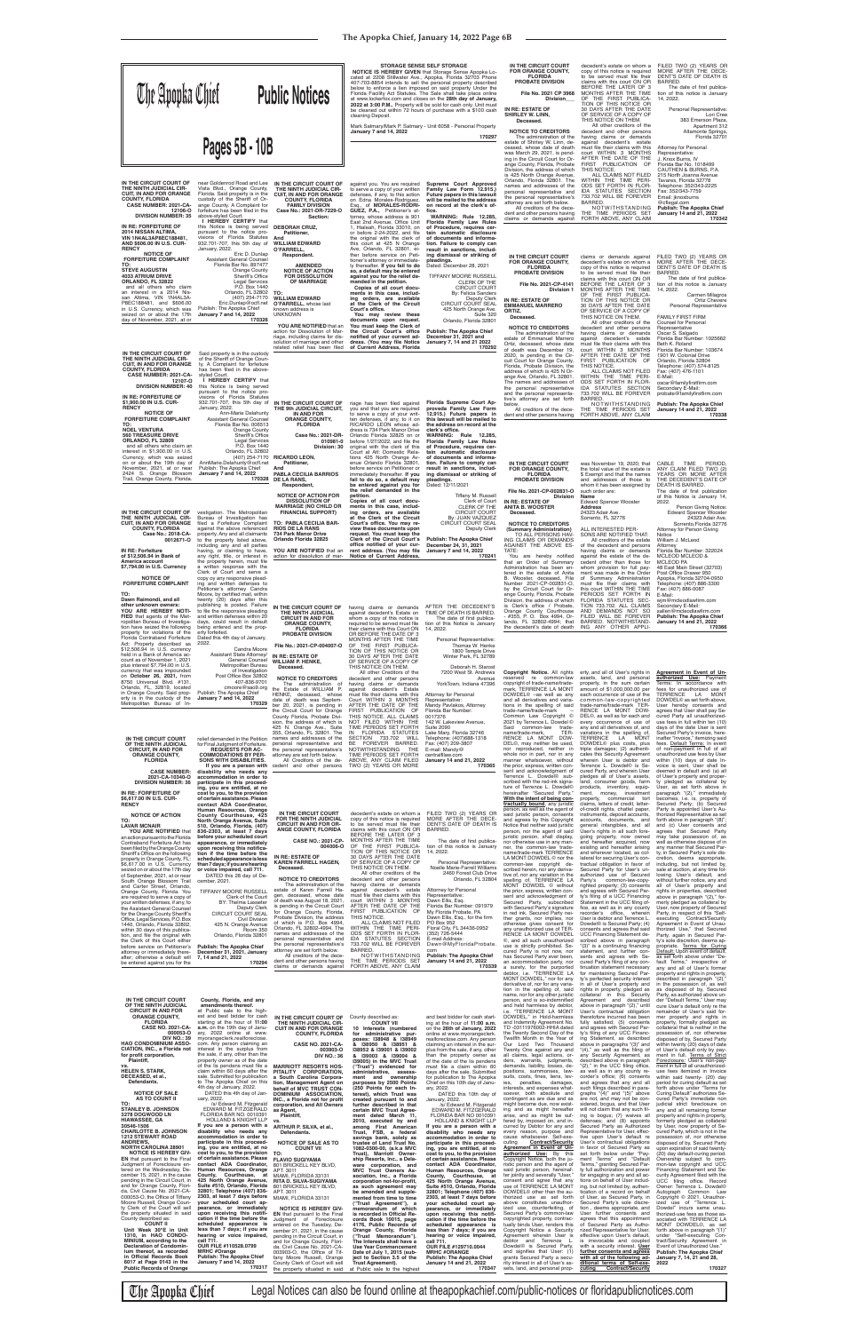# The Apopka Chief

## Public Notices

### Pages 5B - 10B

**STORAGE SENSE SELF STORAGE**
**NOTICE IS HEREBY GIVEN** that Storage Sense Apopka Located at 2208 Stillwater Ave., Apopka, Florida 32703 Phone 407-703-8854 intends to sell the personal property described below to enforce a lien imposed on said property Under the Florida Facility Act Statutes. The Sale shall take place online at www.lockerfox.com and closes on the **28th day of January, 2022 at 3:00 P.M.**. Property will be sold for cash only. Unit must be cleaned out within 72 hours of purchase with a $100 cash cleaning Deposit.

Mark Salmeny/Mark P. Salmery - Unit 6058 - Personal Property
**January 7 and 14, 2022**
**170297**

---

**IN THE CIRCUIT COURT FOR ORANGE COUNTY, FLORIDA PROBATE DIVISION**

**File No. 2021 CP 3966 Division____**

**IN RE: ESTATE OF SHIRLEY W. LINN, Deceased.**

**NOTICE TO CREDITORS**

The administration of the estate of Shirley W. Linn, deceased, whose date of death was March 29, 2021, is pending in the Circuit Court for Orange County, Florida, Probate Division, the address of which is 425 North Orange Avenue, Orlando, Florida 32801. The names and addresses of the personal representative and the personal representative's attorney are set forth below.

All creditors of the decedent and other persons having claims or demands against decedent's estate on whom a copy of this notice is required to be served must file their claims with this court ON OR BEFORE THE LATER OF 3 MONTHS AFTER THE TIME OF THE FIRST PUBLICATION OF THIS NOTICE OR 30 DAYS AFTER THE DATE OF SERVICE OF A COPY OF THIS NOTICE ON THEM.

All other creditors of the decedent and other persons having claims or demands against decedent's estate must file their claims with this court WITHIN 3 MONTHS AFTER THE DATE OF THE FIRST PUBLICATION OF THIS NOTICE.

ALL CLAIMS NOT FILED WITHIN THE TIME PERIODS SET FORTH IN FLORIDA STATUTES SECTION 733.702 WILL BE FOREVER BARRED.

NOTWITHSTANDING THE TIME PERIODS SET FORTH ABOVE, ANY CLAIM FILED TWO (2) YEARS OR MORE AFTER THE DECEDENT'S DATE OF DEATH IS BARRED.

The date of first publication of this notice is January 14, 2022.

Personal Representative:
Lori Cree
383 Emerson Plaza,
Apartment 312
Altamonte Springs,
Florida 32701

Attorney for Personal Representative:
J. Knox Burns, IV
Florida Bar No: 1018499
CAUTHEN & BURNS, P.A.
215 North Joanna Avenue
Tavares, Florida 32778
Telephone: 352/343-2225
Fax: 352/343-7759
Email: jknox@cauthenburns.com
Email: jknox@cauthenburns.com
tfc@cipl.com
**Publish: The Apopka Chief**
**January 14 and 21, 2022**
**170342**

---

**IN THE CIRCUIT COURT OF THE NINTH JUDICIAL CIRCUIT, IN AND FOR ORANGE COUNTY, FLORIDA**
**CASE NUMBER: 2021-CA-12106-O**
**DIVISION NUMBER: 35**

**IN RE: FORFEITURE OF 2014 NISSAN ALTIMA VIN 1N4AL3AP8EC188481, AND $606.00 IN U.S. CURRENCY**

**NOTICE OF FORFEITURE COMPLAINT**

**TO:**
**STEVE AUGUSTIN**
**4033 ATRIUM DRIVE**
**ORLANDO, FL 32822**
and all others who claim an interest in a 2014 Nissan Altima, VIN 1N4AL3AP8EC188481, and $606.00 in U.S. Currency, which was seized on or about the 17th day of November, 2021, at or near Goldenrod Road and Lee Vista Blvd., Orange County, Florida. Said property is in the custody of the Sheriff of Orange County. A Complaint for forfeiture has been filed in the above-styled Court.

**I HEREBY CERTIFY** that this Notice is being served pursuant to the notice provisions of Florida Statutes 932.701-707, this 5th day of January, 2022.

Eric D. Dunlap
Assistant General Counsel
Florida Bar No. 897477
Orange County
Sheriff's Office
Legal Services
P.O. Box 1440
Orlando, FL 32802
(407) 254-7170
Eric.Dunlap@ocfl.net
Publish: The Apopka Chief
**January 7 and 14, 2022**
**170326**

---

**IN THE CIRCUIT COURT OF THE NINTH JUDICIAL CIRCUIT, IN AND FOR ORANGE COUNTY, FLORIDA**
**CASE NUMBER: 2021-CA-12107-O**
**DIVISION NUMBER: 40**

**IN RE: FORFEITURE OF $1,900.00 IN U.S. CURRENCY**

**NOTICE OF FORFEITURE COMPLAINT**

**TO:**
**NOEL VENTURA**
**560 TREASURE DRIVE**
**ORLANDO, FL 32809**
and all others who claim an interest in $1,900.00 in U.S. Currency, which was seized on or about the 19th day of November, 2021, at or near 2424 S. Orange Blossom Trail, Orange County, Florida. Said property is in the custody of the Sheriff of Orange County. A Complaint for forfeiture has been filed in the above-styled Court.

**I HEREBY CERTIFY** that this Notice is being served pursuant to the notice provisions of Florida Statutes 932.701-707, this 5th day of January, 2022.

Ann-Marie Delahunty
Assistant General Counsel
Florida Bar No. 006513
Orange County
Sheriff's Office
Legal Services
P.O. Box 1440
Orlando, FL 32802
(407) 254-7170
AnnMarie.Delahunty@ocfl.net
Publish: The Apopka Chief
**January 7 and 14, 2022**
**170328**

---

**IN THE CIRCUIT COURT OF THE NINTH JUDICIAL CIRCUIT, IN AND FOR ORANGE COUNTY, FLORIDA FAMILY DIVISION**
**Case No.: 2021-DR-7229-O**
**Section:**

**DEBORAH CRUZ, Petitioner,**
**And**
**WILLIAM EDWARD O'FARRELL, Respondent.**

**AMENDED NOTICE OF ACTION FOR DISSOLUTION OF MARRIAGE**

**TO:**
**WILLIAM EDWARD O'FARRELL**, whose last known address is UNKNOWN

**YOU ARE NOTIFIED** that an action for Dissolution of Marriage, including claims for dissolution of marriage and other related relief has been filed against you. You are required to serve a copy of your written defenses, if any, to this action on Edna Morales-Rodriguez, Esq. of **MORALES-RODRIGUEZ, P.A.**, Petitioner's attorney, whose address is 901 East 2nd Avenue, Office Unit 1, Hialeah, Florida 33010, on or before 2-24-2022, and file the original with the clerk of this Court at 425 N Orange Ave, Orlando, FL 32801, either before service on Petitioner's attorney or immediately thereafter. **If you fail to do so, a default may be entered against you for the relief demanded in the petition.**

**Copies of all court documents in this case, including orders, are available at the Clerk of the Circuit Court's office.** You may review these documents upon request.

**You must keep the Clerk of the Circuit Court's office notified of your current address. (You may file Notice of Current Address, Florida Supreme Court Approved Family Law Form 12.915.) Future papers in this lawsuit will be mailed to the address on record at the clerk's office.**

**WARNING: Rule 12.285, Florida Family Law Rules of Procedure, requires certain automatic disclosure of documents and information. Failure to comply can result in sanctions, including dismissal or striking of pleadings.**

Dated: December 28, 2021

TIFFANY MOORE RUSSELL
CLERK OF THE
CIRCUIT COURT
By: Felicia Sanders
Deputy Clerk
CIRCUIT COURT SEAL
425 North Orange Ave.
Suite 320
Orlando, Florida 32801

**Publish: The Apopka Chief**
**December 31, 2021 and January 7, 14 and 21, 2022**
**170292**

---

**IN THE CIRCUIT COURT OF THE 9th JUDICIAL CIRCUIT, IN AND FOR ORANGE COUNTY, FLORIDA**

**Case No.: 2021-DR-010981-O**
**Division: 30**

**RICARDO LEON, Petitioner,**
**And**
**PABLA CECILIA BARRIOS DE LA RANS, Respondent.**

**NOTICE OF ACTION FOR DISSOLUTION OF MARRIAGE (NO CHILD OR FINANCIAL SUPPORT)**

**TO: PABLA CECILIA BARRIOS DE LA RANS**
**734 Park Manor Drive**
**Orlando Florida 32825**

**YOU ARE NOTIFIED** that an action for dissolution of marriage has been filed against you and that you are required to serve a copy of your written defenses, if any, to it on RICARDO LEON whose address is 734 Park Manor Drive Orlando Florida 32825 on or before 1/27/2022, and file the original with the clerk of this Court at Att: Domestic Relations 425 North Orange Avenue Orlando Florida 32801, before service on Petitioner or immediately thereafter. **If you fail to do so, a default may be entered against you for the relief demanded in the petition.**

**Copies of all court documents in this case, including orders, are available at the Clerk of the Circuit Court's office. You may review these documents upon request.**

**You must keep the Clerk of the Circuit Court's office notified of your current address. (You may file Notice of Current Address, Florida Supreme Court Approved Family Law Form 12.915.) Future papers in this lawsuit will be mailed to the address on record at the clerk's office.**

**WARNING: Rule 12.285, Florida Family Law Rules of Procedure, requires certain automatic disclosure of documents and information. Failure to comply can result in sanctions, including dismissal or striking of pleadings.**

Dated: 12/11/2021

Tiffany M. Russell
Clerk of Court
CLERK OF THE
CIRCUIT COURT
By: JUAN VAZQUEZ
CIRCUIT COURT SEAL
Deputy Clerk

**Publish: The Apopka Chief**
**December 24, 31, 2021 and January 7 and 14, 2022**
**170241**

---

**IN THE CIRCUIT COURT FOR ORANGE COUNTY, FLORIDA PROBATE DIVISION**

**File No. 2021-CP-4141**
**Division 1**

**IN RE: ESTATE OF EMMANUEL MARRERO ORTIZ, Deceased.**

**NOTICE TO CREDITORS**

The administration of the estate of Emmanuel Marrero Ortiz, deceased, whose date of death was December 19, 2020, is pending in the Circuit Court for Orange County, Florida, Probate Division, the address of which is 425 N Orange Ave, Orlando, FL 32801. The names and addresses of the personal representative and the personal representative's attorney are set forth below.

All creditors of the decedent and other persons having claims or demands against decedent's estate on whom a copy of this notice is required to be served must file their claims with this court ON OR BEFORE THE LATER OF 3 MONTHS AFTER THE TIME OF THE FIRST PUBLICATION OF THIS NOTICE OR 30 DAYS AFTER THE DATE OF SERVICE OF A COPY OF THIS NOTICE ON THEM.

All other creditors of the decedent and other persons having claims or demands against decedent's estate must file their claims with this court WITHIN 3 MONTHS AFTER THE DATE OF THE FIRST PUBLICATION OF THIS NOTICE.

ALL CLAIMS NOT FILED WITHIN THE TIME PERIODS SET FORTH IN FLORIDA STATUTES SECTION 733.702 WILL BE FOREVER BARRED.

NOTWITHSTANDING THE TIME PERIODS SET FORTH ABOVE, ANY CLAIM FILED TWO (2) YEARS OR MORE AFTER THE DECEDENT'S DATE OF DEATH IS BARRED.

The date of first publication of this notice is January 14, 2022.

Carmen Milagros
Ortiz Chevere
Personal Representative

FAMILY FIRST FIRM
Counsel for Personal Representative
Oscar S. Salgado
Florida Bar Number: 1025662
Beth K. Roland
Florida Bar Number: 103674
1901 W. Colonial Drive
Orlando, Florida 32804
Telephone: (407) 574-8125
Fax: (407) 476-1101
E-Mail:
oscar@familyfirstfirm.com
probate@familyfirstfirm.com

**Publish: The Apopka Chief**
**January 14 and 21, 2022**
**170338**

---

**IN THE CIRCUIT COURT FOR ORANGE COUNTY, FLORIDA PROBATE DIVISION**

**File No. 2021-CP-002831-O**
**Division**

**IN RE: ESTATE OF ANITA B. WOOSTER Deceased.**

**NOTICE TO CREDITORS (Summary Administration)**
TO ALL PERSONS HAVING CLAIMS OR DEMANDS AGAINST THE ABOVE ESTATE:

You are hereby notified that an Order of Summary Administration has been entered in the estate of Anita B. Wooster, deceased, File Number 2021-CP-002831-O, by the Circuit Court for Orange County, Florida, Probate Division, the address of which is Clerk's office / Probate, Orange County Courthouse - #355, P. O. Box 4994, Orlando, FL 32802-4994; that the decedent's date of death was November 19, 2020; that the total value of the estate is $ Exempt and that the names and addresses of those to whom it has been assigned by such order are:

**Name**
Edward Spencer Wooster
**Address**
24323 Adair Ave.
Sorrento, FL 32776

ALL INTERESTED PERSONS ARE NOTIFIED THAT:

All creditors of the estate of the decedent and persons having claims or demands against the estate of the decedent other than those for whom provision for full payment was made in the Order of Summary Administration must file their claims with this court WITHIN THE TIME PERIODS SET FORTH IN FLORIDA STATUTES SECTION 733.702. ALL CLAIMS AND DEMANDS NOT SO FILED WILL BE FOREVER BARRED. NOTWITHSTANDING ANY OTHER APPLICABLE TIME PERIOD, ANY CLAIM FILED TWO (2) YEARS OR MORE AFTER THE DECEDENT'S DATE OF DEATH IS BARRED.

The date of first publication of this Notice is January 14, 2022.

Person Giving Notice:
Edward Spencer Wooster
24323 Adair Ave.
Sorrento, Florida 32776

Attorney for Person Giving Notice
William J. McLeod
Attorney
Florida Bar Number: 322024
MCLEOD MCLEOD & MCLEOD PA
48 East Main Street (32703)
Post Office Drawer 950
Apopka, Florida 32704-0950
Telephone: (407) 886-3300
Fax: (407) 886-0087
E-Mail:
wjm@mcleodlawfirm.com
Secondary E-Mail:
sallen@mcleodlawfirm.com
**Publish: The Apopka Chief**
**January 14 and 21, 2022**
**170366**

---

**IN THE CIRCUIT COURT OF THE NINTH JUDICIAL CIRCUIT, IN AND FOR ORANGE COUNTY, FLORIDA**
**Case No.: 2018-CA-0012671-O**

**IN RE: Forfeiture of $12,506.94 in Bank of America Account $7,794.00 in U.S. Currency**

**NOTICE OF FORFEITURE COMPLAINT**

**TO:**
**Dawn Raimondi, and all other unknown owners:**
**YOU ARE HEREBY NOTIFIED** that agents of the Metropolitan Bureau of Investigation have seized on property, for violations of the Florida Contraband Forfeiture Act: Property described as $12,506.94 in U.S. currency held in a Bank of America account as of November 1, 2021 plus interest $7,794.00 in U.S. currency that was impounded on **October 26, 2021,** from 8750 Universal Blvd. #131, Orlando, FL. 32819, located in Orange County. Said property is in the custody of the Metropolitan Bureau of Investigation. The Metropolitan Bureau of Investigation has filed a Forfeiture Complaint against the above referenced property. Any and all claimants to the property listed above, including any and all parties having, or claiming to have, any right, title, or interest in the property herein, must file a written response with the Clerk of Court and serve a copy of any responsive pleading and written defenses to Petitioner's attorney Candra Moore, by certified mail, within twenty (20) days after this publishing is posted. Failure to file the responsive pleading and written defenses within 20 days, could result in default being entered and the property forfeited.

Dated this 4th day of January, 2022.

Candra Moore
Assistant State Attorney
General Counsel
Metropolitan Bureau
of Investigation
Post Office Box 32802
407-836-9701
cmoore@sao9.org
Publish: The Apopka Chief
**January 7 and 14, 2022**
**170329**

---

**IN THE CIRCUIT COURT OF THE NINTH JUDICIAL CIRCUIT, IN AND FOR ORANGE COUNTY, FLORIDA PROBATE DIVISION**

**File No.: 2021-CP-004007-O**

**IN RE: ESTATE OF WILLIAM R. HENKE, Deceased.**

**NOTICE TO CREDITORS**
The administration of the Estate of WILLIAM P. HENKE, deceased, whose date of death was September 20, 2021, is pending in the Circuit Court for Orange County, Florida, Probate Division, the address of which is 425 N. Orange Ave., Suite 355, Orlando, FL 32801. The names and addresses of the personal representative and the personal representative's attorney are set forth below.

All Creditors of the decedent and other persons having claims or demands against decedent's Estate on whom a copy of this notice is required to be served must file their claims with this Court WITHIN 3 MONTHS AFTER THE DATE OF THE FIRST PUBLICATION OF THIS NOTICE. ALL CLAIMS NOT FILED WITHIN THE TIME PERIODS SET FORTH IN FLORIDA STATUTES SECTION 733.702 WILL BE FOREVER BARRED. NOTWITHSTANDING THE TIME PERIODS SET FORTH ABOVE, ANY CLAIM FILED TWO (2) YEARS OR MORE AFTER THE DECEDENT'S DATE OF DEATH IS BARRED.

The date of first publication of this Notice is January 14, 2022.

Personal Representative:
Thomas W. Henke
1800 Temple Drive
Winter Park, FL 32789

Deborah H. Starost
7200 West St. Andrews Avenue
YorkTown, Indiana 47396

Attorney for Personal Representative:
Mandy Pavlakos, Attorney
Florida Bar Number:
0017376
142 W. Lakeview Avenue,
Suite 2030
Lake Mary, Florida 32746
Telephone: (407)688-1318
Fax: (407) 209-3807
E-mail: Mandy@
contraflaw.com
**January 14 and 21, 2022**
**170365**

---

**IN THE CIRCUIT COURT OF THE NINTH JUDICIAL CIRCUIT, IN AND FOR ORANGE COUNTY, FLORIDA**

**CASE NUMBER: 2021-CA-10340-O**
**DIVISION NUMBER: 39**

**IN RE: FORFEITURE OF $6,617.00 IN U.S. CURRENCY**

**NOTICE OF ACTION**

**TO:**
**LAVAR MCNAIR**
**YOU ARE NOTIFIED** that an action pursuant to the Florida Contraband Forfeiture Act has been filed by the Orange County Sheriff's Office on the following property in Orange County, FL: $6,617.00 in U.S. Currency seized on or about the 17th day of September, 2021, at or near South Orange Blossom Trail and Carter Street, Orlando, Orange County, Florida. You are required to serve a copy of your written defenses, if any, to the Assistant General Counsel for the Orange County Sheriff's Office, Legal Services, P.O. Box 1440, Orlando, Florida 32802, within 20 days of this publication, and file the original with the Clerk of this Court either before service on Petitioner's attorney or immediately thereafter, otherwise a default will be entered against you for the relief demanded in the Complaint for Forfeiture.

**REQUESTS FOR ACCOMMODATIONS BY PERSONS WITH DISABILITIES.**
**If you are a person with disability who needs any accommodation in order to participate in this proceeding, you are entitled, at no cost to you, to the provision of certain assistance. Please contact ADA Coordinator, Human Resources, Orange County Courthouse, 425 North Orange Avenue, Suite 510, Orlando, Florida (407) 836-2303, at least 7 days before your scheduled court appearance, or immediately upon receiving this notification if the time before the scheduled appearance is less than 7 days; if you are hearing or voice impaired, call 711.**

DATED this 28 day of December, 2021.

TIFFANY MOORE RUSSELL
Clerk of the Court
BY: Thelma Lasseter
Deputy Clerk
CIRCUIT COURT SEAL
Civil Division
425 N. Orange Avenue
Room 350
Orlando, Florida 32801

**Publish: The Apopka Chief**
**December 31, 2021, January 7, 14 and 21, 2022**
**170294**

---

**IN THE CIRCUIT COURT FOR THE NINTH JUDICIAL CIRCUIT IN AND FOR ORANGE COUNTY, FLORIDA**

**CASE NO.: 2021-CP-004006-O**

**IN RE: ESTATE OF KAREN FAIRFIELD HAGEN, Deceased.**

**NOTICE TO CREDITORS**
The administration of the estate of Karen Fairfield Hagen, deceased, whose date of death was August 18, 2021, is pending in the Circuit Court for Orange County, Florida, Probate Division, the address of which is P.O. Box 4994, Orlando, FL 32802-4994. The names and addresses of the personal representative and the personal representative's attorney are set forth below.

All creditors of the decedent and other persons having claims or demands against decedent's estate on whom a copy of this notice is required to be served must file their claims with this court ON OR BEFORE THE LATER OF 3 MONTHS AFTER THE TIME OF THE FIRST PUBLICATION OF THIS NOTICE OR 30 DAYS AFTER THE DATE OF SERVICE OF A COPY OF THIS NOTICE ON THEM.

All other creditors of the decedent and other persons having claims or demands against decedent's estate must file their claims with this court WITHIN 3 MONTHS AFTER THE DATE OF THE FIRST PUBLICATION OF THIS NOTICE.

ALL CLAIMS NOT FILED WITHIN THE TIME PERIODS SET FORTH IN FLORIDA STATUTES SECTION 733.702 WILL BE FOREVER BARRED.

NOTWITHSTANDING THE TIME PERIODS SET FORTH ABOVE, ANY CLAIM FILED TWO (2) YEARS OR MORE AFTER THE DECEDENT'S DATE OF DEATH IS BARRED.

The date of first publication of this notice is January 14, 2022.

Personal Representative:
Noelle Marie Farrell Williams
2400 Forest Club Drive
Orlando, FL 32804

Attorney for Personal Representative:
Dawn Ellis, Esq.
Florida Bar Number: 091979
My Florida Probate, PA
Dawn Ellis, Esq., for the firm
PO Box 952
Floral City, FL 34436-0952
(352) 726-5444
E-mail Address:
Dawn@MyFloridaProbate.com
**Publish: The Apopka Chief**
**January 14 and 21, 2022**
**170339**

---

**Copyright Notice.** All rights reserved re common-law copyright of trade-name/trademark, TERRENCE LA MONT DOWDELL© —as well as any and all derivatives and variations in the spelling of said trade-name/trade-mark — Common Law Copyright © 2021 by Terrence L. Dowdell ©. Said common-law trade-name/trade-mark, TERRENCE LA MONT DOWDELL©, may neither be used, nor reproduced, neither in whole nor in part, nor in any manner whatsoever, without the prior, express, written consent and acknowledgment of Terrence L. Dowdell© as signified by the red-ink signature of Terrence L. Dowdell© hereinafter "Secured Party." **With the intent of being contractually bound**, any juristic person, as well as the agent of said juristic person, consents and agrees by this Copyright Notice that neither said juristic person, nor the agent of said juristic person, shall display, nor otherwise use in any manner, the common-law trade-name/trade-mark TERRENCE LA MONT DOWDELL© nor the common-law copyright described herein, nor any derivative of, nor any variation in the spelling of, TERRENCE LA MONT DOWDELL © without the prior, express, written consent and acknowledgment of Secured Party, subscribed with Secured Party's signature in red ink. Secured Party neither grants, nor implies, nor otherwise gives consent for any unauthorized use of TERRENCE LA MONT DOWDELL ©, and all such unauthorized use is strictly prohibited. Secured Party is not now, nor has Secured Party ever been, an accommodation party, nor a surety, for the purported debtor, i.e. "TERRENCE LA MONT DOWDELL," nor for any derivative of, nor for any variation in the spelling of, said name, nor for any other juristic person, and is so-indemnified and held harmless by debtor, i.e. "TERRENCE LA MONT DOWDELL," in Hold-harmless and Indemnity Agreement No. TD -03111976002-HHIA dated the Twentieth Second Day of the Twelfth Month in the Year of Our Lord Two Thousand Twenty One against any and all claims, legal actions, orders, warrants, judgments, demands, liabilities, losses, depositions, summonses, lawsuits, costs, fines, liens, levies, penalties, damages, interests, and expenses whatsoever, both absolute and contingent as are due and as might become due, now existing and as might hereafter arise, and as might be suffered by, imposed on, and incurred by Debtor for any and every reason, purpose and cause whatsoever. **Self-executing Contract/Security Agreement in Event of Unauthorized Use:** By this Copyright Notice, both the juristic person and the agent of said juristic person, hereinafter jointly and severally "User," consent and agree that any use of TERRENCE LA MONT DOWDELL© other than authorized use as set forth above constitutes unauthorized use, counterfeiting, of Secured Party's common-law copyrighted property, contractually binds User, renders this Copyright Notice a Security Agreement wherein User is debtor and Terrence L. Dowdell© is Secured Party, and signifies that User: (1) grants Secured Party a security interest in all of User's assets, land, and personal property, and all of User's rights in assets, land, and personal property, in the sum certain amount of $1,000,000.00 per each occurrence of use of the common-law-copyrighted trade-name/trade-mark TERRENCE LA MONT DOWDELL©, as well as for each and every occurrence of use of any and all derivatives of, and variations in the spelling of TERRENCE LA MONT DOWDELL© plus costs, plus triple damages; (2) authenticates this Security Agreement wherein User is debtor and Terrence L. Dowdell© is Secured Party, and wherein User pledges all of User's assets, land, consumer goods, farm products, inventory, equipment, money, investment property, commercial tort claims, letters of credit, letter-of-credit rights, chattel paper, instruments, deposit accounts, accounts, documents, and general intangibles, and all User's rights in all such foregoing property, now owned and hereafter acquired, now existing and hereafter arising and wherever located, as collateral for securing User's contractual obligation in favor of Secured Party for User's unauthorized use of Secured Party's common-law-copyrighted property; (3) consents and agrees with Secured Party's filing of a UCC Financing Statement in the UCC filing office, as well as in any county recorder's office, wherein User is debtor and Terrence L. Dowdell© is Secured Party; (4) consents and agrees that said UCC Financing Statement described above in paragraph "(3)" is a continuing financing statement, and further consents and agrees with Secured Party's filing of any continuation statement necessary for maintaining Secured Party's perfected security interest in all of User's property and rights in property pledged as collateral in this Security Agreement and described above in paragraph "(2)," until User's contractual obligation therefore incurred has been fully satisfied; (5) consents and agrees with Secured Party's filing of any UCC Financing Statement, as described above in paragraphs "(3)" and "(4)," as well as the filing of any Security Agreement, as described above in paragraph "(2)," in the UCC filing office, as well as in any county recorder's office; (6) consents and agrees that any and all such filings described in paragraphs "(4)" and "(5)" above are not, and may not be considered, bogus, and that User will not claim that any such filing is bogus; (7) waives all defenses; and (8) appoints Secured Party as Authorized Representative for User, effective upon User's default re User's contractual obligations in favor of Secured Party as set forth below under "Payment Terms" and "Default Terms," granting Secured Party full authorization and power for engaging in any and all actions on behalf of User including, but not limited by, authentication of a record on behalf of User, as Secured Party, in Secured Party's sole discretion, deems appropriate, and User further consents and agrees that this appointment of Secured Party as Authorized Representative for User, effective upon User's default, is irrevocable and coupled with a security interest. **User with all of the following additional terms of Self-executing Contract/Security Agreement in Event of Unauthorized Use:** Payment terms: In accordance with fees for unauthorized use of TERRENCE LA MONT DOWDELL© as set forth above, User hereby consents and agrees that User shall pay Secured Party all unauthorized-use fees in full within ten (10) days of the date User is sent Secured Party's invoice, hereinafter "Invoice," itemizing said fees. Default terms: In event of non-payment in full of all unauthorized-use fees by User within (10) days of date Invoice is sent, User shall be deemed in default and: (a) all of User's property and property pledged as collateral by User, as set forth above in paragraph "(2)," immediately becomes, i.e. is, property of Secured Party; (b) Secured Party is appointed User's Authorized Representative as set forth above in paragraph "(8)"; and (c) User consents and agrees that Secured Party may take possession of, as well as otherwise dispose of in any manner that Secured Party, in Secured Party's sole discretion, deems appropriate, including, but not limited by, sale at auction, at any time following User's default, and without further notice, any and all of User's property and rights in properties, described above in paragraph "(2)," formerly pledged as collateral by User, now property of Secured Party, in respect of this "Self-executing Contract/Security Agreement in Event of Unauthorized Use," that Secured Party, again in Secured Party's sole discretion, deems appropriate. Terms for Curing Default: Upon event of default, as set forth above under "Default Terms," irrespective of any and all of User's former property and rights in property, formerly pledged as collateral by User, now property of Secured Party, described in paragraph "(2)," in the possession of, as well as disposed of by, Secured Party, as authorized above under "Default Terms," User may cure User's default re only the remainder of User's said former property and rights in property, formally pledged as collateral that is neither in the possession of, nor otherwise disposed of by, Secured Party within twenty (20) days of date of User's default only by payment in full. Terms of Strict Foreclosure: User's non-payment in full of all unauthorized-use fees itemized in Invoice within said twenty (20) day period for curing default as set forth above under "Terms for Curing Default" authorizes Secured Party's immediate non-judicial strict foreclosure on any and all remaining former property and rights in property, formerly pledged as collateral by User, now property of Secured Party, which is not in the possession of, nor otherwise disposed of by, Secured Party upon expiration of said twenty-(20) day default-curing period. Ownership subject to common-law copyright and UCC Financing Statement and Security Agreement filed with the UCC filing office. Record Owner: Terrence L. Dowdell Autograph Common Law Copyright © 2021. Unauthorized use of "Terrence L. Dowdell" incurs same unauthorized-use fees as those associated with TERRENCE LA MONT DOWDELL ©, as set forth above in paragraph "(1)" under "Self-executing Contract/Security Agreement in Event of Unauthorized Use."
**Publish: The Apopka Chief**
**January 7, 14, 21 and 28, 2022**
**170327**

---

**IN THE CIRCUIT COURT OF THE NINTH JUDICIAL CIRCUIT IN AND FOR ORANGE COUNTY, FLORIDA**
**CASE NO.: 2021-CA-000653-O**
**DIV NO.: 39**

**HAO CONDOMINIUM ASSOCIATION, INC., a Florida not for profit corporation, Plaintiff,**
vs.
**HELEN S. STARK, DECEASED, et al., Defendants.**

**NOTICE OF SALE AS TO COUNT II**

**TO:**
**STANLEY B. JOHNSON**
**3219 BOXWOOD LN**
**HAWASSEE, GA**
**30546-1520**
**CHARLOTTE B. JOHNSON**
**1212 STEWART ROAD**
**ANDREWS,**
**NORTH CAROLINA 28901**
**NOTICE IS HEREBY GIVEN** that pursuant to the Final Judgment of Foreclosure entered on the Wednesday, December 15, 2021, in this cause pending in the Circuit Court, in and for Orange County, Florida, Civil Cause No. 2021-CA-000653-O, the Office of Tiffany Moore Russell, Orange County Clerk of the Court will sell the property situated in said County described as:

**COUNT II**
**Unit Week 30/E in Unit 1310, in HAO CONDOMINIUM, according to the Declaration of Condominium thereof, as recorded in Official Records Book 6017 at Page 0143 in the Public Records of Orange County, Florida, and all amendments thereof.**
at Public sale to the highest and best bidder for cash starting at the hour of **11:00 a.m.** on the 19th day of January, 2022 online at www.myorangeclerk.realforeclose.com. Any person claiming an interest in the surplus from the sale, if any, other than the property owner as of the date of the lis pendens must file a claim within 60 days after the sale. Submitted for publication to: The Apopka Chief on this 4th day of January, 2022.

DATED this 4th day of January, 2022.

/s/ Edward M. Fitzgerald
EDWARD M. FITZGERALD
FLORIDA BAR NO. 0010391
HOLLAND & KNIGHT LLP
**If you are a person with a disability who needs any accommodation in order to participate in this proceeding, you are entitled, at no cost to you, to the provision of certain assistance. Please contact ADA Coordinator, Human Resources, Orange County Courthouse, 425 North Orange Avenue, Suite #510, Orlando, Florida, 32801; Telephone: (407) 836-2303, at least 7 days before your scheduled court appearance, or immediately upon receiving this notification if the time before the scheduled appearance is less than 7 days; if you are hearing or voice impaired, call 711.**
**OUR FILE #110528.0799**
**MRHC #Orange**
**Publish: The Apopka Chief**
**January 7 and 14, 2022**
**170311**

---

**IN THE CIRCUIT COURT OF THE NINTH JUDICIAL CIRCUIT IN AND FOR ORANGE COUNTY, FLORIDA**

**CASE NO.: 2021-CA-003903-O**
**DIV NO.: 35**

**MARRIOTT RESORTS HOSPITALITY CORPORATION, a South Carolina Corporation, Management Agent on behalf of MVC TRUST OWNERS ASSOCIATION, INC., a Florida not for profit corporation, and All Owners as Agent, Plaintiff,**
vs.
**ARTHUR P. SILVA, et al., Defendants.**

**NOTICE OF SALE AS TO COUNT VI**

**TO:**
**FLAVIO SUGIYAMA**
801 BRICKELL KEY BLVD,
APT. 3511
MIAMI, FLORIDA 33131
**RITA D. SILVA-SUGIYAMA**
801 BRICKELL KEY BLVD,
APT. 3511
MIAMI, FLORIDA 33131

**NOTICE IS HEREBY GIVEN** that pursuant to the Final Judgment of Foreclosure entered on the Tuesday, December 21, 2021 in this cause pending in the Circuit Court, in and for Orange County, Florida, Civil Cause No. 2021-CA-003903-O, the Office of Tiffany Moore Russell, Orange County Clerk of Court will sell the property situated in said County described as:

**COUNT VI**
**10 Interests (numbered for administrative purposes: 138946 & 138947 & 138948 & 138949 & 138950 & 138951 & 139001 & 139002 & 139003 & 139004 & 139005) in the MVC Trust ("Trust") evidenced for administrative, assessment and ownership purposes by 2500 Points (250 Points for each Interest), which Trust was created pursuant to and further described in that certain MVC Trust Agreement dated March 11, 2010, executed by and among First American Trust, FSB, a federal savings bank, solely as trustee of Land Trust No. 1082-0300-00, (a.k.a. MVC Trust), Marriott Ownership Resorts, Inc., a Delaware corporation, and MVC Trust Owners Association, Inc., a Florida corporation not-for-profit, as such agreement may be amended and supplemented from time to time ("Trust Agreement"), a memorandum of which is recorded in Official Records Book 10015, page 4176, Public Records of Orange County, Florida ("Trust Memorandum"). The Interests shall have a Use Year Commencement Date of July 1, 2015 (subject to Section 3.5 of the Trust Agreement).**
at Public sale to the highest and best bidder for cash starting at the hour of **11:00 a.m.** on the **26th of January, 2022** online at www.myorangeclerk.realforeclose.com. Any person claiming an interest in the surplus from the sale, if any, other than the property owner as of the date of the lis pendens must file a claim within 60 days after the sale. Submitted for publication to The Apopka Chief on this 10th day of January, 2022.

DATED this 10th day of January, 2022.

/s/ Edward M. Fitzgerald
EDWARD M. FITZGERALD
FLORIDA BAR NO 0010391
HOLLAND & KNIGHT LLP
**If you are a person with a disability who needs any accommodation in order to participate in this proceeding, you are entitled, at no cost to you, to the provision of certain assistance. Please contact ADA Coordinator, Human Resources, Orange County Courthouse, 425 North Orange Avenue, Suite #510, Orlando, Florida, 32801; Telephone: (407) 836-2303, at least 7 days before your scheduled court appearance, or immediately upon receiving this notification if the time before the scheduled appearance is less than 7 days; if you are hearing or voice impaired, call 711.**
**OUR FILE #129710.0044**
**MRHC #ORANGE**
**Publish: The Apopka Chief**
**January 14 and 21, 2022**
**170347**

---

Legal Notices also be found online at theapopkachief.com/public-notices or floridapublicnotices.com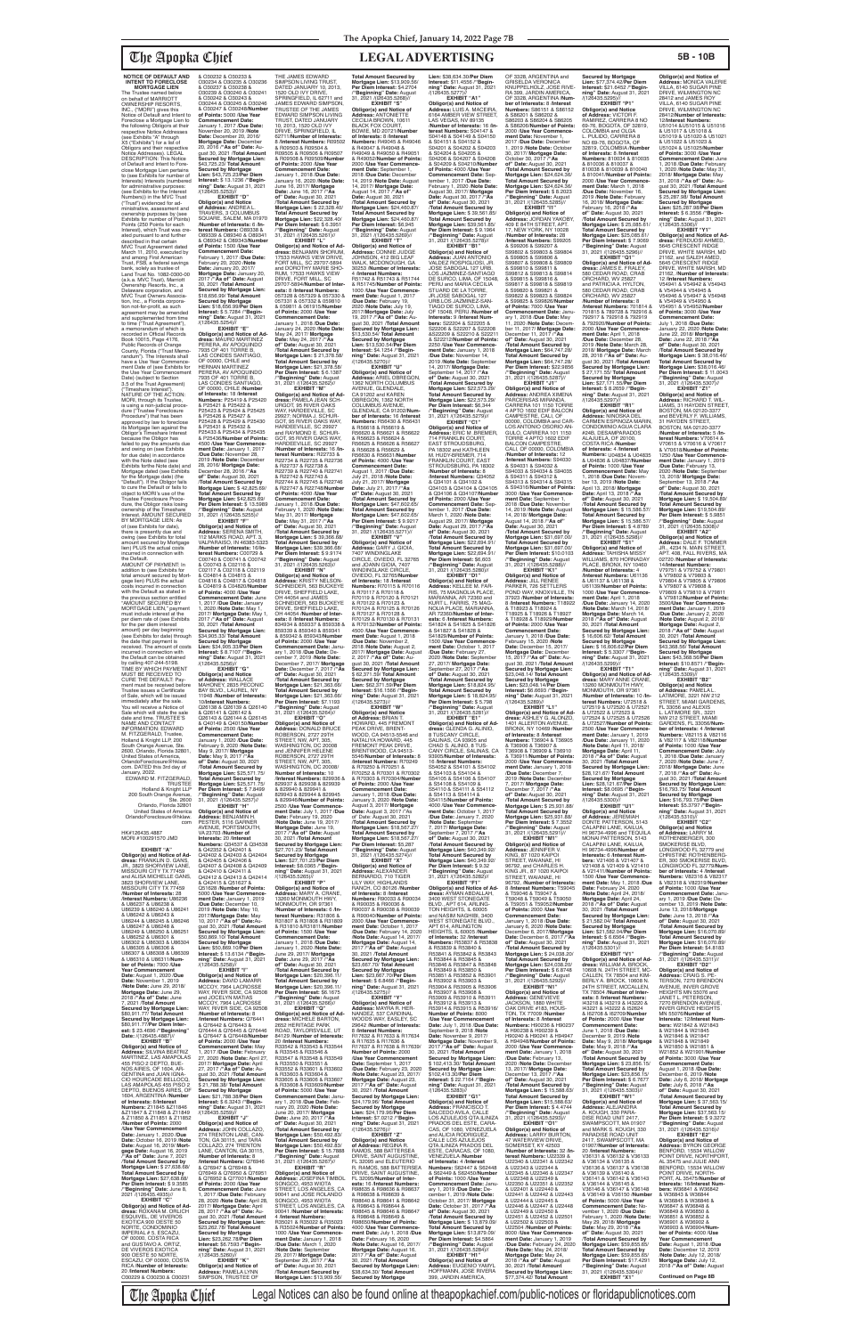# LEGAL ADVERTISING

**NOTICE OF DEFAULT AND INTENT TO FORECLOSE MORTGAGE LIEN**

The Trustee named below on behalf of MARRIOTT OWNERSHIP RESORTS, INC., ("MORI") gives this Notice of Default and Intent to Foreclose a Mortgage Lien to the following Obligors at their respective Notice Addresses (see Exhibits "A" through "X5" ("Exhibits") for a list of Obligors and their respective Notice Addresses). LEGAL DESCRIPTION: This Notice of Default and Intent to Foreclose Mortgage Lien pertains to (see Exhibits for number of Points) Points, which Points are (see Exhibits for the Interest) Interests (numbered for administrative purposes: (see Exhibits for the Interest Numbers)) in the MVC Trust ("Trust") evidenced for administrative, assessment and ownership purposes by (see Exhibits for number of Points) Points (250 Points for each Interest), which Trust was created pursuant to and further described in that certain MVC Trust Agreement dated March 11, 2010, executed by and among First American Trust, FSB, a federal savings bank, solely as trustee of Land Trust No. 1082-0300-00 (a.k.a. MVC Trust), Marriott Ownership Resorts, Inc., a Delaware corporation, and MVC Trust Owners Association, Inc., a Florida corporation not-for-profit, as such agreement may be amended and supplemented from time to time ("Trust Agreement"), a memorandum of which is recorded in Official Records Book 10015, Page 4176, Public Records of Orange County, Florida ("Trust Memorandum"). The Interests shall have a Use Year Commencement Date of (see Exhibits for the Use Year Commencement Date) (subject to Section 3.5 of the Trust Agreement) ("Timeshare Interest"). NATURE OF THE ACTION: MORI, through its Trustee, is using a non-judicial procedure ("Non-Judicial Foreclosure Procedure") that has been approved by law to foreclose its Mortgage lien against the Obligor's Timeshare Interest because the Obligor has failed to pay the amounts due and owing on (see Exhibits for due date) in accordance with the Note dated (see Exhibits for the Note date) and Mortgage dated (see Exhibits for the Mortgage date) (the "Default"). If the Obligor fails to cure the Default or fails to object to MORI's use of the Trustee Foreclosure Procedure, the Obligor risks losing ownership of the Timeshare Interest. AMOUNT SECURED BY MORTGAGE LIEN: As of (see Exhibits for date), there is presently due and owing (see Exhibits for total amount secured by Mortgage lien) PLUS the actual costs incurred in connection with the Default.

AMOUNT OF PAYMENT: In addition to (see Exhibits for total amount secured by Mortgage lien) PLUS the actual costs incurred in connection with the Default as stated in the previous section entitled "AMOUNT SECURED BY MORTGAGE LIEN," payment must include interest at the per diem rate of (see Exhibits for the per diem interest amount) per day beginning (see Exhibits for date) through the date that payment is received. The amount of costs incurred in connection with the Default can be obtained by calling 407-244-5198. TIME BY WHICH PAYMENT MUST BE RECEIVED TO CURE THE DEFAULT: Payment must be received before Trustee issues a Certificate of Sale, which will be issued immediately after the sale. You will receive a Notice of Sale which will state the sale date and time. TRUSTEE'S NAME AND CONTACT INFORMATION: EDWARD M. FITZGERALD, Trustee, Holland & Knight LLP, 200 South Orange Avenue, Ste. 2600, Orlando, Florida 32801, United States of America, OrlandoForeclosure@hklaw.com. DATED this 3rd day of January, 2022.

EDWARD M. FITZGERALD, TRUSTEE
Holland & Knight LLP
200 South Orange Avenue, Ste. 2600
Orlando, Florida 32801
United States of America
OrlandoForeclosure@hklaw.com

HK#126435.4887
MORI #100291570 JMD

**EXHIBIT "A"**
**Obligor(s) and Notice of Address:** FRANKLIN S. GANS, JR., 3823 SHOREVIEW LANE, MISSOURI CITY, TX 77459 and ALISA MICHELLE GANS, 3823 SHOREVIEW LANE, MISSOURI CITY TX 77459 /**Number of Interests:** 28 /**Interest Numbers:** U86236 & U86237 & U86238 & U86239 & U86240 & U86241 & U86242 & U86243 & U86244 & U86245 & U86246 & U86247 & U86248 & U86249 & U86250 & U86251 & U86252 & U86301 & U86302 & U86303 & U86304 & U86305 & U86306 & U86307 & U86308 & U86309 & U86310 & U86311/**Number of Points:** 7000 /**Use Year Commencement Date:** August 1, 2020 /**Due Date:** November 1, 2019 /**Note Date:** June 29, 2018/ **Mortgage Date:** June 29, 2018 /**"As of" Date:** June 7, 2021 /**Total Amount Secured by Mortgage Lien:** $80,911.77/ **Total Amount Secured by Mortgage Lien:** $80,911.77/**Per Diem Interest:** $24.4996 /**"Beginning" Date:** June 8, 2021 /(126435.4887)//

**EXHIBIT "B"**
**Obligor(s) and Notice of Address:** SILVINA BEATRIZ MARTINEZ, LAS AMAPOLAS 455 PISO 2 DEPTO. BUENOS AIRES, OF 1604, ARGENTINA and JUAN IGNACIO HECHICHE BELLOCQ, LAS AMAPOLAS 455 PISO 2 DEPTO, BUENOS AIRES, OF 1604, ARGENTINA /**Number of Interests:** 8 /**Interest Numbers:** Z11845 &Z11846 &Z11847 & Z11848 & Z11849 & Z11850 & Z11851 & Z11852 /**Number of Points:** 2000 /**Use Year Commencement Date:** January 1, 2020 /**Due Date:** October 16, 2019 /**Note Date:** August 16, 2019/ **Mortgage Date:** August 16, 2019 /**"As of" Date:** June 7, 2021 /**Total Amount Secured by Mortgage Lien:** $ 27,638.58/ **Total Amount Secured by Mortgage Lien:** $27,638.58/ **Per Diem Interest:** $ 9.3585 /**"Beginning" Date:** June 8, 2021 /(126435.4935)//

**EXHIBIT "C"**
**Obligor(s) and Notice of Address:** ROXANA M. OVIEDO ESQUIVEL, DE VIVEROS EXCITACO 800 OESTE 50 NORTE, CONDOMINIO INFINITO # 5, ESCAZU, OF 00000, COSTA RICA and GUSTAVO A. ORTIZ, DE VIVEROS EXOTICA 800 OESTE 50 NORTE, ESCAZU, OF 00000, COSTA RICA /**Number of Interests:** 20 /**Interest Numbers:** C00229 & C00230 & C00231 & C00232 & C00233 & C00234 & C00235 & C00236 & C00237 & C00238 & C00239 & C00240 & C00241 & C00242 & C00243 & C00244 & C00245 & C00246 & C00247 & C00248/**Number of Points:** 5000 /**Use Year Commencement Date:** January 1, 2017 /**Due Date:** November 20, 2019 /**Note Date:** December 20, 2016/ **Mortgage Date:** December 20, 2016 /**"As of" Date:** August 30, 2021 /**Total Amount Secured by Mortgage Lien:** $43,725.23/ **Total Amount Secured by Mortgage Lien:** $43,725.23/ **Per Diem Interest:** $ 13.1296 /**"Beginning" Date:** August 31, 2021 /(126435.5253)//

**EXHIBIT "D"**
**Obligor(s) and Notice of Address:** ANDREA L. TRAVERS, 3 COLUMBUS SQUARE, SALEM, MA 01970 /**Number of Interests:** 6 /**Interest Numbers:** O89338 & O89339 & O89340 & O89341 & O89342 & O89343/**Number of Points:** 1500 /**Use Year Commencement Date:** February 1, 2017 /**Due Date:** February 20, 2020 /**Note Date:** January 20, 2017/ **Mortgage Date:** January 20, 2017 /**"As of" Date:** August 30, 2021 /**Total Amount Secured by Mortgage Lien:** $18,656.99/ **Total Amount Secured by Mortgage Lien:** $18,656.99/**Per Diem Interest:** $ 5.7284 /**"Beginning" Date:** August 31, 2021 /(126435.5254)//

**EXHIBIT "E"**
**Obligor(s) and Notice of Address:** MAURO MARTINEZ PERERA, AV APOQUINDO 7935 OF 401 TORRE B, LAS CONDES SANTIAGO, OF 00000, CHILE and HERNAN MARTINEZ PERERA, AV APOQUINDO 7935 OF 401 TORRE B, LAS CONDES SANTIAGO, OF 00000, CHILE /**Number of Interests:** 18 /**Interest Numbers:** P25419 & P25420 & P25421 & P25422 & P25423 & P25424 & P25425 & P25426 & P25427 & P25428 & P25429 & P25430 & P25431 & P25432 & P25433 & P25434 & P25435 & P25436/**Number of Points:** 4500 /**Use Year Commencement Date:** January 1, 2017 /**Due Date:** November 28, 2019 /**Note Date:** December 28, 2016/ **Mortgage Date:** December 28, 2016 /**"As of" Date:** August 30, 2021 /**Total Amount Secured by Mortgage Lien:** $ 42,825.69/ **Total Amount Secured by Mortgage Lien:** $42,825.69/ **Per Diem Interest:** $ 13.5989 /**"Beginning" Date:** August 31, 2021 /(126435.5255)//

**EXHIBIT "F"**
**Obligor(s) and Notice of Address:** SERENA SMITH, 112 MARKS ROAD, APT 3, VALPARAISO, IN 46383-5323 /**Number of Interests:** 16/**Interest Numbers:** C00739 & C00740 & C00741 & C00742 & C00743 & C02116 & C02117 & C02118 & C02119 & C04814 & C04815 & C04816 & C04817 & C04818 & C04819 & C04820/**Number of Points:** 4000 /**Use Year Commencement Date:** June 1, 2017 /**Due Date:** January 1, 2020 /**Note Date:** May 1, 2017/ **Mortgage Date:** May 1, 2017 /**"As of" Date:** August 30, 2021 /**Total Amount Secured by Mortgage Lien:** $34,505.33/ **Total Amount Secured by Mortgage Lien:** $34,505.33/**Per Diem Interest:** $ 8.7107 /**"Beginning" Date:** August 31, 2021 /(126435.5256)//

**EXHIBIT "G"**
**Obligor(s) and Notice of Address:** WALLACE MAHONEY, 2835 PECONIC BAY BLVD., LAUREL, NY 11948 /**Number of Interests:** 10/**Interest Numbers:** Q26138 & Q26139 & Q26140 & Q26141 & Q26142 & Q26143 & Q26144 & Q26145 & Q26146 & Q26147/**Number of Points:** 2500 /**Use Year Commencement Date:** January 1, 2020 /**Due Date:** February 9, 2020 /**Note Date:** May 9, 2017/ **Mortgage Date:** May 9, 2017 /**"As of" Date:** August 30, 2021 /**Total Amount Secured by Mortgage Lien:** $25,571.75/ **Total Amount Secured by Mortgage Lien:** $25,571.75/ **Per Diem Interest:** $ 7.8499 /**"Beginning" Date:** August 31, 2021 /(126435.5257)//

**EXHIBIT "H"**
**Obligor(s) and Notice of Address:** BENJAMIN H. PESTER, 5116 GARNER AVENUE, PORTSMOUTH, VA 23703 /**Number of Interests:** 20 /**Interest Numbers:** Q34537 & Q34538 & Q42352 & Q42401 & Q42402 & Q42403 & Q42404 & Q42405 & Q42406 & Q42407 & Q42408 & Q42409 & Q42410 & Q42411 & Q42412 & Q42413 & Q42414 & Q42415 & Q51627 & Q51628 /**Number of Points:** 5000 /**Use Year Commencement Date:** January 1, 2019 /**Due Date:** December 10, 2019 /**Note Date:** May 10, 2017/**Mortgage Date:** May 10, 2017 /**"As of" Date:** August 30, 2021 /**Total Amount Secured by Mortgage Lien:** $50,869.10/ **Total Amount Secured by Mortgage Lien:** $50,869.10/**Per Diem Interest:** $ 13.6134 /**"Beginning" Date:** August 31, 2021 /(126435.5258)//

**EXHIBIT "I"**
**Obligor(s) and Notice of Address:** DAVID LAMARR MCCOY, 7964 LACROSSE WAY, RIVER SIDE, CA 92508 and JOCELYN MATIAS MCCOY, 7964 LACROSSE WAY, RIVER SIDE, CA 92508 /**Number of Interests:** 8 /**Interest Numbers:** Q76441 & Q76442 & Q76443 & Q76444 & Q76445 & Q76446 & Q76447 & Q76448/**Number of Points:** 2000 /**Use Year Commencement Date:** January 1, 2017 /**Due Date:** February 27, 2020 /**Note Date:** April 27, 2017/ **Mortgage Date:** April 27, 2017 /**"As of" Date:** August 30, 2021 /**Total Amount Secured by Mortgage Lien:** $21,786.39/ **Total Amount Secured by Mortgage Lien:** $21,786.39/**Per Diem Interest:** $ 6.3243 /**"Beginning" Date:** August 31, 2021 /(126435.5259)//

**EXHIBIT "J"**
**Obligor(s) and Notice of Address:** JOHN COLLAZO, 274 TRENTON LANE, CANTON, GA 30115, and TARA COLLAZO, 274 TRENTON LANE, CANTON, GA 30115, /**Number of Interests:** 8 /**Interest Numbers:** Q76946 & Q76947 & Q76948 & Q76949 & Q76950 & Q76951 & Q76952 & Q77001/**Number of Points:** 2000 /**Use Year Commencement Date:** June 1, 2017 /**Due Date:** February 28, 2020 /**Note Date:** April 28, 2017/ **Mortgage Date:** April 28, 2017 /**"As of" Date:** August 30, 2021 /**Total Amount Secured by Mortgage Lien:** $23,262.78/ **Total Amount Secured by Mortgage Lien:** $23,262.78/**Per Diem Interest:** $6.7593 /**"Beginning" Date:** August 31, 2021 /(126435.5260)//

**EXHIBIT "K"**
**Obligor(s) and Notice of Address:** PAMELA LYNN SIMPSON, TRUSTEE OF THE JAMES EDWARD SIMPSON LIVING TRUST, DATED JANUARY 10, 2013, 1520 OLD IVY DRIVE, SPRINGFIELD, IL 62711 and JAMES EDWARD SIMPSON, TRUSTEE OF THE JAMES EDWARD SIMPSON LIVING TRUST, DATED JANUARY 10, 2013, 1520 OLD IVY DRIVE, SPRINGFIELD, IL 62711/**Number of Interests:** 8 /**Interest Numbers:** R69502 & R69503 & R69504 & R69505 & R69506 & R69507 & R69508 & R69509/**Number of Points:** 2000 /**Use Year Commencement Date:** January 1, 2018 /**Due Date:** January 16, 2020 /**Note Date:** June 16, 2017/ **Mortgage Date:** June 16, 2017 /**"As of" Date:** August 30, 2021 /**Total Amount Secured by Mortgage Lien:** $ 22,326.40/ **Total Amount Secured by Mortgage Lien:** $22,326.40/ **Per Diem Interest:** $ 6.7404 /**"Beginning" Date:** August 31, 2021 /(126435.5261)//

**EXHIBIT "L"**
**Obligor(s) and Notice of Address:** BENJAMIN SHRUM, 17533 HAWKS VIEW DRIVE, FORT MILL, SC 29707-5894 and DOROTHY MARIE SHRUM, 17533 HAWKS VIEW DRIVE, FORT MILL, SC 29707-5894/**Number of Interests:** 8 /**Interest Numbers:** 057328 & 057329 & 057330 & 057331 & 057332 & 055933 & 05934 & 055935/**Number of Points:** 2000 /**Use Year Commencement Date:** January 1, 2018 /**Due Date:** January 24, 2020 /**Note Date:** May 24, 2017/ **Mortgage Date:** May 24, 2017 /**"As of" Date:** August 30, 2021 /**Total Amount Secured by Mortgage Lien:** $ 21,378.58/ **Total Amount Secured by Mortgage Lien:** $21,378.58/ **Per Diem Interest:** $ 6.1387 /**"Beginning" Date:** August 31, 2021 /(126435.5262)//

**EXHIBIT "M"**
**Obligor(s) and Notice of Address:** PAMELA JEAN SCHURGOT, 35 RIVER OAKS WAY, HARDEEVILLE, SC 29927, NORMA J. SCHURGOT, 35 RIVER OAKS WAY, HARDEEVILLE, SC 29927 and RAYMOND E. SCHURGOT, 35 RIVER OAKS WAY, HARDEEVILLE, SC 29927 /**Number of Interests:** 16 /**Interest Numbers:** R22733 & R22734 & R22735 & R22736 & R22737 & R22738 & R22739 & R22740 & R22741 & R22742 & R22743 & R22744 & R22745 & R22746 & R22747 & R22748/**Number of Points:** 4000 /**Use Year Commencement Date:** January 1, 2018 /**Due Date:** February 1, 2020 /**Note Date:** May 31, 2017/ **Mortgage Date:** May 31, 2017 /**"As of" Date:** August 30, 2021 /**Total Amount Secured by Mortgage Lien:** $ 39,366.68/ **Total Amount Secured by Mortgage Lien:** $39,366.68/ **Per Diem Interest:** $ 9.9174 /**"Beginning" Date:** August 31, 2021 /(126435.5263)//

**EXHIBIT "N"**
**Obligor(s) and Notice of Address:** KRISTY NELSON-SCHNEIDER, 383 BUCKEYE DRIVE, SHEFFIELD LAKE, OH 44054 and JOHN J. SCHNEIDER, 383 BUCKEYE DRIVE, SHEFFIELD LAKE, OH 44054 /**Number of Interests:** 10 /**Interest Numbers:** 834934 & 850337 & 850338 & 859339 & 859340 & 859341 & 859342 & 859343 & 859344 & 859345/**Number of Points:** 2500 /**Use Year Commencement Date:** January 1, 2018 /**Due Date:** December 7, 2019 /**Note Date:** December 7, 2017/ **Mortgage Date:** December 7, 2017 /**"As of" Date:** August 30, 2021 /**Total Amount Secured by Mortgage Lien:** $21,363.66/ **Total Amount Secured by Mortgage Lien:** $21,363.66/ **Per Diem Interest:** $7.1150 /**"Beginning" Date:** August 31, 2021 /(126435.5264)//

**EXHIBIT "O"**
**Obligor(s) and Notice of Address:** DONALD BROCK ROBERSON, 2727 29TH STREET, NW, APT. 305, WASHINGTON, DC 20008 and JENNIFER HELENE ROBERSON, 2727 29TH STREET, NW, APT. 305, WASHINGTON, DC 20008 /**Number of Interests:** 10 /**Interest Numbers:** 829936 & 829937 & 829938 & 829939 & 829940 & 829941 & 829942 & 829943 & 829944 & 829945 & 829946/**Number of Points:** 2500 /**Use Year Commencement Date:** July 1, 2017 /**Due Date:** February 19, 2020 /**Note Date:** June 19, 2017/ **Mortgage Date:** June 19, 2017 /**"As of" Date:** August 30, 2021 /**Total Amount Secured by Mortgage Lien:** $27,701.33/ **Total Amount Secured by Mortgage Lien:** $27,701.33/ **Per Diem Interest:** $8.0285 /**"Beginning" Date:** August 31, 2021 /(126435.5265)//

**EXHIBIT "P"**
**Obligor(s) and Notice of Address:** MARY A. CRANE, 13260 MONMOUTH HWY, MONMOUTH, OR 97361 /**Number of Interests:** 8 /**Interest Numbers:** R31808 & R31809 & R31810 & R31811 & R31812 & R31813 & R31814 & R31815/**Number of Points:** 2000 /**Use Year Commencement Date:** August 1, 2017 /**Due Date:** January 1, 2020 /**Note Date:** June 29, 2017/ **Mortgage Date:** June 29, 2017 /**"As of" Date:** August 30, 2021 /**Total Amount Secured by Mortgage Lien:** $20,396.11/ **Total Amount Secured by Mortgage Lien:** $20,396.11/ **Per Diem Interest:** $6.1675 /**"Beginning" Date:** August 31, 2021 /(126435.5266)//

**EXHIBIT "Q"**
**Obligor(s) and Notice of Address:** MICHELE BARTON, 2652 HERITAGE PARK CIRCLE, BRIGHTON, UT 84129 /**Number of Interests:** 20 /**Interest Numbers:** R35535 & R35536 & R35544 & R35545 & R35546 & R35547 & R35548 & R35549 & R35550 & R35551 & R35552 & R35601 & R35602 & R35603 & R35604 & R35605 & R35606 & R35607 & R35608 & R35609/**Number of Points:** 5000 /**Use Year Commencement Date:** January 1, 2018 /**Due Date:** January 20, 2020 /**Note Date:** June 20, 2017/ **Mortgage Date:** June 20, 2017 /**"As of" Date:** August 30, 2021 /**Total Amount Secured by Mortgage Lien:** $53,492.83/ **Total Amount Secured by Mortgage Lien:** $53,492.83/ **Per Diem Interest:** $ 15.7888 /**"Beginning" Date:** August 31, 2021 /(126435.5267)//

**EXHIBIT "R"**
**Obligor(s) and Notice of Address:** JOSEPH ONTAMOL SONGCO, 4953 WIOTA STREET, LOS ANGELES, CA 90041 and JOSE ROLANDO SONGCO, 4953 WIOTA STREET, LOS ANGELES, CA 90041 /**Number of Interests:** 4 /**Interest Numbers:** R35021 & R35022 & R35023 & R35024/**Number of Points:** 1000 /**Use Year Commencement Date:** January 1, 2018 /**Due Date:** March 29, 2020 /**Note Date:** September 29, 2017/ **Mortgage Date:** September 29, 2017 /**"As of" Date:** August 30, 2021 /**Total Amount Secured by Mortgage Lien:** $13,909.56/ **Total Amount Secured by Mortgage Lien:** $13,909.56/ **Per Diem Interest:** $4.2704 /**"Beginning" Date:** August 31, 2021 /(126435.5268)//

**EXHIBIT "S"**
**Obligor(s) and Notice of Address:** ANTONIETTE CECILIA BROWN, 10611 BLACK FOX COURT, BOWIE, MD 20721/**Number of Interests:** 6 /**Interest Numbers:** R49045 & R49046 & R49047 & R49048 & R49049 & R49050 & R49051 & R49052/**Number of Points:** 2000 /**Use Year Commencement Date:** September 1, 2019 /**Due Date:** December 14, 2019 /**Note Date:** August 14, 2017/ **Mortgage Date:** August 14, 2017 /**"As of" Date:** August 30, 2021 /**Total Amount Secured by Mortgage Lien:** $26,460.97/ **Total Amount Secured by Mortgage Lien:** $26,460.97/ **Per Diem Interest:** $ 7.7064 /**"Beginning" Date:** August 31, 2021 /(126435.5269)//

**EXHIBIT "T"**
**Obligor(s) and Notice of Address:** CONNIE JUDD JOHNSON, 412 BIG LEAF WALK, MCDONOUGH, GA 30253 /**Number of Interests:** 4 /**Interest Numbers:** R51742 & R51743 & R51744 & R51745/**Number of Points:** 1000 /**Use Year Commencement Date:** September 1, 2017 /**Due Date:** February 19, 2020 /**Note Date:** July 19, 2017/ **Mortgage Date:** July 19, 2017 /**"As of" Date:** August 30, 2021 /**Total Amount Secured by Mortgage Lien:** $13,520.54/ **Total Amount Secured by Mortgage Lien:** $13,520.54/**Per Diem Interest:** $4.1254 /**"Beginning" Date:** August 31, 2021 /(126435.5270)//

**EXHIBIT "U"**
**Obligor(s) and Notice of Address:** ARIEL OBREGON, 1382 NORTH COLUMBUS AVENUE, GLENDALE, CA 91202 and JUAN HERNAN OBREGON, 1382 NORTH COLUMBUS AVENUE, GLENDALE, CA 91202 /**Number of Interests:** 10/**Interest Numbers:** R56494 & R56495 & R56618 & R56619 & R56620 & R56621 & R56622 & R56623 & R56624 & R56625 & R56626 & R56627 & R56628 & R56629 & R56630 & R56631/**Number of Points:** 4000 /**Use Year Commencement Date:** January 1, 2018 /**Due Date:** January 21, 2018 /**Note Date:** July 21, 2017/ **Mortgage Date:** July 21, 2017 /**"As of" Date:** August 30, 2021 /**Total Amount Secured by Mortgage Lien:** $47,602.65/ **Total Amount Secured by Mortgage Lien:** $47,602.65/ **Per Diem Interest:** $ 9.9217 /**"Beginning" Date:** August 31, 2021 /(126435.5271)//

**EXHIBIT "V"**
**Obligor(s) and Notice of Address:** MARY C. SIOKA, 7407 WINDINGLAKE CIRCLE, OVIEDO, FL 32765 and JOANN SIOKA, 7407 WINDINGLAKE CIRCLE, OVIEDO, FL 32765/**Number of Interests:** 14 /**Interest Numbers:** R70115 & R70116 & R70117 & R70118 & R70119 & R70120 & R70121 & R70122 & R70123 & R70124 & R70125 & R70126 & R70127 & R70128 & R70129 & R70130 & R70131 & R70132/**Number of Points:** 3500 /**Use Year Commencement Date:** August 1, 2018 /**Due Date:** March 2, 2020 /**Note Date:** August 2, 2017/ **Mortgage Date:** August 2, 2017 /**"As of" Date:** August 30, 2021 /**Total Amount Secured by Mortgage Lien:** $42,371.05/ **Total Amount Secured by Mortgage Lien:** $42,371.05/**Per Diem Interest:** $10.1566 /**"Beginning" Date:** August 31, 2021 /(126435.5273)//

**EXHIBIT "W"**
**Obligor(s) and Notice of Address:** ROBERT THOMSON, 5401 PEAK DRIVE, BRENTWOOD, CA 94513-5049 and NATALIYA HOWARD, 445 FREMONT PEAK DRIVE, BRENTWOOD, CA 94513-5049/**Number of Interests:** 6 /**Interest Numbers:** R70249 & R70250 & R70251 & R70252 & R70301 & R70302 & R70303 & R70304/**Number of Points:** 2000 /**Use Year Commencement Date:** January 1, 2019 /**Due Date:** January 2, 2020 /**Note Date:** August 2, 2017/ **Mortgage Date:** August 2, 2017 /**"As of" Date:** August 30, 2021 /**Total Amount Secured by Mortgage Lien:** $18,567.27/ **Total Amount Secured by Mortgage Lien:** $18,567.27/ **Per Diem Interest:** $5.287 /**"Beginning" Date:** August 31, 2021 /(126435.5274)//

**EXHIBIT "X"**
**Obligor(s) and Notice of Address:** ALEXANDER BERNARDO, 710 TIGER LILY WAY, HIGHLANDS RANCH, CO 80126 /**Number of Interests:** 8 /**Interest Numbers:** R90033 & R90034 & R90035 & R90036 & R90037 & R90038 & R90039 & R90040/**Number of Points:** 2000 /**Use Year Commencement Date:** October 1, 2017 /**Due Date:** February 14, 2020 /**Note Date:** August 14, 2017/ **Mortgage Date:** August 14, 2017 /**"As of" Date:** August 30, 2021 /**Total Amount Secured by Mortgage Lien:** $23,667.70/ **Total Amount Secured by Mortgage Lien:** $23,667.70/**Per Diem Interest:** $ 6.8466 /**"Beginning" Date:** August 31, 2021 /(126435.5275)//

**EXHIBIT "Y"**
**Obligor(s) and Notice of Address:** MARVIN R. HERNANDEZ, 327 CARDINAL WOODS WAY, BLUFFTON, SC 29442 /**Number of Interests:** 8 /**Interest Numbers:** R17632 & R17633 & R17634 & R17635 & R17636 & R17637 & R17638 & R17639/**Number of Points:** 2000 /**Use Year Commencement Date:** September 1, 2017 /**Due Date:** February 23, 2020 /**Note Date:** August 23, 2017/ **Mortgage Date:** August 23, 2017 /**"As of" Date:** August 30, 2021 /**Total Amount Secured by Mortgage Lien:** $24,179.96/ **Total Amount Secured by Mortgage Lien:** $24,179.96/ **Per Diem Interest:** $7.0212 /**"Beginning" Date:** August 31, 2021 /(126435.5276)//

**EXHIBIT "Z"**
**Obligor(s) and Notice of Address:** REGINA R. RAMOS, 398 BATTERSEA DRIVE, SAINT AUGUSTINE, FL 32095 and ELEUTERIO RAMOS, 398 BATTERSEA DRIVE, SAINT AUGUSTINE, FL 32095/**Number of Interests:** 16 /**Interest Numbers:** R98635 & R98636 & R98637 & R98638 & R98639 & R98640 & R98641 & R98642 & R98643 & R98644 & R98645 & R98646 & R98647 & R98648 & R98649 & R98650/**Number of Points:** 4000 /**Use Year Commencement Date:** February 1, 2018 /**Due Date:** February 16, 2020 /**Note Date:** August 16, 2017/ **Mortgage Date:** August 16, 2017 /**"As of" Date:** August 30, 2021 /**Total Amount Secured by Mortgage Lien:** $38,634.30/ **Total Amount Secured by Mortgage Lien:** $38,634.30/**Per Diem Interest:** $ 11.4556 /**"Beginning" Date:** August 31, 2021 /(126435.5277)//

**EXHIBIT "A1"**
**Obligor(s) and Notice of Address:** LUIS A. MACEIRA, 6184 AMBER VIEW STREET, LAS VEGAS, NV 89135 /**Number of Interests:** 10 /**Interest Numbers:** S04147 & S04148 & S04149 & S04150 & S04151 & S04152 & S04201 & S04202 & S04203 & S04204 & S04205 & S04206 & S04207 & S04208 & S04209 & S04210/**Number of Points:** 4000 /**Use Year Commencement Date:** September 1, 2017 /**Due Date:** February 1, 2020 /**Note Date:** August 30, 2017/ **Mortgage Date:** August 30, 2017 /**"As of" Date:** August 30, 2021 /**Total Amount Secured by Mortgage Lien:** $ 38,561.85/ **Total Amount Secured by Mortgage Lien:** $38,561.85/ **Per Diem Interest:** $ 9.1964 /**"Beginning" Date:** August 31, 2021 /(126435.5278)//

**EXHIBIT "B1"**
**Obligor(s) and Notice of Address:** JUANA ANTONIO VALDEZ RODRIGUEZ, JR. JOSE SABOGAL 127 URB. LOS JARDINES SANTIAGO DE SURCO, LIMA, OF 15048, PERU and MARIA CECILIA STUARD DE LA TORRE, JR.JOSE SABOGAL 127 URB.LOS JARDINES SANTIAGO DE SURCO, LIMA, OF 15048, PERU /**Number of Interests:** 9 /**Interest Numbers:** S22203 & S22204 & S22205 & S22206 & S22207 & S22208 &S22209 & S22210 & S22211 & S22212/**Number of Points:** 2250 /**Use Year Commencement Date:** January 1, 2018 /**Due Date:** November 14, 2019 /**Note Date:** November 14, 2017/ **Mortgage Date:** November 14, 2017 /**"As of" Date:** August 30, 2021 /**Total Amount Secured by Mortgage Lien:** $22,573.29/ **Total Amount Secured by Mortgage Lien:** $22,573.29/ **Per Diem Interest:** $6.344 /**"Beginning" Date:** August 31, 2021 /(126435.5279)//

**EXHIBIT "C1"**
**Obligor(s) and Notice of Address:** ERIC M. BREMER, 74 FRANKLIN COURT, EAST STROUDSBURG, PA 18302 and KATHLEEN FALVEY-BREMER, 74 FRANKLIN COURT, EAST STROUDSBURG, PA 18302 /**Number of Interests:** 8 /**Interest Numbers:** Q34052 & Q34101 & Q34102 & Q34103 & Q34104 & Q34105 & Q34106 & Q34107/**Number of Points:** 2000 /**Use Year Commencement Date:** September 1, 2019 /**Due Date:** March 1, 2020 /**Note Date:** August 29, 2017/ **Mortgage Date:** August 29, 2017 /**"As of" Date:** August 30, 2021 /**Total Amount Secured by Mortgage Lien:** $22,694.91/ **Total Amount Secured by Mortgage Lien:** $22,694.91/ **Per Diem Interest:** $6.603 /**"Beginning" Date:** August 31, 2021 /(126435.5280)//

**EXHIBIT "D1"**
**Obligor(s) and Notice of Address:** JILL LEDFORD, 405 JEFFERSON AVE HILLS, 75 MAGNOLIA PLACE, MARIANNA, AR 72360 and KURT L. PARRIS, 75 MAGNOLIA PLACE, MARIANNA, AR 72360/**Number of Interests:** 6 /**Interest Numbers:** S41824 & S41825 & S41826 & S41827 & S41828 & S41829/**Number of Points:** 1500 /**Use Year Commencement Date:** January 1, 2018 /**Due Date:** February 27, 2020 /**Note Date:** September 27, 2017/ **Mortgage Date:** September 27, 2017 /**"As of" Date:** August 30, 2021 /**Total Amount Secured by Mortgage Lien:** $ 16,604.95/ **Total Amount Secured by Mortgage Lien:** $16,604.95/**Per Diem Interest:** $ 5.798 /**"Beginning" Date:** August 31, 2021 /(126435.5281)//

**EXHIBIT "E1"**
**Obligor(s) and Notice of Address:** GLENDA G. ALINDO, 6 TUSCANY CIRCLE, SALINAS, CA 93905 and CHAD S. ALINDO, 6 TUSCANY CIRCLE, SALINAS, CA 93905/**Number of Interests:** 8 /**Interest Numbers:** S54101 & S54102 & S54103 & S54104 & S54105 & S54106 & S54107 & S54108 & S54109 & S54110 & S54111 & S54112 & S54113 & S54114 & S54115/**Number of Points:** 4000 /**Use Year Commencement Date:** October 1, 2017 /**Due Date:** February 7, 2020 /**Note Date:** September 7, 2017/ **Mortgage Date:** September 7, 2017 /**"As of" Date:** August 30, 2021 /**Total Amount Secured by Mortgage Lien:** $40,349.92/ **Total Amount Secured by Mortgage Lien:** $40,349.92/**Per Diem Interest:** $ 9.32 /**"Beginning" Date:** August 31, 2021 /(126435.5282)//

**EXHIBIT "F1"**
**Obligor(s) and Notice of Address:** AYMAN ABDALLAH, 3400 WEST STONEGATE BLVD., APT 614, ARLINGTON HEIGHTS, IL 60005 and NASHI NAGHIBI, 3400 WEST STONEGATE BLVD., APT 614, ARLINGTON HEIGHTS, IL 60005/**Number of Interests:** 32 /**Interest Numbers:** R53837 & R53838 & R53839 & R53840 & R53841 & R53842 & R53843 & R53844 & R53845 & R53846 & R53847 & R53848 & R53849 & R53850 & R53851 & R53852 & R53901 & R53902 & R53903 & R53904 & R53905 & R53906 & R53907 & R53908 & R53909 & R53910 & R53911 & R53912 & R53913 & R53914 & R53915 & R53916/**Number of Points:** 8000 /**Use Year Commencement Date:** January 1, 2018 /**Due Date:** March 9, 2020 /**Note Date:** November 9, 2017/ **Mortgage Date:** November 9, 2017 /**"As of" Date:** August 30, 2021 /**Total Amount Secured by Mortgage Lien:** $ 102,413.30/ **Total Amount Secured by Mortgage Lien:** $102,413.30/**Per Diem Interest:** $ 32.7156 /**"Beginning" Date:** August 31, 2021 /(126435.5283)//

**EXHIBIT "G1"**
**Obligor(s) and Notice of Address:** FRANCISCO T. SACEDO AVILA, CALLE LOS AZULEJOS QTA LUNIZA PRADOS DEL ESTE, CARACAS, OF 1080, VENEZUELA and ISABEL M. PEREZ, CALLE LOS AZULEJOS QTA LUNIZA PRADOS DEL ESTE, CARACAS, OF 1080, VENEZUELA /**Number of Interests:** 10 /**Interest Numbers:** S62446 & S62447 & S62448 & S62449 & S62450/**Number of Points:** 1000 /**Use Year Commencement Date:** January 1, 2018 /**Due Date:** October 27, 2017/ **Mortgage Date:** October 27, 2017 /**"As of" Date:** August 30, 2021 /**Total Amount Secured by Mortgage Lien:** $36,272.59/ **Total Amount Secured by Mortgage Lien:** $4,5684 /**Per Diem Interest:** $4.5684 /**"Beginning" Date:** August 31, 2021 /(126435.5284)//

**EXHIBIT "H1"**
**Obligor(s) and Notice of Address:** EUGENE YAWYI HOFFMANN, 300 SIERRA 399, JARDIN AMERICA, OF 3328, ARGENTINA and GRISELDA VERONICA WAIRPEL HOLZ, JOSE RIVERA 399, JARDIN AMERICA, OF 3328, ARGENTINA /**Number of Interests:** 8 /**Interest Numbers:** S86151 & S86152 & S86201 & S86202 & S86203 & S86204 & S86205 & S86206/**Number of Points:** 2000 /**Use Year Commencement Date:** November 1, 2017 /**Due Date:** December 1, 2019 /**Note Date:** October 30, 2017/ **Mortgage Date:** October 30, 2017 /**"As of" Date:** August 30, 2021 /**Total Amount Secured by Mortgage Lien:** $24,624.36/ **Total Amount Secured by Mortgage Lien:** $24,624.36/ **Per Diem Interest:** $ 8.0023 /**"Beginning" Date:** August 31, 2021 /(126435.5285)//

**EXHIBIT "I1"**
**Obligor(s) and Notice of Address:** JORDAN YANOBY, 435 E 84TH STREET, APT 17, NEW YORK, NY 10028 /**Number of Interests:** 28 /**Interest Numbers:** S99205 & S99206 & S99207 & S99803 & S99804 & S99805 & S99806 & S99807 & S99808 & S99809 & S99810 & S99811 & S99812 & S99813 & S99814 & S99815 & S99816 & S99817 & S99818 & S99819 & S99820 & S99821 & S99822 & S99823 & S99824 & S99825 & S99826/**Number of Points:** 7000 /**Use Year Commencement Date:** January 1, 2018 /**Due Date:** May 11, 2020 /**Note Date:** December 11, 2017/ **Mortgage Date:** December 11, 2017 /**"As of" Date:** August 30, 2021 /**Total Amount Secured by Mortgage Lien:** $64,747.28/ **Total Amount Secured by Mortgage Lien:** $64,747.28/ **Per Diem Interest:** $22.9856 /**"Beginning" Date:** August 31, 2021 /(126435.5287)//

**EXHIBIT "J1"**
**Obligor(s) and Notice of Address:** ANDREA XIMENA PARCERISA MIRANDA, CARRERA 15 109 TORRE 4 APTO 1602 EDIF BALCON CAMPESTRE, CALL OF 00000, COLOMBIA and CARLOS ANTONIO OSORIO ANGULO, CARRERA 101 1150 TORRE 4 APTO 1602 EDIF BALCON CAMPESTRE, CALI, OF 00000, COLOMBIA /**Number of Interests:** 12 /**Interest Numbers:** S94030 & S94031 & S94032 & S94033 & S94034 & S94035 & S94311 & S94312 & S94313 & S94314 & S94315 & S94316/**Number of Points:** 3000 /**Use Year Commencement Date:** September 1, 2018 /**Due Date:** November 14, 2019 /**Note Date:** August 14, 2018/ **Mortgage Date:** August 14, 2018 /**"As of" Date:** August 30, 2021 /**Total Amount Secured by Mortgage Lien:** $31,697.00/ **Total Amount Secured by Mortgage Lien:** $31,697.00/ **Per Diem Interest:** $10.0103 /**"Beginning" Date:** August 31, 2021 /(126435.5288)//

**EXHIBIT "K1"**
**Obligor(s) and Notice of Address:** JILL PHILLIPS PARKER, 726 SETTLERS POND WAY, KNOXVILLE, TN 37923 /**Number of Interests:** 8 /**Interest Numbers:** T18922 & T18923 & T18924 & T18925 & T18926 & T18927 & T18928 & T18929/**Number of Points:** 2000 /**Use Year Commencement Date:** January 1, 2018 /**Due Date:** February 15, 2020 /**Note Date:** December 15, 2017/ **Mortgage Date:** December 15, 2017 /**"As of" Date:** August 30, 2021 /**Total Amount Secured by Mortgage Lien:** $23,048.14/ **Total Amount Secured by Mortgage Lien:** $23,048.14/**Per Diem Interest:** $6.6693 /**"Beginning" Date:** August 31, 2021 /(126435.5289)//

**EXHIBIT "L1"**
**Obligor(s) and Notice of Address:** ASHLEY G. ALONZO, 1401 ALLERTON AVENUE, BRONX, NY 10469 /**Number of Interests:** 8 /**Interest Numbers:** T36904 & T36905 & T36906 & T36907 & T36908 & T36909 & T36910 & T36911/**Number of Points:** 2000 /**Use Year Commencement Date:** January 1, 2018 /**Due Date:** January 7, 2020 /**Note Date:** December 7, 2017/ **Mortgage Date:** December 7, 2017 /**"As of" Date:** August 30, 2021 /**Total Amount Secured by Mortgage Lien:** $25,931.88/ **Total Amount Secured by Mortgage Lien:** $25,931.88/ **Per Diem Interest:** $ 7.3652 /**"Beginning" Date:** August 31, 2021 /(126435.5290)//

**EXHIBIT "M1"**
**Obligor(s) and Notice of Address:** JENNIFER V. KING, 87 1020 KAIPOI STREET, WAIANAE, HI 96792, and CHARLES R. KING JR., 87 1020 KAIPOI STREET, WAIANAE, HI 96792/**Number of Interests:** 8 /**Interest Numbers:** T59045 & T59046 & T59047 & T59048 & T59049 & T59050 & T59051 & T59052/**Number of Points:** 2000 /**Use Year Commencement Date:** January 1, 2018 /**Due Date:** January 6, 2020 /**Note Date:** December 6, 2017/ **Mortgage Date:** December 6, 2017 /**"As of" Date:** August 30, 2021 /**Total Amount Secured by Mortgage Lien:** $24,038.20/ **Total Amount Secured by Mortgage Lien:** $24,038.20/ **Per Diem Interest:** $ 6.8748 /**"Beginning" Date:** August 31, 2021 /(126435.5291)//

**EXHIBIT "N1"**
**Obligor(s) and Notice of Address:** GENEVIEVE JACKSON, 1880 WHITE OAK DRIVE #183, HOUSTON, TX 77009 /**Number of Interests:** 8 /**Interest Numbers:** H90236 & H90237 & H90238 & H90239 & H90240 & H90241 & H90242 & H90243/**Number of Points:** 2000 /**Use Year Commencement Date:** January 1, 2018 /**Due Date:** January 13, 2020 /**Note Date:** December 13, 2017/ **Mortgage Date:** December 13, 2017 /**"As of" Date:** August 30, 2021 /**Total Amount Secured by Mortgage Lien:** $15,588.63/ **Total Amount Secured by Mortgage Lien:** $15,588.63/**Per Diem Interest:** $ 4.4744 /**"Beginning" Date:** August 31, 2021 /(126435.5293)//

**EXHIBIT "O1"**
**Obligor(s) and Notice of Address:** LARRY BURTON, 47 WATERVIEW DRIVE, SOMERSET, KY 42503 /**Number of Interests:** 32 /**Interest Numbers:** U22339 & U22340 & U22341 & U22342 & U22343 & U22344 & U22345 & U22346 & U22347 & U22348 & U22349 & U22350 & U22351 & U22352 & U22401 & U22402 & U22403 & U22404 & U22405 & U22406 & U22407 & U22408 & U22409 & U22410 & U22411 & U22412 & U22501 & U22502 & U22503 & U22504/**Number of Points:** 8000 /**Use Year Commencement Date:** January 1, 2019 /**Due Date:** January 24, 2020 /**Note Date:** May 24, 2018/ **Mortgage Date:** May 24, 2018 /**"As of" Date:** August 30, 2021 /**Total Amount Secured by Mortgage Lien:** $77,374.42/ **Total Amount Secured by Mortgage Lien:** $77,374.42/**Per Diem Interest:** $21.6452 /**"Beginning" Date:** August 31, 2021 /(126435.5295)//

**EXHIBIT "P1"**
**Obligor(s) and Notice of Address:** VICTOR F. RAMIREZ, CARRERA 8 NO 69-76, BOGOTA, OF 32819, COLOMBIA and OLGA L. PULIDO, CARRERA 8 NO 69-76, BOGOTA, OF 32819, COLOMBIA /**Number of Interests:** 8 /**Interest Numbers:** 810034 & 810035 & 810036 & 810037 & 810038 & 810039 & 810040 & 810041/**Number of Points:** 2000 /**Use Year Commencement Date:** March 1, 2018 /**Due Date:** November 16, 2019 /**Note Date:** February 16, 2018/ **Mortgage Date:** February 16, 2018 /**"As of" Date:** August 30, 2021 /**Total Amount Secured by Mortgage Lien:** $25,085.61/ **Total Amount Secured by Mortgage Lien:** $25,085.61/**Per Diem Interest:** $ 7.9069 /**"Beginning" Date:** August 31, 2021 /(126435.5296)//

**EXHIBIT "Q1"**
**Obligor(s) and Notice of Address:** JAMES B. PIXLEY, 580 CEDAR ROAD, ORCHARD, WV 25827 and PATRICIA A. HYLTON, 580 CEDAR ROAD, CRAB ORCHARD, WV 25827 /**Number of Interests:** 8 /**Interest Numbers:** 791814 & 791815 & 792738 & 792916 & 792917 & 792918 & 792919 & 792920/**Number of Points:** 2000 /**Use Year Commencement Date:** April 1, 2018 /**Due Date:** December 28, 2019 /**Note Date:** March 28, 2018/ **Mortgage Date:** March 28, 2018 /**"As of" Date:** August 30, 2021 /**Total Amount Secured by Mortgage Lien:** $ 27,171.55/ **Total Amount Secured by Mortgage Lien:** $27,171.55/**Per Diem Interest:** $ 8.2659 /**"Beginning" Date:** August 31, 2021 /(126435.5297)//

**EXHIBIT "R1"**
**Obligor(s) and Notice of Address:** NINOSKA DEL CARMEN ESPINOZA MARIN, CONDOMINIO AGUA CLARA #24B, DESAMPARADOS ALAJUELA, OF 20100, COSTA RICA /**Number of Interests:** 4 /**Interest Numbers:** U04834 & U04835 & U04836 & U04837/**Number of Points:** 1000 /**Use Year Commencement Date:** May 1, 2018 /**Due Date:** November 13, 2019 /**Note Date:** April 13, 2018/ **Mortgage Date:** April 13, 2018 /**"As of" Date:** August 30, 2021 /**Total Amount Secured by Mortgage Lien:** $ 15,586.57/ **Total Amount Secured by Mortgage Lien:** $15,586.57/ **Per Diem Interest:** $ 4.8789 /**"Beginning" Date:** August 31, 2021 /(126435.5298)//

**EXHIBIT "S1"**
**Obligor(s) and Notice of Address:** TAHISHA MISSY WILLIAMS, 670 HORNADAY PLACE, BRONX, NY 10460 /**Number of Interests:** 4 /**Interest Numbers:** U61136 & U61137 & U61138 & U61139/**Number of Points:** 1000 /**Use Year Commencement Date:** April 1, 2018 /**Due Date:** January 14, 2020 /**Note Date:** March 14, 2018/ **Mortgage Date:** March 14, 2018 /**"As of" Date:** August 30, 2021 /**Total Amount Secured by Mortgage Lien:** $ 16,606.62/ **Total Amount Secured by Mortgage Lien:** $ 16,606.62/**Per Diem Interest:** $ 5.3307 /**"Beginning" Date:** August 31, 2021 /(126435.5299)//

**EXHIBIT "T1"**
**Obligor(s) and Notice of Address:** MARY ANNE CRANE, 13260 MONMOUTH HWY, MONMOUTH, OR 97361 /**Number of Interests:** 10 /**Interest Numbers:** U72518 & U72519 & U72520 & U72521 & U72522 & U72523 & U72524 & U72525 & U72526 & U72527/**Number of Points:** 2500 /**Use Year Commencement Date:** May 1, 2018 /**Due Date:** January 10, 2020 /**Note Date:** April 11, 2018/ **Mortgage Date:** April 11, 2018 /**"As of" Date:** August 30, 2021 /**Total Amount Secured by Mortgage Lien:** $28,121.67/ **Total Amount Secured by Mortgage Lien:** $28,121.67/ **Per Diem Interest:** $8.0695 /**"Beginning" Date:** August 31, 2021 /(126435.5300)//

**EXHIBIT "U1"**
**Obligor(s) and Notice of Address:** JEREMIAH DONTE PATTERSON, 95-1 CALAPINI LANE, KAILUA, HI 96734-4996 and TEQUILA MONAI PATTERSON, 1543 CALAPINI LANE, KAILUA, HI 96734-4996/**Number of Interests:** 6 /**Interest Numbers:** V21406 & V21407 & V21408 & V21409 & V21410 & V21411/**Number of Points:** 1500 /**Use Year Commencement Date:** May 1, 2018 /**Due Date:** February 24, 2020 /**Note Date:** April 24, 2018/ **Mortgage Date:** April 24, 2018 /**"As of" Date:** August 30, 2021 /**Total Amount Secured by Mortgage Lien:** $21,582.04/ **Total Amount Secured by Mortgage Lien:** $21,582.04/**Per Diem Interest:** $ 6.8564 /**"Beginning" Date:** August 31, 2021 /(126435.5301)//

**EXHIBIT "V1"**
**Obligor(s) and Notice of Address:** WILLIAM A. SPOCK, 10608 N. 24TH STREET, MCALLEN, TX 78504 and KIMBERLY A. SPOCK, 10608 N. 24TH STREET, MCALLEN, TX 78504 /**Number of Interests:** 8 /**Interest Numbers:** I43218 & I43219 & I43220 & I43221 & I43222 & I62704 & I62708 & I62709/**Number of Points:** 2000 /**Use Year Commencement Date:** June 1, 2018 /**Due Date:** January 8, 2020 /**Note Date:** May 8, 2018/ **Mortgage Date:** May 8, 2018 /**"As of" Date:** August 30, 2021 /**Total Amount Secured by Mortgage Lien:** $ 23,856.15/ **Total Amount Secured by Mortgage Lien:** $23,856.15/ **Per Diem Interest:** $ 6.7677 /**"Beginning" Date:** August 31, 2021 /(126435.5302)//

**EXHIBIT "W1"**
**Obligor(s) and Notice of Address:** ALEJANDRA A. KOUGH, 330 PARADISE ROAD UNIT 2417, SWAMPSCOTT, MA 01907 and MARK S. KOUGH, 330 PARADISE ROAD UNIT 2417, SWAMPSCOTT, MA 01907/**Number of Interests:** 20 /**Interest Numbers:** V36131 & V36132 & V36133 & V36134 & V36135 & V36136 & V36137 & V36138 & V36139 & V36140 & V36141 & V36142 & V36143 & V36144 & V36145 & V36146 & V36147 & V36148 & V36149 & V36150 /**Number of Points:** 5000 /**Use Year Commencement Date:** June 1, 2018 /**Due Date:** January 29, 2020 /**Note Date:** May 29, 2018/ **Mortgage Date:** May 29, 2018 /**"As of" Date:** August 30, 2021 /**Total Amount Secured by Mortgage Lien:** $59,859.60/ **Total Amount Secured by Mortgage Lien:** $59,859.60/**Per Diem Interest:** $17.4291 /**"Beginning" Date:** August 31, 2021 /(126435.5304)//

**EXHIBIT "X1"**
**Obligor(s) and Notice of Address:** MONICA VALERIE VILLA, 6140 SUGAR PINE DRIVE, WILMINGTON NC 28412 and JAMES ROY VILLA, 6140 SUGAR PINE DRIVE, WILMINGTON NC 28412/**Number of Interests:** 6 /**Interest Numbers:** U51014 &U51015 & U51016 & U51017 & U51018 & U51019 & U51020 & U51021 & U51022 & U51023 & U51024 & U51025/**Number of Points:** 3000 /**Use Year Commencement Date:** June 1, 2018 /**Due Date:** January 1, 2020 /**Note Date:** May 31, 2018/ **Mortgage Date:** May 31, 2018 /**"As of" Date:** August 30, 2021 /**Total Amount Secured by Mortgage Lien:** $ 25,287.88/ **Total Amount Secured by Mortgage Lien:** $25,287.88/ **Per Diem Interest:** $ 6.3556 /**"Beginning" Date:** August 31, 2021 /(126435.5305)//

**EXHIBIT "Y1"**
**Obligor(s) and Notice of Address:** FERDINOUS AHMED, 5645 CRESCENT RIDGE DRIVE, WHITE MARSH, MD 21162, and SAIRA AHMED, 5645 CRESCENT RIDGE DRIVE, WHITE MARSH, MD 21162, /**Number of Interests:** 12 /**Interest Numbers:** V54941 & V54942 & V54943 & V54944 & V54945 & V54946 & V54947 & V54948 & V54949 & V54950 & V54951 & V54952/**Number of Points:** 3000 /**Use Year Commencement Date:** July 1, 2018 /**Due Date:** January 22, 2020 /**Note Date:** June 22, 2018/ **Mortgage Date:** June 22, 2018 /**"As of" Date:** August 30, 2021 /**Total Amount Secured by Mortgage Lien:** $38,016.46/ **Total Amount Secured by Mortgage Lien:** $38,016.46/ **Per Diem Interest:** $ 11.0044 /**"Beginning" Date:** August 31, 2021 /(126435.5306)//

**EXHIBIT "Z1"**
**Obligor(s) and Notice of Address:** RICHARD T. WILLIAMS, 11 HAYDEN STREET, BOSTON, MA 02131-3377 and BEVERLY F. WILLIAMS, 11 HAYDEN STREET, BOSTON, MA 02131-3377 /**Number of Interests:** 5 /**Interest Numbers:** V70614 & V70615 & V70616 & V70617 & V70618/**Number of Points:** 1250 /**Use Year Commencement Date:** January 1, 2019 /**Due Date:** February 13, 2020 /**Note Date:** September 13, 2018/ **Mortgage Date:** September 13, 2018 /**"As of" Date:** August 30, 2021 /**Total Amount Secured by Mortgage Lien:** $ 10,504.89/ **Total Amount Secured by Mortgage Lien:** $10,504.89/ **Per Diem Interest:** $ 3.8851 /**"Beginning" Date:** August 31, 2021 /(126435.5308)//

**EXHIBIT "A2"**
**Obligor(s) and Notice of Address:** EMILIE B. TOMMER, 421 4TH STREET WEST, APT. 408, FALL RIVERS, MA 02720 /**Number of Interests:** 4/**Interest Numbers:** V79791 & V79792 & V79801 & V79802 & V79803 & V79804 & V79805 & V79806 & V79807 & V79808 & V79809 & V79810 & V79811 /**Number of Points:** 2500/**Use Year Commencement Date:** January 1, 2019 /**Due Date:** January 2, 2020 /**Note Date:** August 2, 2018/ **Mortgage Date:** August 2, 2018 /**"As of" Date:** August 30, 2021 /**Total Amount Secured by Mortgage Lien:** $43,368.88/ **Total Amount Secured by Mortgage Lien:** $43,368.88/ **Per Diem Interest:** $ 10.8571 /**"Beginning" Date:** August 31, 2021 /(126435.5309)//

**EXHIBIT "B2"**
**Obligor(s) and Notice of Address:** MICHELLE PATRICE LATIMORE, 2021 NW 212 STREET, MIAMI GARDENS, FL 33056 and ALEXIS L. LATIMORE SR., 3221 NW 212 STREET, MIAMI GARDENS, FL 33056 /**Number of Interests:** 4 /**Interest Numbers:** V82110 & V82111 & V82112 & V82113/**Number of Points:** 1000 /**Use Year Commencement Date:** July 1, 2018 /**Due Date:** January 7, 2020 /**Note Date:** June 7, 2018/ **Mortgage Date:** June 7, 2018 /**"As of" Date:** August 30, 2021 /**Total Amount Secured by Mortgage Lien:** $16,793.75/ **Total Amount Secured by Mortgage Lien:** $16,793.75/**Per Diem Interest:** $5.3752 /**"Beginning" Date:** August 31, 2021 /(126435.5310)//

**EXHIBIT "C2"**
**Obligor(s) and Notice of Address:** LARRY M. ROTHENBERGER, 200 SMOKERISE BLVD, LONGWOOD FL 32779 and CHRISTINE ROTHENBERGER, 200 SMOKERISE BLVD, LONGWOOD FL 32779/**Number of Interests:** 8 /**Interest Numbers:** V82315 & V82316 & V82317 & V82318 & V82319/**Number of Points:** 1000 /**Use Year Commencement Date:** January 1, 2019 /**Due Date:** December 13, 2019 /**Note Date:** June 13, 2018/ **Mortgage Date:** June 13, 2018 /**"As of" Date:** August 30, 2021 /**Total Amount Secured by Mortgage Lien:** $16,070.89/ **Total Amount Secured by Mortgage Lien:** $16,070.89/ **Per Diem Interest:** $ 4.8183 /**"Beginning" Date:** August 31, 2021 /(126435.5311)//

**EXHIBIT "D2"**
**Obligor(s) and Notice of Address:** CRAIG S. PETERSON, 7270 BRENDON AVENUE, RIVER GROVE HEIGHTS MN 55076 and JANET L. PETERSON, 7270 BRENDON AVENUE, RIVER GROVE HEIGHTS MN 55076/**Number of Interests:** 8 /**Interest Numbers:** W21842 & W21843 & W21844 & W21845 & W21846 & W21847 & W21848 & W21849 & W21850 & W21851 & W21852 & W21901/**Number of Points:** 2000 /**Use Year Commencement Date:** July 1, 2018 /**Due Date:** January 6, 2020 /**Note Date:** July 6, 2018/ **Mortgage Date:** July 6, 2018 /**"As of" Date:** August 30, 2021 /**Total Amount Secured by Mortgage Lien:** $ 57,583.15/ **Total Amount Secured by Mortgage Lien:** $57,583.15/ **Per Diem Interest:** $ 9.3272 /**"Beginning" Date:** August 31, 2021 /(126435.5312)//

**EXHIBIT "E2"**
**Obligor(s) and Notice of Address:** RYAN GEORGE BENFORD, 15534 WILLOW POINT DRIVE, NORTHPORT, AL 35475 and JULIE ANN BENFORD, 15534 WILLOW POINT DRIVE, NORTHPORT, AL 35475 /**Number of Interests:** 15/**Interest Numbers:** W36840 & W36841 & W36842 & W36843 & W36844 & W36845 & W36846 & W36847 & W36848 & W36849 & W36850 & W36851 & W36852 & W36901 & W36902/**Number of Points:** 4000 /**Use Year Commencement Date:** August 1, 2018 /**Due Date:** January 12, 2020 /**Note Date:** July 12, 2018/ **Mortgage Date:** July 12, 2018

**Continued on Page 8B**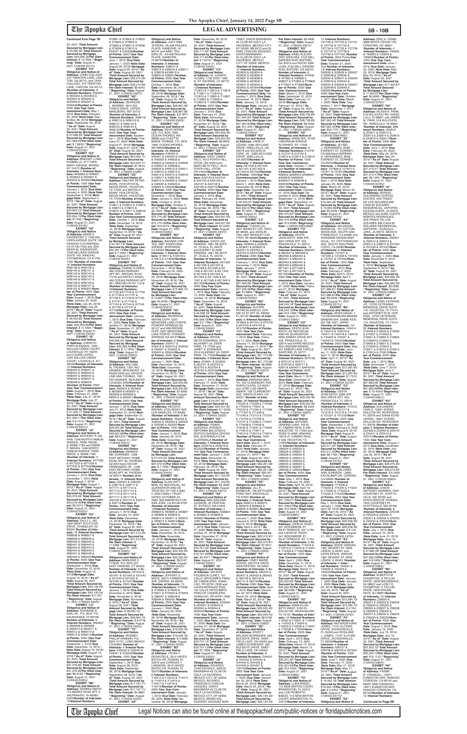Continued from Page 7B

30, 2021 /Total Amount Secured by Mortgage Lien: $ 43,266.32/ Per Diem Interest: $ 10.7692 /"Beginning" Date: August 31, 2021 /(126435.5317)//

**EXHIBIT "F2"**
Obligor(s) and Notice of Address: JOHN COLLAZO, 274 TRENTON LANE, CANTON, GA 30115, and TARA COLLAZO, 274 TRENTON LANE, CANTON, GA 30115, /Number of Interests: 8 /Interest Numbers: W33341 & W33342 & W33343 & W33344 & W33345 & W33346 & W33347 & W33348/Number of Points: 2000 /Use Year Commencement Date: May 1, 2019 /Due Date: February 26, 2020 /Note Date: September 26, 2018/ Mortgage Date: September 26, 2018 /"As of" Date: August 30, 2021 /Total Amount Secured by Mortgage Lien: $ 27,098.03/ Total Amount Secured by Mortgage Lien: $27,098.03/Per Diem Interest: $ 7.8933 /"Beginning" Date: August 31, 2021 /(126435.5318)//

**EXHIBIT "G2"**
Obligor(s) and Notice of Address: BRIDGET LUMA KUMBELLA, 2117 HERMANY AVENUE, BRONX, NY 10473 /Number of Interests: 4 /Interest Numbers: W49950 & W49951 & W50001 & W50002 /Number of Points: 1500 /Use Year Commencement Date: January 1, 2019 /Due Date: January 4, 2020 /Note Date: September 4, 2018/ Mortgage Date: September 4, 2018 /"As of" Date: August 30, 2021 /Total Amount Secured by Mortgage Lien: $23,654.15/ Total Amount Secured by Mortgage Lien: $23,654.15/Per Diem Interest: $7.546 /"Beginning" Date: August 31, 2021 /(126435.5319)//

**EXHIBIT "H2"**
Obligor(s) and Notice of Address: MARK A. DAVENPORT II, 7349 MILLIKEN AVENUE SUITE 140, RANCHO CUCAMONGA, CA 91730-7435 and JENNIFER M. DAVENPORT, 7349 MILLIKEN AVENUE SUITE 140, RANCHO CUCAMONGA, CA 91730-7435 /Number of Interests: 16 /Interest Numbers: W56138 & W56139 & W56140 & W56141 & W56142 & W56143 & W56144 & W56145 & W56146 & W56147 & W56148 & W56149 & W56150 & W56151 & W56152 & W56201/Number of Points: 4000 /Use Year Commencement Date: August 1, 2018 /Due Date: February 25, 2020 /Note Date: July 25, 2018/ Mortgage Date: July 25, 2018 /"As of" Date: August 30, 2021 /Total Amount Secured by Mortgage Lien: $ 45,403.85/ Total Amount Secured by Mortgage Lien: $45,403.85/Per Diem Interest: $ 11.4434 /"Beginning" Date: August 31, 2021 /(126435.5320)//

**EXHIBIT "I2"**
Obligor(s) and Notice of Address: CHRISTOPHER RICHARDS, 1002 WILLOW CREEK COURT, LOUISVILLE, KY 40245 and LOUISE LOPEZ, 1002 WILLOW CREEK COURT, LOUISVILLE, KY 40245/Number of Interests: 8 /Interest Numbers: W58440 & W58441 & W58442 & W58443 & W58444 & W58445 & W58446 & W58447 & W58448 & W58449 /Number of Points: 2500 /Use Year Commencement Date: August 1, 2018 /Due Date: February 27, 2020 /Note Date: July 27, 2018/ Mortgage Date: July 27, 2018 /"As of" Date: August 30, 2021 /Total Amount Secured by Mortgage Lien: $ 31,306.11/ Total Amount Secured by Mortgage Lien: $31,306.11/Per Diem Interest: $ 9.1315 /"Beginning" Date: August 31, 2021 /(126435.5321)//

**EXHIBIT "J2"**
Obligor(s) and Notice of Address: ANTHONY R. BABAN, 1248 NORTH HAMLIN AVENUE, PARK RIDGE, IL 60068-1783 and DIANE P. BARAN, 1248 NORTH HAMLIN AVENUE, PARK RIDGE, IL 60068-1783 /Number of Interests: 5 /Interest Numbers: W77532 & W77533 & W77534 & W77535 & W77536/Number of Points: 1250 /Use Year Commencement Date: January 1, 2019 /Due Date: December 7, 2019 /Note Date: August 7, 2018/ Mortgage Date: August 7, 2018 /"As of" Date: August 30, 2021 /Total Amount Secured by Mortgage Lien: $20,076.49/ Total Amount Secured by Mortgage Lien: $20,076.49/Per Diem Interest: $6.0215 /"Beginning" Date: August 31, 2021 /(126435.5323)//

**EXHIBIT "K2"**
Obligor(s) and Notice of Address: SALLY L. AKI, 1800 WEST STOTTLER DRIVE, CHANDLER, AZ 85224 /Number of Interests: 16 /Interest Numbers: W88936 & W88937 & W88938 & W88939 & W88440 & W88441 & W88442 & W88443 & W88444 & W88445 & W88446 & W88447 & W88448 & W88449 & W88450/Number of Points: 4000 /Use Year Commencement Date: September 1, 2018 /Due Date: December 13, 2019 /Note Date: August 13, 2018/ Mortgage Date: August 13, 2018 /"As of" Date: August 30, 2021 /Total Amount Secured by Mortgage Lien: $45,120.04/ Total Amount Secured by Mortgage Lien: $45,120.04/Per Diem Interest: $11.237 /"Beginning" Date: August 31, 2021 /(126435.5324)//

**EXHIBIT "L2"**
Obligor(s) and Notice of Address: RAYMOND K. NAKI JR., P.O. BOX 775, KAUNAKAKAI, HI 96748 /Number of Interests: 8 /Interest Numbers: W90007 & W90008 & W90009 & W90010 & W90011 & W90012 & W90013 & W90014 /Number of Points: 2250 /Use Year Commencement Date: September 1, 2018 /Due Date: December 15, 2019 /Note Date: August 15, 2018/ Mortgage Date: August 15, 2018 /"As of" Date: August 30, 2021 /Total Amount Secured by Mortgage Lien: $31,276.36/ Total Amount Secured by Mortgage Lien: $31,276.36/Per Diem Interest: $8.8126 /"Beginning" Date: August 31, 2021 /(126435.5325)//

**EXHIBIT "M2"**
Obligor(s) and Notice of Address: SERENA SMITH, 1101 WANDA ROAD APT 3, VALPARAISO, IN 46383-5532 /Number of Interests: 12/Interest Numbers: 373601 & 373602 & 373603 & 373604 & 373605 & 373606 & 373607 & 373608 & 373609 & 373610 & E54527 & E54528/Number of Points: 3000 /Use Year Commencement Date: June 1, 2018 /Due Date: January 1, 2020 /Note Date: August 29, 2018/ Mortgage Date: August 29, 2018 /"As of" Date: August 30, 2021 /Total Amount Secured by Mortgage Lien: $36,214.90/ Total Amount Secured by Mortgage Lien: $36,214.90/Per Diem Interest: $9.0543 /"Beginning" Date: August 31, 2021 /(126435.5327)//

**EXHIBIT "N2"**
Obligor(s) and Notice of Address: ZEANIQUE L. BARBER, 4810 SIX FORKS DRIVE, UPPER MARLBORO, MD 20772 /Number of Interests: 8 /Interest Numbers: W98118 & W98119 & W98120 & W98121 & W98122 & W98123 & W98124 & W98125/Number of Points: 2000 /Use Year Commencement Date: September 1, 2018 /Due Date: February 27, 2020 /Note Date: August 27, 2018/ Mortgage Date: August 27, 2018 /"As of" Date: August 30, 2021 /Total Amount Secured by Mortgage Lien: $22,055.11/ Total Amount Secured by Mortgage Lien: $22,055.11/ Per Diem Interest: $7.5819 /"Beginning" Date: August 31, 2021 /(126435.5328)//

**EXHIBIT "O2"**
Obligor(s) and Notice of Address: WALTER PETER BOHN, 7918 CRYSTAL MOON DRIVE, HOUSTON, TX 77040 and MAYRA D. BOHN, 7918 CRYSTAL MOON DRIVE, HOUSTON, TX 77040/Number of Interests: 8 /Interest Numbers: X16811 & X16812 & X16813 & X16814 & X16815 & X16816 & X16817 & X16818/Number of Points: 2000 /Use Year Commencement Date: October 1, 2018 /Due Date: December 14, 2019 /Note Date: September 14, 2018/ Mortgage Date: September 14, 2018 /"As of" Date: August 30, 2021 /Total Amount Secured by Mortgage Lien: $ 24,781.74/ Total Amount Secured by Mortgage Lien: $24,781.74/Per Diem Interest: $ 7.0455 /"Beginning" Date: August 31, 2021 /(126435.5329)//

**EXHIBIT "P2"**
Obligor(s) and Notice of Address: EDWIN FLORES, 490 OCEAN PARKWAY APT #61, BROOKLYN, NY 11218 and NAYELY ARIZA, 490 OCEAN PARKWAY APT #61, BROOKLYN, NY 11218 /Number of Interests: 16/Interest Numbers: X17733 & X17734 & X17735 & X17736 & X17737 & X17738 & X17739 & X17740 & X17741 & X17742 & X17743 & X17744 & X17745 & X17746 & X17747 & X17748/Number of Points: 4000 /Use Year Commencement Date: January 1, 2019 /Due Date: February 21, 2020 /Note Date: November 21, 2018/ Mortgage Date: November 21, 2018 /"As of" Date: August 30, 2021 /Total Amount Secured by Mortgage Lien: $46,398.40/ Total Amount Secured by Mortgage Lien: $46,398.40/Per Diem Interest: $ 11.7876 /"Beginning" Date: August 31, 2021 /(126435.5330)//

**EXHIBIT "Q2"**
Obligor(s) and Notice of Address: WILLIAM W. THOMAS, 1591 RIO GRANDE, BEAUMONT, CA 92223-3439 and JACQUELINE ANN THOMAS, 1591 RIO GRANDE, BEAUMONT, CA 92223-3439/Number of Interests: 8 /Interest Numbers: M25904 & M25905 & M25906 & M25907 & M25908 & M25909 & M25910 & M25911/Number of Points: 2000 /Use Year Commencement Date: January 1, 2019 /Due Date: July 21, 2019 /Note Date: September 21, 2018/ Mortgage Date: September 21, 2018 /"As of" Date: August 30, 2021 /Total Amount Secured by Mortgage Lien: $29,022.96/ Total Amount Secured by Mortgage Lien: $29,022.96/Per Diem Interest: $8.5772 /"Beginning" Date: August 31, 2021 /(126435.5331)//

**EXHIBIT "R2"**
Obligor(s) and Notice of Address: AMANDA MEI GARDNER, 1228 EAST BETHANY HOME ROAD APT 46, PHOENIX, AZ 85014 and OSCAR HERNANDEZ JR., 1228 EAST BETHANY HOME ROAD APT 46, PHOENIX, AZ 85014 /Number of Interests: 16 /Interest Numbers: U28324 & U28325 & U28716 & U28717 & W71711 & W71712 & W71713 & W71714 & W71715 & W71716 & W71717 & W71718 & X32109 & X32110 & X32111 & X32112/Number of Points: 4000 /Use Year Commencement Date: January 1, 2019 /Due Date: January 10, 2020 /Note Date: December 10, 2018/ Mortgage Date: December 10, 2018 /"As of" Date: August 30, 2021 /Total Amount Secured by Mortgage Lien: $47,513.20/ Total Amount Secured by Mortgage Lien: $47,513.20/Per Diem Interest: $ 11.9288 /"Beginning" Date: August 31, 2021 /(126435.5332)//

**EXHIBIT "S2"**
Obligor(s) and Notice of Address: MARLENE C. TYSON, P.O. BOX 227, EAST HADDAM, CT 06423 /Number of Interests: 8 /Interest Numbers: X21541 & X21542 & X21543 & X21544 & X21545 & X21546 & X21547/Number of Points: 2000 /Use Year Commencement Date: January 1, 2019 /Due Date: December 6, 2019 /Note Date: November 6, 2018/ Mortgage Date: November 6, 2018 /"As of" Date: August 30, 2021 /Total Amount Secured by Mortgage Lien: $ 28,060.15/ Total Amount Secured by Mortgage Lien: $28,060.15/ Per Diem Interest: $ 8.4778 /"Beginning" Date: August 31, 2021 /(126435.5333)//

**EXHIBIT "T2"**
Obligor(s) and Notice of Address: RODNEY PHILLIP HANNAH, P.O. BOX 41731, LONG BEACH, CA 90853 /Number of Interests: 4 /Interest Numbers: X33039 & X33040 & X33041 & X33042/Number of Points: 1000 /Use Year Commencement Date: September 1, 2019 /Due Date: August 28, 2019 /Note Date: September 28, 2018/ Mortgage Date: September 28, 2018 /"As of" Date: August 30, 2021 /Total Amount Secured by Mortgage Lien: $17,197.71/ Total Amount Secured by Mortgage Lien: $17,197.71/Per Diem Interest: $4.9887 /"Beginning" Date: August 31, 2021 /(126435.5334)//

**EXHIBIT "U2"**
Obligor(s) and Notice of Address: JUDY ANN TEXEIRA, 45-408 PAILAKA PLACE, KANEOHE, HI 96744 and ABEL TEIXEIRA JR., 45-408 PAILAKA PLACE, KANEOHE, HI 96744/Number of Interests: 8 /Interest Numbers: X36914 & X36915 & X36916 & X36917 & X36918 & X36919 & X37000 & X37001 /Number of Points: 2000 /Use Year Commencement Date: October 1, 2018 /Due Date: December 28, 2019 /Note Date: September 28, 2018/ Mortgage Date: September 28, 2018 /"As of" Date: August 30, 2021 /Total Amount Secured by Mortgage Lien: $28,867.08/ Total Amount Secured by Mortgage Lien: $28,867.08/Per Diem Interest: $ 8.7877 /"Beginning" Date: August 31, 2021 /(126435.5335)//

**EXHIBIT "V2"**
Obligor(s) and Notice of Address: ROBERT DEAN LEE, P.O. BOX 1569, OCEAN SHORES, WA 98569 and COLETTE MARIE THOMAS, P.O. BOX 1569, OCEAN SHORES, WA 98569 /Number of Interests: 28 /Interest Numbers: X44550 & X44551 & X46501 & X46502 & X46503 & X46504 & X46505 & X46506 & X46507 & X46508 & X46509 & X46510 & X46511 & X46512 & X46513 & X46514 & X46515 & X46516 & X46517 & X46518 & X46519 & X46520 & X46521 & X46522 & X46523 & X46524 & X46525/Number of Points: 7000 /Use Year Commencement Date: January 1, 2019 /Due Date: January 5, 2020 /Note Date: October 5, 2018/ Mortgage Date: October 5, 2018 /"As of" Date: August 30, 2021 /Total Amount Secured by Mortgage Lien: $ 77,175.99/ Total Amount Secured by Mortgage Lien: $77,175.99/Per Diem Interest: $21.1937 /"Beginning" Date: August 31, 2021 /(126435.5336)//

**EXHIBIT "W2"**
Obligor(s) and Notice of Address: BARBARA CORTEZ, 3807 TROPICANA AVENUE, RIVERSIDE, CA 92504 /Number of Interests: 4 /Interest Numbers: X19617 & X19618 & X19619 & X19620/Number of Points: 1000 /Use Year Commencement Date: December 1, 2018 /Due Date: February 20, 2020 /Note Date: November 20, 2018/ Mortgage Date: November 20, 2018 /"As of" Date: August 30, 2021 /Total Amount Secured by Mortgage Lien: $15,695.74/ Total Amount Secured by Mortgage Lien: $15,695.74/Per Diem Interest: $4.6785 /"Beginning" Date: August 31, 2021 /(126435.5337)//

**EXHIBIT "X2"**
Obligor(s) and Notice of Address: RODERICK WAYNE DUFF, 5207 MEADOWS LAKE POINTE, POWDER SPRINGS, GA 30127 and AUDREY LEE DUFF, 5207 MEADOWS LAKE POINTE, POWDER SPRINGS, GA 30127/Number of Interests: 8 /Interest Numbers: X59417 & X59418 & X59419 & X59420 & X59421 & X59422 & X59423 & X59424/Number of Points: 2000 /Use Year Commencement Date: January 1, 2020 /Due Date: December 10, 2019 /Note Date: November 10, 2018/ Mortgage Date: November 10, 2018 /"As of" Date: August 30, 2021 /Total Amount Secured by Mortgage Lien: $26,945.59/ Total Amount Secured by Mortgage Lien: $26,945.59/Per Diem Interest: $7.6569 /"Beginning" Date: August 31, 2021 /(126435.5338)//

**EXHIBIT "Y2"**
Obligor(s) and Notice of Address: HELEN E. BROWN, 2725 SELBY AVE, LOS ANGELES, CA 90064 /Number of Interests: 6 /Interest Numbers: X92032 & X92033 & X92034 & X92035 & X92036 & X92037/Number of Points: 1500 /Use Year Commencement Date: January 1, 2019 /Due Date: January 26, 2019 /Note Date: December 26, 2018/ Mortgage Date: December 26, 2018 /"As of" Date: August 30, 2021 /Total Amount Secured by Mortgage Lien: $ 27,072.54/ Total Amount Secured by Mortgage Lien: $27,072.54/Per Diem Interest: $ 7.7092 /"Beginning" Date: August 31, 2021 /(126435.5339)//

**EXHIBIT "Z2"**
Obligor(s) and Notice of Address: ALAN HATTMAN, AS INDIVIDUAL, AS GUARANTOR AND AS TRUSTEE OF THE A AND J 2005 FAMILY TRUST DATED OCTOBER 24, 2005, 1412 GERALD DR, SAN JOSE, CA 95128-2722 /Number of Interests: 10/Interest Numbers: X60805 & X60806 & X60807 & X60808 & X60809 & X60810 & X60811 & X60812 & X60813 & X60814/Number of Points: 2500 /Use Year Commencement Date: January 1, 2019 /Due Date: December 19, 2019 /Note Date: November 19, 2018/ Mortgage Date: November 19, 2018 /"As of" Date: August 30, 2021 /Total Amount Secured by Mortgage Lien: $33,333.42/ Total Amount Secured by Mortgage Lien: $33,333.42/Per Diem Interest: $9.5167 /"Beginning" Date: August 31, 2021 /(126435.5340)//

**EXHIBIT "A3"**
Obligor(s) and Notice of Address: NORRIS MACK, 500 S CARMICHAEL AVE, SIERRA VISTA, AZ 85635 /Number of Interests: 10 /Interest Numbers: X75938 & X75939 & X75940 & X75941 & X75942 & X75943 & X80047 & X80048 & X80049 & X80050 /Number of Points: 2500 /Use Year Commencement Date: January 1, 2020 /Due Date: January 26, 2020 /Note Date: November 26, 2018/ Mortgage Date: November 26, 2018 /"As of" Date: August 30, 2021 /Total Amount Secured by Mortgage Lien: $18,529.18/ Total Amount Secured by Mortgage Lien: $18,529.18/Per Diem Interest: $ 4.9682 /"Beginning" Date: August 31, 2021 /(126435.5341)//

**EXHIBIT "B3"**
Obligor(s) and Notice of Address: VIVIAN Y. DESAUTELS, 5610 HAYES BAYOU DR, RUSKIN, FL 33570 and CHARLES T. LANGDON, 5610 HAYES BAYOU DR, RUSKIN, FL 33570/Number of Interests: 8 /Interest Numbers: Y10411 & Y10412 & Y10414 & Y10415 & Y10416 & Y10417 & Y10418 & Y10419/Number of Points: 2000 /Use Year Commencement Date: January 1, 2019 /Due Date: February 26, 2020 /Note Date: November 26, 2018 /"As of" Date: August 30, 2021 /Total Amount Secured by Mortgage Lien: $26,171.64/ Total Amount Secured by Mortgage Lien: $26,171.64/Per Diem Interest: $ 7.8219 /"Beginning" Date: August 31, 2021 /(126435.5343)//

**EXHIBIT "C3"**
Obligor(s) and Notice of Address: JOHN ANTA YOUNG, 1732 EAST 100 N, ST. GEORGE, UT 84770 /Number of Interests: 10/Interest Numbers: Y12814 & Y12815 & Y12816 & Y12817 & Y12818 & Y12819 & Y12820 & Y12821 & Y12822 & Y12823 /Number of Points: 2500 /Use Year Commencement Date: January 1, 2019 /Due Date: February 27, 2020 /Note Date: November 27, 2018/ Mortgage Date: November 27, 2018 /"As of" Date: August 30, 2021 /Total Amount Secured by Mortgage Lien: $34,905.00/ Total Amount Secured by Mortgage Lien: $34,905.00/Per Diem Interest: $9.8605 /"Beginning" Date: August 31, 2021 /(126435.5345)//

**EXHIBIT "D3"**
Obligor(s) and Notice of Address: GARY JAMES PELC, 4510 FORTH HILL STOW, OH 44224 and MARY-BETH PELC, 4510 FORTH HILL, STOW, OH 44224/Number of Interests: 8 /Interest Numbers: AA2104 & AA2105 & AA2106 & AA2107 & AA2108 & AA2109 & AA2110/Number of Points: 2000 /Use Year Commencement Date: January 1, 2019 /Due Date: February 26, 2020 /Note Date: November 26, 2018/ Mortgage Date: November 26, 2018 /"As of" Date: August 30, 2021 /Total Amount Secured by Mortgage Lien: $24,057.63/ Total Amount Secured by Mortgage Lien: $24,057.63/ Per Diem Interest: $6.9632 /"Beginning" Date: August 31, 2021 /(126435.5347)//

**EXHIBIT "E3"**
Obligor(s) and Notice of Address: DAVID LEE PARKHES, 1851 NE 80TH ST, OCALA, FL 34479 and AUDREY ELAINE PARKES, 1851 NE 80TH ST, OCALA, FL 34479 /Number of Interests: 16 /Interest Numbers: AD1335 & AD1336 & AD1337 & AD1338 & AD1339 & AD1340 & AD1341 & AD1342 & AD1343 & AD1344 & AD1345 & AD1346 & AD1347 & AD1348 & AD1349 & AD1350/Number of Points: 4000 /Use Year Commencement Date: January 1, 2020 /Due Date: February 13, 2020 /Note Date: December 13, 2018/ Mortgage Date: December 13, 2018 /"As of" Date: August 30, 2021 /Total Amount Secured by Mortgage Lien: $46,508.18/ Total Amount Secured by Mortgage Lien: $46,508.18/Per Diem Interest: $11.7985 /"Beginning" Date: August 31, 2021 /(126435.5348)//

**EXHIBIT "F3"**
Obligor(s) and Notice of Address: BRYAN KEITH EDWARDS, 2314 KILKENNY LN, DEER PARK, TX 77536 and NICOLE EDWARDS, 2314 KILKENNY LN, DEER PARK, TX 77536/Number of Interests: 8/Interest Numbers: AD3651 & AD3652 & AD3701 & AD3702 & AD3703 & AD3704 & AD3705 & AD3706/Number of Points: 2000 /Use Year Commencement Date: January 1, 2019 /Due Date: December 17, 2019 /Note Date: November 17, 2018/ Mortgage Date: November 17, 2018 /"As of" Date: August 30, 2021 /Total Amount Secured by Mortgage Lien: $24,551.50/ Total Amount Secured by Mortgage Lien: $24,551.50/Per Diem Interest: $ 7.2326 /"Beginning" Date: August 31, 2021 /(126435.5349)//

**EXHIBIT "G3"**
Obligor(s) and Notice of Address: EDNA ISABEL QUEZADA, AVENIDA 4TA 2-33 ZONA 10 EDIFICIO AVENIDA OFICINA 202, GUATEMALA CITY, GUATEMALA /Number of Interests: 3 /Interest Numbers: AD0518 & AD0519 & AD0520/Number of Points: 750 /Use Year Commencement Date: January 1, 2020 /Due Date: November 19, 2019 /Note Date: February 19, 2019/ Mortgage Date: February 19, 2019 /"As of" Date: August 30, 2021 /Total Amount Secured by Mortgage Lien: $11,702.94/ Total Amount Secured by Mortgage Lien: $11,702.94/ Per Diem Interest: $3.4606 /"Beginning" Date: August 31, 2021 /(126435.5350)//

**EXHIBIT "H3"**
Obligor(s) and Notice of Address: DEXTER ALLAN GAGNON, 35 CENTRAL ST, BYFIELD, MA 01922 /Number of Interests: 4 /Interest Numbers: AD6824 & AD6825 & AD6826 & AD6827/Number of Points: 1000 /Use Year Commencement Date: January 1, 2019 /Due Date: February 27, 2020 /Note Date: December 27, 2018/ Mortgage Date: December 27, 2018 /"As of" Date: August 30, 2021 /Total Amount Secured by Mortgage Lien: $15,481.48/ Total Amount Secured by Mortgage Lien: $15,481.48/Per Diem Interest: $5.4677 /"Beginning" Date: August 31, 2021 /(126435.5352)//

**EXHIBIT "I3"**
Obligor(s) and Notice of Address: WILSON ANTONIO LOPEZ, 131 CALLE HIPOCAMPO PASO DE CARDIERO, HUMACAO, PR 00791-7626 and LAURA MORALES DIAZ, 131 CALLE HIPOCAMPO PASO DE CARDIERO, HUMACAO, PR 00791-7626 /Number of Interests: 6 /Interest Numbers: AD9040 & AD9041 & AD9042 & AD9043 & AD9044 & AD9045/Number of Points: 1500 /Use Year Commencement Date: January 1, 2019 /Due Date: January 27, 2020 /Note Date: December 27, 2018/ Mortgage Date: December 27, 2018 /"As of" Date: August 30, 2021 /Total Amount Secured by Mortgage Lien: $23,757.13/ Total Amount Secured by Mortgage Lien: $23,757.13/Per Diem Interest: $7.7086 /"Beginning" Date: August 31, 2021 /(126435.5353)//

**EXHIBIT "J3"**
Obligor(s) and Notice of Address: RICARDO CHACON AVILA, SANTA BARBARA 45 CLUB DE GOLF LA HACIENDA, MEXICO, RICARDO FRANCISCO CHACON VAZQUEZ, SANTA BARBARA 45 CLUB DE GOLF LA HACIENDA, MEXICO CITY, DF 52559, MEXICO and MARIA DEL ROSARIO VAZQUEZ MARTINEZ, SANTA BARBARA 45 CLUB DE GOLF LA HACIENDA, MEXICO CITY, DF 52559, MEXICO and ISABEL CHACON VAZQUEZ, SANTA BARBARA 45 CLUB DE GOLF LA HACIENDA, MEXICO CITY, DF 52559, MEXICO /Number of Interests: 12 /Interest Numbers: AE0633 & AE0634 & AE0635 & AE0636 & AE0637 & AE0638 & AE0639 & AE0640 & AE0641 & AE0642 & AE0643 & AE0644/Number of Points: 3000 /Use Year Commencement Date: November 1, 2019 /Due Date: November 15, 2019 /Note Date: January 15, 2019/ Mortgage Date: January 15, 2019 /"As of" Date: August 30, 2021 /Total Amount Secured by Mortgage Lien: $37,494.94/ Total Amount Secured by Mortgage Lien: $37,494.94/ Per Diem Interest: $11.243 /"Beginning" Date: August 31, 2021 /(126435.5354)//

**EXHIBIT "K3"**
Obligor(s) and Notice of Address: JAIME D. LIZARDO, 3280 SKYLAND DRIVE, SNELLVILLE, GA 30078 and WILSON LIZARDO JR., 3280 SKYLAND DRIVE, SNELLVILLE, GA 30078/Number of Interests: 6 /Interest Numbers: AE1429 & AE1430 & AE1431 & AE1432 & AE1433 & AE1434/Number of Points: 1500 /Use Year Commencement Date: January 1, 2019 /Due Date: March 1, 2020 /Note Date: December 29, 2018/ Mortgage Date: December 29, 2018 /"As of" Date: August 30, 2021 /Total Amount Secured by Mortgage Lien: $ 22,332.57/ Total Amount Secured by Mortgage Lien: $22,332.57/Per Diem Interest: $6.5317 /"Beginning" Date: August 31, 2021 /(126435.5355)//

**EXHIBIT "L3"**
Obligor(s) and Notice of Address: ERIC C. LIANG, 4657 BRADLEY CIR, TROY, MI 48085, and XIAOLIN TAN, 4657 BRADLEY CIR, TROY, MI 48085 /Number of Interests: 8 /Interest Numbers: AE5649 & AE5650 & AE5651 & AE5652 & AE5701 & AE5702 & AE5703 & AE5704/Number of Points: 2000 /Use Year Commencement Date: February 1, 2019 /Due Date: January 7, 2019 /Note Date: January 7, 2019/ Mortgage Date: January 7, 2019 /"As of" Date: August 30, 2021 /Total Amount Secured by Mortgage Lien: $27,346.06/ Total Amount Secured by Mortgage Lien: $27,346.06/Per Diem Interest: $7.8864 /"Beginning" Date: August 31, 2021 /(126435.5356)//

**EXHIBIT "M3"**
Obligor(s) and Notice of Address: DUPAPA PATRICIA GARCIA, 2541 NW 24 ST APT #3, MIAMI, FL 33142 /Number of Interests: 6 /Interest Numbers: AF4652 & AF4701 & AF4702 & AF4703 & AF4704 & AF4705/Number of Points: 1500 /Use Year Commencement Date: January 1, 2019 /Due Date: January 11, 2019/ Mortgage Date: January 11, 2019 /"As of" Date: August 30, 2021 /Total Amount Secured by Mortgage Lien: $21,773.68/ Total Amount Secured by Mortgage Lien: $21,773.68/ Per Diem Interest: $6.6882 /"Beginning" Date: August 31, 2021 /(126435.5357)//

**EXHIBIT "N3"**
Obligor(s) and Notice of Address: VIARIANA AMAYA, 159 CLAREMONT AVE, SANTA CLARA, CA 95051 and JOSE LUIS AMAYA AMAYA, 159 CLAREMONT AVE, SANTA CLARA, CA 95051/Number of Interests: 8 /Interest Numbers: AF7031 & AF7032 & AF7033 & AF7034 & AF7035 & AF7036 & AF7037 & AF7038/Number of Points: 2000 /Use Year Commencement Date: March 1, 2019 /Due Date: December 27, 2019 /Note Date: February 27, 2019/ Mortgage Date: February 27, 2019 /"As of" Date: August 30, 2021 /Total Amount Secured by Mortgage Lien: $29,052.46/ Total Amount Secured by Mortgage Lien: $29,052.46/Per Diem Interest: $8.4223 /"Beginning" Date: August 31, 2021 /(126435.5359)//

**EXHIBIT "O3"**
Obligor(s) and Notice of Address: ANTONIO JENKINS-LARA, 18516 #1 CAMINO REAL # 428, HOUSTON, TX 77062 and ROSE ELAINE JENKINS, 18516 #1 CAMINO REAL # 428, HOUSTON, TX 77062/Number of Interests: 16 /Interest Numbers: U66526 & U66527 & U66528 & U66529 & U66530 & U66531 & U66532 & U66533 & U66534 & U66535 & U66536 & U66537 & U66538 & U66539/Number of Points: 4000 /Use Year Commencement Date: January 1, 2020 /Due Date: February 21, 2020 /Note Date: January 21, 2019/ Mortgage Date: January 21, 2019 /"As of" Date: August 30, 2021 /Total Amount Secured by Mortgage Lien: $62,261.06/ Total Amount Secured by Mortgage Lien: $62,261.06/Per Diem Interest: $20.951 /"Beginning" Date: August 31, 2021 /(126435.5361)//

**EXHIBIT "P3"**
Obligor(s) and Notice of Address: JILL R. BARBOUR, 128 SETTLERS POND WAY, KNOXVILLE, TN 37922 /Number of Interests: 6 /Interest Numbers: B09514 & B09515 & B09516 & B09517 & B09518 & B09601/Number of Points: 1500 /Use Year Commencement Date: January 1, 2019 /Due Date: January 19, 2019 /Note Date: January 19, 2019/ Mortgage Date: January 19, 2019 /"As of" Date: August 30, 2021 /Total Amount Secured by Mortgage Lien: $23,315.81/ Total Amount Secured by Mortgage Lien: $23,315.81/Per Diem Interest: $7.0391 /"Beginning" Date: August 31, 2021 /(126435.5363)//

**EXHIBIT "Q3"**
Obligor(s) and Notice of Address: CINDY MARIE ATKINS, 292 FOX DRIVE, WINCHESTER, VA 22601 /Number of Interests: 8 /Interest Numbers: 362133 & 362134 & 362135 & 362136 & 362137 & 362138 & 362139 & 362140/Number of Points: 2000 /Use Year Commencement Date: January 1, 2019 /Due Date: March 22, 2019/ Mortgage Date: March 22, 2019 /"As of" Date: August 30, 2021 /Total Amount Secured by Mortgage Lien: $26,635.43/ Total Amount Secured by Mortgage Lien: $26,635.43/Per Diem Interest: $8.0199 /"Beginning" Date: August 31, 2021 /(126435.5364)//

**EXHIBIT "R3"**
Obligor(s) and Notice of Address: KRISTY NELSON-SCHNEIDER, 563 BUCKEYE DRIVE, SHEFFIELD LAKE, OH 44054 and JAMES SCHNEIDER, 563 BUCKEYE DRIVE, SHEFFIELD LAKE, OH 44054/ Number of Interests: 8 /Interest Numbers: G44431 & G44432 & G44433 & G44434 & G44435 & G44436 & G44437 & 150770/Number of Points: 2000 /Use Year Commencement Date: January 1, 2020 /Due Date: January 25, 2019 /Note Date: March 25, 2019/ Mortgage Date: March 25, 2019 /"As of" Date: August 30, 2021 /Total Amount Secured by Mortgage Lien: $26,134.20/ Total Amount Secured by Mortgage Lien: $26,134.20/Per Diem Interest: $8.4608 /"Beginning" Date: August 31, 2021 /(126435.5367)//

**EXHIBIT "S3"**
Obligor(s) and Notice of Address: ARIEL ALEJANDRO SANCHEZ, 2132 MILL GARDEN RUN, BUFORD, GA 30519 and ROCIO SANJUAN, 2132 MILL GARDEN RUN, BUFORD, GA 30519 /Number of Interests: 8 /Interest Numbers: 447649 & 447650 & 458628 & 458627 & P73805 & P73806 & P73807 & P73808/Number of Points: 2000 /Use Year Commencement Date: March 1, 2019 /Due Date: December 12, 2019 /Note Date: February 12, 2019/ Mortgage Date: February 12, 2019 /"As of" Date: August 30, 2021 /Total Amount Secured by Mortgage Lien: $28,736.83/ Total Amount Secured by Mortgage Lien: $28,736.83/ Per Diem Interest: $8.3059 /"Beginning" Date: August 31, 2021 /(126435.5368)//

**EXHIBIT "T3"**
Obligor(s) and Notice of Address: ANNIE MA, 16105 LABURNUM AVENUE, FLUSHING, NY 11358 /Number of Interests: 6 /Interest Numbers: 012741 & 012742 & 012743 & 012813 & 012814 & 012815/Number of Points: 1500 /Use Year Commencement Date: October 1, 2020 and Number of Interests: 8/Interest Numbers: N56543 & N56544 & N56545 & N56546 & N56547 & N56548 & N56549/Number of Points: 2000 /Use Year Commencement Date: October 1, 2016 /Due Date: December 12, 2019 /Note Date: September 12, 2018/ Mortgage Date: September 12, 2018 /"As of" Date: August 30, 2021 /Total Amount Secured by Mortgage Lien: $50,475.90/ Total Amount Secured by Mortgage Lien: $50,475.90/Per Diem Interest: $14.8366 /"Beginning" Date: August 31, 2021 /(126435.5363 MM)//

**EXHIBIT "U3"**
Obligor(s) and Notice of Address: JEAN KEITH, 9095 AIRWAY DRIVE APT 433, PENSACOLA, FL 32514 /Number of Interests: 16 /Interest Numbers: M06431 & M62438 & M62439 & M62440 & M62441 & M62442 & M62443 & M62444 & M62445 & M62446 & M71451 & M71452 & M71501 & M71502 & M71503/Number of Points: 4000 /Use Year Commencement Date: March 1, 2019 /Due Date: January 27, 2020 /Note Date: February 27, 2019/ Mortgage Date: February 27, 2019 /"As of" Date: August 30, 2021 /Total Amount Secured by Mortgage Lien: $48,243.16/ Total Amount Secured by Mortgage Lien: $48,243.16/Per Diem Interest: $12.1669 /"Beginning" Date: August 31, 2021 /(126435.5364)//

**EXHIBIT "V3"**
Obligor(s) and Notice of Address: DESTA JEAN KEITH, AS INDIVIDUAL AND AS GUARANTOR, 9095 AIRWAY DRIVE APT 433, PENSACOLA, FL 32514 and KARIN NICOLE WILLINGHAM-DENNIS, 221 AMBER LAKE CIRCLE, SANFORD, FL 32771 /Number of Interests: 8 /Interest Numbers: M72136 & M72137 & M73711 & N29116 & N39117 & N29118 & N44431/Number of Points: 2000 /Use Year Commencement Date: March 1, 2019 /Due Date: December 27, 2019 /Note Date: February 27, 2019/ Mortgage Date: February 27, 2019 /"As of" Date: August 30, 2021 /Total Amount Secured by Mortgage Lien: $35,052.40/ Total Amount Secured by Mortgage Lien: $35,052.40/ Per Diem Interest: $9.6063 /"Beginning" Date: August 31, 2021 /(126435.5365)//

**EXHIBIT "W3"**
Obligor(s) and Notice of Address: JOHN M. RIZZO, 241 WOODMERE ST, ISLIP TERRACE, NY 11752 and LAURA M. RIZZO, 241 WOODMERE ST, ISLIP TERRACE, NY 11752 /Number of Interests: 6 /Interest Numbers: Y13418 & Y13419 & Y13420 & Y13421 & Y13422 & Y13423/Number of Points: 1500 /Use Year Commencement Date: April 1, 2020 /Due Date: December 11, 2019 /Note Date: March 11, 2019/ Mortgage Date: March 11, 2019 /"As of" Date: August 30, 2021 /Total Amount Secured by Mortgage Lien: $25,220.99/ Total Amount Secured by Mortgage Lien: $25,220.99/Per Diem Interest: $6.0488 /"Beginning" Date: August 31, 2021 /(126435.5367)//

**EXHIBIT "X3"**
Obligor(s) and Notice of Address: ANNA ELIZABETH WANT, 3163 HIDALGO RD, WAXAHACHIE, TX 75167 /Number of Interests: 10 /Interest Numbers: Y16502 & Y16503 & Y16504 & Y16505 & Y16506 & Y16507 & Y16508 & Y16509/Number of Points: 2500 /Use Year Commencement Date: January 1, 2020 /Due Date: February 13, 2020 /Note Date: March 13, 2019/ Mortgage Date: March 13, 2019 /"As of" Date: August 30, 2021 /Total Amount Secured by Mortgage Lien: $35,331.62/ Total Amount Secured by Mortgage Lien: $35,331.62/Per Diem Interest: $10.4222 /"Beginning" Date: August 31, 2021 /(126435.5369)//

**EXHIBIT "Y3"**
Obligor(s) and Notice of Address: LUNA BAEZA, 113 NEW BRITON COURT, BRADENTON, FL 34212 and LUIS ROBERTO BAEZA, 113 NEW BRITON COURT, BRADENTON, FL 34212/Number of Interests: 12 /Interest Numbers: Y27729 & Y27730 & Y27731 & Y27732 & Y27733 & Y27734 & Y27735 & Y27736 & Y27737 & Y27738 & Y27739 & Y27740 /Number of Points: 3000 /Use Year Commencement Date: October 01, 2020 and Number of Interests: 16 /Interest Numbers: S29535 & S29536 & S29537 & S29538 & S29539 & S29540 & S29541 & S29542 & S29543 & S29544 & S29545 & S29546 & S29547 & S29548 & S29549 & S29550/Number of Points: 4000 /Use Year Commencement Date: October 1, 2020 /Note Date: September 7, 2017/ Mortgage Date: September 7, 2017 /"As of" Date: August 30, 2021 /Total Amount Secured by Mortgage Lien: $87,563.46/ Total Amount Secured by Mortgage Lien: $87,563.46/Per Diem Interest: $25.7707 /"Beginning" Date: August 31, 2021 /(126435.5369 MM)//

**EXHIBIT "Z3"**
Obligor(s) and Notice of Address: JEYSEL J. HERNANDEZ, 8548 EVEREST ST, DOWNEY, CA 90242 and GERMAN A. HERNANDEZ, 8548 EVEREST ST, DOWNEY, CA 90242/Number of Interests: 4 /Interest Numbers: Y27809 & Y27810 & Y27811 & Y27812/Number of Points: 1000 /Use Year Commencement Date: April 1, 2019 /Due Date: March 25, 2019/ Mortgage Date: March 25, 2019 /"As of" Date: August 30, 2021 /Total Amount Secured by Mortgage Lien: $16,564.46/ Total Amount Secured by Mortgage Lien: $16,564.46/Per Diem Interest: $5.0439 /"Beginning" Date: August 31, 2021 /(126435.5370)//

**EXHIBIT "A4"**
Obligor(s) and Notice of Address: SALVADOR MARISCAL, 741 COTTONWOOD AVE, SOUTH SAN FRANCISCO, CA 94080 and ADRIENNE MASINI-MARISCAL, 741 COTTONWOOD AVE, SOUTH SAN FRANCISCO, CA 94080/Number of Interests: 6 /Interest Numbers: Y37227 & Y37228 & Y37229 & Y37230 & Y37231 & Y37232/Number of Points: 1500 /Use Year Commencement Date: May 1, 2019 /Due Date: February 5, 2020 /Note Date: April 5, 2019/ Mortgage Date: April 5, 2019 /"As of" Date: August 30, 2021 /Total Amount Secured by Mortgage Lien: $21,686.61/ Total Amount Secured by Mortgage Lien: $21,686.61/Per Diem Interest: $6.6409 /"Beginning" Date: August 31, 2021 /(126435.5371)//

**EXHIBIT "B4"**
Obligor(s) and Notice of Address: AKIRA NAGAI, 7-6 HIGASHIMURA MINAMI IMABARI-SHI, EHIME-KEN, EH 799-1507, JAPAN /Number of Interests: 10/ Interest Numbers: Y40414 & Y40415 & Y40416 & Y40417 & Y40418 & Y40419 & Y40420 & Y40421 & Y40422 & Y40423/Number of Points: 2500 /Use Year Commencement Date: January 1, 2020 /Due Date: January 11, 2020 /Note Date: April 11, 2019/ Mortgage Date: April 11, 2019 /"As of" Date: August 30, 2021 /Total Amount Secured by Mortgage Lien: $12,387.65/ Total Amount Secured by Mortgage Lien: $12,387.65/ Per Diem Interest: $3.7513 /"Beginning" Date: August 31, 2021 /(126435.5372)//

**EXHIBIT "C4"**
Obligor(s) and Notice of Address: DESTA JEAN KEITH, 9095 AIRWAY DRIVE APT 433, PENSACOLA, FL 32514 /Number of Interests: 8 /Interest Numbers: Y51215 & Y51216 & Y51217 & Y51218 & Y51219 & Y51220 & Y51221 & Y51222/Number of Points: 2000 /Use Year Commencement Date: September 1, 2019 /Due Date: February 8, 2020 /Note Date: August 8, 2019/ Mortgage Date: August 8, 2019 /"As of" Date: August 30, 2021 /Total Amount Secured by Mortgage Lien: $25,511.33/ Total Amount Secured by Mortgage Lien: $25,511.33/Per Diem Interest: $8.7185 /"Beginning" Date: August 31, 2021 /(126435.5373)//

**EXHIBIT "D4"**
Obligor(s) and Notice of Address: DELORES ANN JOHNSON, 12669 EXCALIBER DR, CORONA, CA 92880 /Number of Interests: 8 /Interest Numbers: Y74228 & Y74229 & Y74230 & Y74231 & Y74232 & Y74233 & Y74234 & Y74235/Number of Points: 2000 /Use Year Commencement Date: May 1, 2019 /Due Date: January 30, 2020 /Note Date: April 30, 2019/ Mortgage Date: April 30, 2019 /"As of" Date: August 30, 2021 /Total Amount Secured by Mortgage Lien: $29,058.39/ Total Amount Secured by Mortgage Lien: $29,058.39/Per Diem Interest: $ 9.133 /"Beginning" Date: August 31, 2021 /(126435.5375)//

**EXHIBIT "E4"**
Obligor(s) and Notice of Address: GENE VARGAS, 1891 REGENT ST, NEW LENOX, IL 60451 and KATHLEEN M. VARGAS, 1891 REGENT ST, NEW LENOX, IL 60451 /Number of Interests: 4 /Interest Numbers: Y94221 & Y94222 & Y94223 & Y94224/Number of Points: 1000 /Use Year Commencement Date: January 1, 2020 /Due Date: January 29, 2020 /Note Date: July 29, 2019/ Mortgage Date: July 29, 2019 /"As of" Date: August 30, 2021 /Total Amount Secured by Mortgage Lien: $15,584.72/ Total Amount Secured by Mortgage Lien: $15,584.72/Per Diem Interest: $ 4.7794 /"Beginning" Date: August 31, 2021 /(126435.5376)//

**EXHIBIT "F4"**
Obligor(s) and Notice of Address: ANTWAUN KEVIN JONES, 11197 ILLFORD DRIVE, JACKSONVILLE, FL 32246 and ROSILAND J. JONES, 11197 ILLFORD DRIVE, JACKSONVILLE, FL 32246/Number of Interests: 4 /Interest Numbers: 926727 & 926728 & 926729 & 926749/Number of Points: 1000 /Use Year Commencement Date: June 1, 2020 /Due Date: February 17, 2020 /Note Date: May 17, 2019/ Mortgage Date: May 17, 2019 /"As of" Date: August 30, 2021 /Total Amount Secured by Mortgage Lien: $16,452.18/ Total Amount Secured by Mortgage Lien: $16,452.18/Per Diem Interest: $ 5.0453 /"Beginning" Date: August 31, 2021 /(126435.5377)//

**EXHIBIT "G4"**
Obligor(s) and Notice of Address: ERIC A. ORAM, 5896 WHITE CEDAR TRL, CONCORD, NC 28027 /Number of Interests: 4 /Interest Numbers: Y90602 & Y90603 & Y90604 & Y90605/Number of Points: 1000 /Use Year Commencement Date: June 1, 2019 /Due Date: January 23, 2020 /Note Date: May 23, 2019/ Mortgage Date: May 23, 2019 /"As of" Date: August 30, 2021 /Total Amount Secured by Mortgage Lien: $17,402.67/ Total Amount Secured by Mortgage Lien: $17,402.67/Per Diem Interest: $5.6085 /"Beginning" Date: August 31, 2021 /(126435.5378)//

**EXHIBIT "H4"**
Obligor(s) and Notice of Address: AILEEN H. PARK, 55 KULIOUOU RD, HONOLULU, HI 96821 and JAMES W. PARK, 55 KULIOUOU RD, HONOLULU, HI 96821 /Number of Interests: 8/Interest Numbers: Z05010 & Z05011 & Z05012 & Z05013 & Z05014 & Z05015 & Z05016 & Z05017/Number of Points: 2000 /Use Year Commencement Date: June 1, 2019 /Due Date: February 24, 2020 /Note Date: May 24, 2019/ Mortgage Date: May 24, 2019 /"As of" Date: August 30, 2021 /Total Amount Secured by Mortgage Lien: $27,473.41/ Total Amount Secured by Mortgage Lien: $27,473.41/Per Diem Interest: $7.9957 /"Beginning" Date: August 31, 2021 /(126435.5379)//

**EXHIBIT "I4"**
Obligor(s) and Notice of Address: SERGIO ALEJANDRO CORTES DE LOS SOLARES, AVE PASEO DE LOS SOLARES 999 CASA 93 SOLARES RESIDENCIAL, ZAPOPAN GUADALAJARA, JA 45019, MEXICO and ALMA YUDITH MONTES RODRIGUEZ, AVE PASEO DE LOS SOLARES 999 CASA 93 SOLARES RESIDENCIAL, ZAPOPAN - GUADALAJARA, JA 45019, MEXICO /Number of Interests: 8 /Interest Numbers: Z00001 & Z06512 & Z06513 & Z06514 & Z06515 & Z07435 & Z07436 & Z07437/Number of Points: 2000 /Use Year Commencement Date: January 1, 2020 /Due Date: November 9, 2019 /Note Date: September 9, 2019/ Mortgage Date: September 9, 2019 /"As of" Date: August 30, 2021 /Total Amount Secured by Mortgage Lien: $26,882.39/ Total Amount Secured by Mortgage Lien: $26,882.39/ Per Diem Interest: $6.5398 /"Beginning" Date: August 31, 2021 /(126435.5380)//

**EXHIBIT "J4"**
Obligor(s) and Notice of Address: LIONEL HOPKINS, JR., 12703 VETERANS MEMORIAL DRIVE SUITE 110, HOUSTON, TX 77014 and ANTOINETTE M. HOPKINS, 12703 VETERANS MEMORIAL DRIVE SUITE 110, HOUSTON, TX 77014 /Number of Interests: 20 /Interest Numbers: Z16548 & Z16549 & Z16550 & Z16551 & Z16552 & Z16601 & Z16602 & Z16603 & Z16604 & Z16605 & Z16606 & Z16607 & Z16608 & Z16609 & Z16610 & Z16611 & Z16612 & Z16613 & Z16614 & Z16615/Number of Points: 5000 /Use Year Commencement Date: July 1, 2019 /Due Date: December 7, 2019 /Note Date: June 7, 2019/ Mortgage Date: June 7, 2019 /"As of" Date: August 30, 2021 /Total Amount Secured by Mortgage Lien: $61,863.60/ Total Amount Secured by Mortgage Lien: $61,863.60/Per Diem Interest: $ 18.4242 /"Beginning" Date: August 31, 2021 /(126435.5381)//

**EXHIBIT "K4"**
Obligor(s) and Notice of Address: ALEJANDRO CARLO, 10627 SCENIC HOLLOW DR, RIVERVIEW, FL 33578 and DIANE EVETTE CARLO, 10627 SCENIC HOLLOW DR, RIVERVIEW, FL 33578 /Number of Interests: 6 /Interest Numbers: Z23408 & Z23409 & Z23410 & Z23411 & Z23412 & Z23413/Number of Points: 1500 /Use Year Commencement Date: January 1, 2019 /Due Date: December 22, 2019 /Note Date: July 22, 2019/ Mortgage Date: July 22, 2019 /"As of" Date: August 30, 2021 /Total Amount Secured by Mortgage Lien: $26,075.30/ Total Amount Secured by Mortgage Lien: $26,075.30/Per Diem Interest: $ 8.3435 /"Beginning" Date: August 31, 2021 /(126435.5382)//

**EXHIBIT "L4"**
Obligor(s) and Notice of Address: JASON ANTHONY WARREN, 7503 COURTNEY PL, HYATTSVILLE, MD 20785 and KRISTY NICOLE THOMAS, 7503 COURTNEY PL HYATTSVILLE, MD 20785 /Number of Interests: 8 /Interest Numbers: Z25228 & Z25229 & Z25230 & Z25231 & Z25232 & Z25233 & Z25234 & Z25235/Number of Points: 2000 /Use Year Commencement Date: July 1, 2019 /Due Date: January 10, 2020 /Note Date: June 10, 2019/ Mortgage Date: June 10, 2019 /"As of" Date: August 30, 2021 /Total Amount Secured by Mortgage Lien: $27,982.23/ Total Amount Secured by Mortgage Lien: $27,982.23/Per Diem Interest: $ 8.2483 /"Beginning" Date: August 31, 2021 /(126435.5383)//

**EXHIBIT "M4"**
Obligor(s) and Notice of Address: LISA M. CHUMPITAZ, 9 TAYLOR DRIVE, NEW BRUNSWICK, NJ 08901 and LESLY E. CHUMPITAZ, 9 TAYLOR DRIVE, NEW BRUNSWICK, NJ 08901/Number of Interests: 8 /Interest Numbers: Z36228 & Z36229 & Z36230 & Z36231 & Z36232 & Z36233 & Z36234 & Z36235/Number of Points: 2000 /Use Year Commencement Date: January 1, 2020 /Due Date: August 1, 2019 /Note Date: July 15, 2019/ Mortgage Date: July 15, 2019 /"As of" Date: August 30, 2021 /Total Amount Secured by Mortgage Lien: $52,200.12/ Total Amount Secured by Mortgage Lien: $52,200.12/Per Diem Interest: $15.1123 /"Beginning" Date: August 31, 2021 /(126435.5384)//

**EXHIBIT "N4"**
Obligor(s) and Notice of Address: RICHARD R. CRANDALL, 12871 EVANSTON WAY, RANCHO CORDOVA, CA 95742 and MARY ANN CRANDALL, 12871 EVANSTON WAY, RANCHO CORDOVA, CA 95742/Number of Interests: 12 /Interest Numbers:

Continued on Page 9B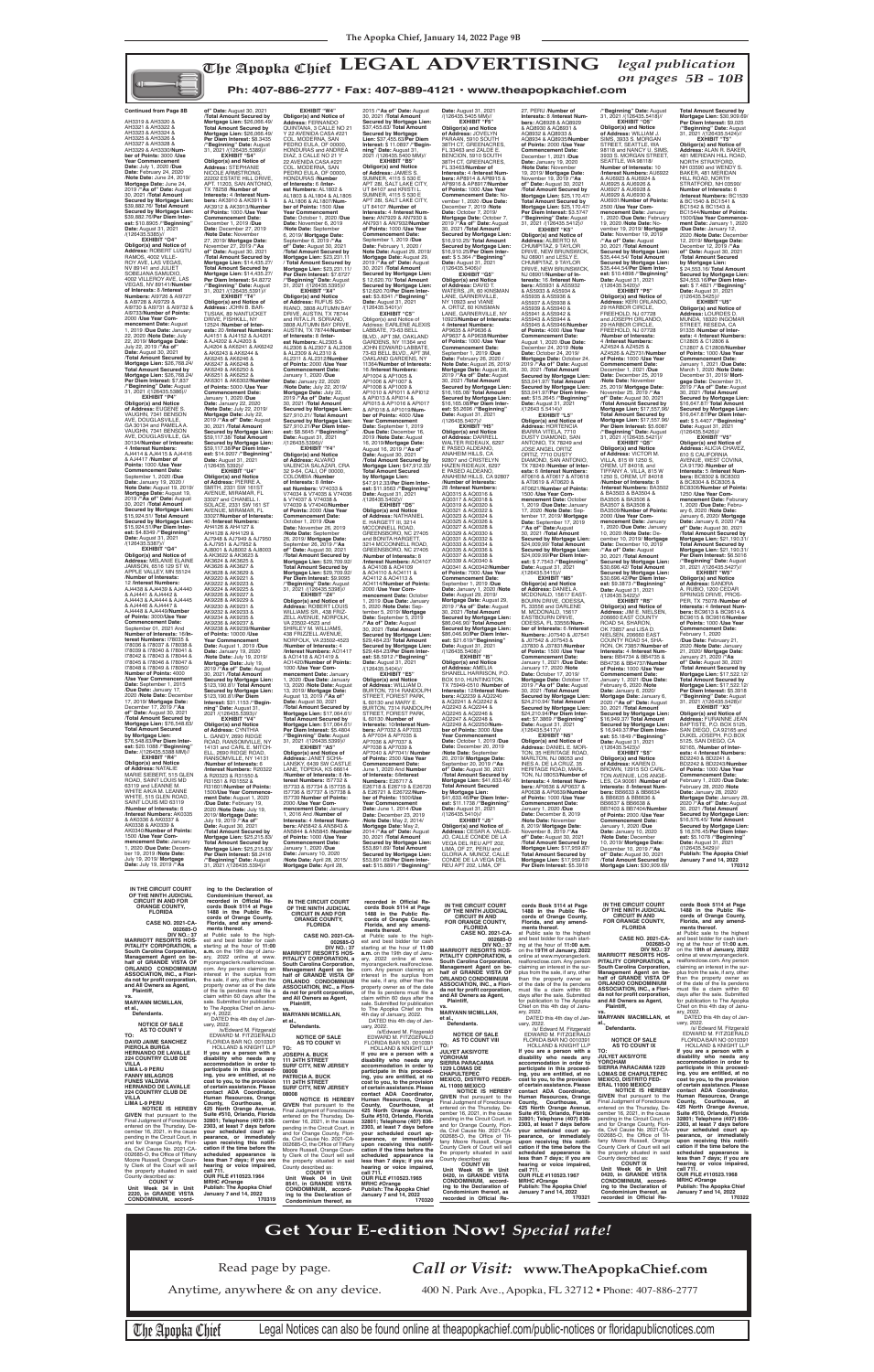# The Apopka Chief LEGAL ADVERTISING

*legal publication on pages 5B - 10B*

**Ph: 407-886-2777 · Fax: 407-889-4121 · www.theapopkachief.com**

**Continued from Page 8B**

AH3319 & AH3320 & AH3321 & AH3322 & AH3323 & AH3324 & AH3325 & AH3326 & AH3327 & AH3328 & AH3329 & AH3330/**Number of Points:** 3000 /**Use Year Commencement Date:** July 1, 2020 /**Due Date:** February 24, 2020 /**Note Date:** June 24, 2019/ **Mortgage Date:** June 24, 2019 /**"As of" Date:** August 30, 2021 /**Total Amount Secured by Mortgage Lien:** $39,882.76/ **Total Amount Secured by Mortgage Lien:** $39,882.76/**Per Diem Interest:** $10.8905 /**"Beginning" Date:** August 31, 2021 /(126435.5385)//

**EXHIBIT "O4"**
**Obligor(s) and Notice of Address:** ROBERT LUGTU RAMOS, 4002 VILLEROY AVE, LAS VEGAS, NV 89141 and JULIET SOBEJANA SAMUDIO, 4002 VILLEROY AVE, LAS VEGAS, NV 89141/**Number of Interests:** 8 /**Interest Numbers:** A19726 & A19727 & A19728 & A19729 & A19730 & A19731 & A19732 & A19733/**Number of Points:** 2000 /**Use Year Commencement Date:** August 1, 2019 /**Due Date:** January 22, 2020 /**Note Date:** July 22, 2019/ **Mortgage Date:** July 22, 2019 /**"As of" Date:** August 30, 2021 /**Total Amount Secured by Mortgage Lien:** $26,768.24/ **Total Amount Secured by Mortgage Lien:** $26,768.24/**Per Diem Interest:** $7.837 /**"Beginning" Date:** August 31, 2021 /(126435.5386)//

**EXHIBIT "P4"**
**Obligor(s) and Notice of Address:** EUGENE S. VAUGHN, 7341 BENSON AVE, DOUGLASVILLE, GA 30134 and PAMELA A. VAUGHN, 7341 BENSON AVE, DOUGLASVILLE, GA 30134/**Number of Interests:** 4 /**Interest Numbers:** AJ4414 & AJ4415 & AJ4416 & AJ4417 /**Number of Points:** 1000 /**Use Year Commencement Date:** September 1, 2020 /**Due Date:** January 19, 2020 /**Note Date:** August 19, 2019/ **Mortgage Date:** August 19, 2019 /**"As of" Date:** August 30, 2021 /**Total Amount Secured by Mortgage Lien:** $15,924.51/ **Total Amount Secured by Mortgage Lien:** $15,924.51/**Per Diem Interest:** $4.5749 /**"Beginning" Date:** August 31, 2021 /(126435.5387)//

**EXHIBIT "Q4"**
**Obligor(s) and Notice of Address:** MELANIE ELAINE JAMISON, 6516 129 ST W, APPLE VALLEY, MN 55124 /**Number of Interests:** 12 /**Interest Numbers:** AJ4428 & AJ4430 & AJ4440 & AJ4441 & AJ4442 & AJ4443 & AJ4444 & AJ4445 & AJ4446 & AJ4447 & AJ4448 & AJ4449/**Number of Points:** 3000/**Use Year Commencement Date:** September 01, 2021 And **Number of Interests:** 16/**Interest Numbers:** IT8035 & IT8036 & IT8037 & IT8038 & IT8039 & IT8040 & IT8041 & IT8042 & IT8043 & IT8044 & IT8045 & IT8046 & IT8047 & IT8048 & IT8049 & IT8050/ **Number of Points:** 4000 /**Use Year Commencement Date:** December 1, 2015 /**Due Date:** January 17, 2020 /**Note Date:** December 17, 2019/ **Mortgage Date:** December 17, 2019 /**"As of" Date:** August 30, 2021 /**Total Amount Secured by Mortgage Lien:** $76,548.53/ **Total Amount Secured by Mortgage Lien:** $76,548.53/**Per Diem Interest:** $20.1088 /**"Beginning" Date:** August 31, 2021 /(126435.5388 MM)//

**EXHIBIT "R4"**
**Obligor(s) and Notice of Address:** NATALIE MARIE SIEBERT, 515 GLEN ROAD, SAINT LOUIS MO 63119 and LEANNE M. WHITE, 515 GLEN ROAD, SAINT LOUIS MO 63119 /**Number of Interests:** 6 /**Interest Numbers:** AK0335 & AK0336 & AK0337 & AK0338 & AK0339 & AK0340/**Number of Points:** 1500 /**Use Year Commencement Date:** January 1, 2020 /**Due Date:** December 19, 2019 /**Note Date:** July 19, 2019/ **Mortgage Date:** July 19, 2019 /**"As of" Date:** August 30, 2021 /**Total Amount Secured by Mortgage Lien:** $26,086.49/ **Total Amount Secured by Mortgage Lien:** $26,086.49/ **Per Diem Interest:** $8.3435 /**"Beginning" Date:** August 31, 2021 /(126435.5389)//

**EXHIBIT "S4"**
**Obligor(s) and Notice of Address:** STEPHANIE NICOLE ARMSTRONG, 22202 ESTATE HILL DRIVE APT. 11203, SAN ANTONIO, TX 78258 /**Number of Interests:** 4 /**Interest Numbers:** AK3910 & AK3911 & AK3912 & AK3913/**Number of Points:** 1000 /**Use Year Commencement Date:** December 1, 2019 /**Due Date:** December 27, 2019 /**Note Date:** November 27, 2019/ **Mortgage Date:** November 27, 2019 /**"As of" Date:** August 30, 2021 /**Total Amount Secured by Mortgage Lien:** $14,435.27/ **Total Amount Secured by Mortgage Lien:** $14,435.27/ **Per Diem Interest:** $4.8272 /**"Beginning" Date:** August 31, 2021 /(126435.5391)//

**EXHIBIT "T4"**
**Obligor(s) and Notice of Address:** 60 EMILY M. BARTUSIAK, 88 NANTUCKET DRIVE, FISHKILL, NY 12524 /**Number of Interests:** 20 /**Interest Numbers:** AJ4151 & AJ4152 & AJ4201 & AJ4202 & AJ4203 & AJ4204 & AK6241 & AK6242 & AK6243 & AK6244 & AK6245 & AK6246 & AK6247 & AK6248 & AK6249 & AK6250 & AK6251 & AK6252 & AK6301 & AK6302/**Number of Points:** 5000 /**Use Year Commencement Date:** January 1, 2020 /**Due Date:** January 22, 2020 /**Note Date:** July 22, 2019/ **Mortgage Date:** July 22, 2019 /**"As of" Date:** August 30, 2021 /**Total Amount Secured by Mortgage Lien:** $59,117.38/ **Total Amount Secured by Mortgage Lien:** $59,117.38/**Per Diem Interest:** $14.9207 /**"Beginning" Date:** August 31, 2021 /(126435.5392)//

**EXHIBIT "U4"**
**Obligor(s) and Notice of Address:** PIERRE A. SMITH, 2331 SW 161ST AVENUE, MIRAMAR, FL 33027 and CHANELL T. SOLACE, 2331 SW 161 ST AVENUE, MIRAMAR, FL 33027/**Number of Interests:** 40 /**Interest Numbers:** AH4126 & AH4127 & AH4128 & AH4129 & AJ7948 & AJ7949 & AJ7950 & AJ7951 & AJ7952 & AJ8001 & AJ8002 & AJ8003 & AK3622 & AK3623 & AK3624 & AK3625 & AK3626 & AK3627 & AK3628 & AK3629 & AK9220 & AK9221 & AK9222 & AK9223 & AK9224 & AK9225 & AK9226 & AK9227 & AK9228 & AK9229 & AK9230 & AK9231 & AK9232 & AK9233 & AK9234 & AK9235 & AK9236 & AK9237 & AK9238 & AK9239/**Number of Points:** 10000 /**Use Year Commencement Date:** August 1, 2019 /**Due Date:** January 19, 2020 /**Note Date:** July 19, 2019/ **Mortgage Date:** July 19, 2019 /**"As of" Date:** August 30, 2021 /**Total Amount Secured by Mortgage Lien:** $123,190.81/ **Total Amount Secured by Mortgage Lien:** $123,190.81/**Per Diem Interest:** $31.1153 /**"Beginning" Date:** August 31, 2021 /(126435.5393)//

**EXHIBIT "V4"**
**Obligor(s) and Notice of Address:** CYNTHIA L. GANDY, 2690 RIDGE ROAD, RANSOMVILLE, NY 14131 and CARL E. MITCHELL, 2690 RIDGE ROAD, RANSOMVILLE, NY 14131 /**Number of Interests:** 6 /**Interest Numbers:** R20322 & R31503 & R31504 & R31551 & R31552 & R31601/**Number of Points:** 1500/**Use Year Commencement Date:** August 1, 2020 /**Due Date:** February 19, 2020 /**Note Date:** July 19, 2019/ **Mortgage Date:** July 19, 2019 /**"As of" Date:** August 30, 2021 /**Total Amount Secured by Mortgage Lien:** $25,215.83/ **Total Amount Secured by Mortgage Lien:** $25,215.83/ **Per Diem Interest:** $8.2416 /**"Beginning" Date:** August 31, 2021 /(126435.5394)//

**EXHIBIT "W4"**
**Obligor(s) and Notice of Address:** FERNANDO QUINTANA, 3 CALLE NO 21 Y 22 AVENIDA CASA #221 COL. MODERNA, SAN PEDRO SULA, OF 00000, HONDURAS and ANDREA DIAZ, 3 CALLE NO 21 Y 22 AVENIDA CASA #221 COL. MODERNA, SAN PEDRO SULA, OF 00000, HONDURAS /**Number of Interests:** 6 /**Interest Numbers:** AL1802 & AL1803 & AL1804 & AL1805 & AL1806 & AL1807/**Number of Points:** 1500 /**Use Year Commencement Date:** October 1, 2020 /**Due Date:** November 6, 2019 /**Note Date:** September 6, 2019/ **Mortgage Date:** September 6, 2019 /**"As of" Date:** August 30, 2021 /**Total Amount Secured by Mortgage Lien:** $23,231.11/ **Total Amount Secured by Mortgage Lien:** $23,231.11/ **Per Diem Interest:** $7.6727 /**"Beginning" Date:** August 31, 2021 /(126435.5395)//

**EXHIBIT "X4"**
**Obligor(s) and Notice of Address:** RUFUS SORIANO, 3808 AUTUMN BAY DRIVE, AUSTIN, TX 78744 and RITA L.R. SORIANO, 3808 AUTUMN BAY DRIVE, AUSTIN, TX 78744/**Number of Interests:** 8 /**Interest Numbers:** AL2305 & AL2306 & AL2307 & AL2308 & AL2309 & AL2310 & AL2311 & AL2312/**Number of Points:** 2000 /**Use Year Commencement Date:** January 1, 2020 /**Due Date:** January 22, 2020 /**Note Date:** July 22, 2019/ **Mortgage Date:** July 22, 2019 /**"As of" Date:** August 30, 2021 /**Total Amount Secured by Mortgage Lien:** $27,910.21/ **Total Amount Secured by Mortgage Lien:** $27,910.21/**Per Diem Interest:** $8.5645 /**"Beginning" Date:** August 31, 2021 /(126435.5396)//

**EXHIBIT "Y4"**
**Obligor(s) and Notice of Address:** ALVARO VALENCIA SALAZAR, CRA 32 9-64, CALI, OF 00000, COLOMBIA /**Number of Interests:** 8 /**Interest Numbers:** V74033 & V74034 & V74035 & V74036 & V74037 & V74038 & V74039 & V74040/**Number of Points:** 2000 /**Use Year Commencement Date:** October 1, 2019 /**Due Date:** November 26, 2019 /**Note Date:** September 26, 2019/ **Mortgage Date:** September 26, 2019 /**"As of" Date:** August 30, 2021 /**Total Amount Secured by Mortgage Lien:** $29,709.92/ **Total Amount Secured by Mortgage Lien:** $29,709.92/ **Per Diem Interest:** $9.9095 /**"Beginning" Date:** August 31, 2021 /(126435.5398)//

**EXHIBIT "Z4"**
**Obligor(s) and Notice of Address:** ROBERT LOUIS WILLIAMS SR, 436 FRIZZELL AVENUE, NORFOLK, VA 23502-4523 and SHIRLEY M. WILLIAMS, 436 FRIZZELL AVENUE, NORFOLK, VA 23502-4523 /**Number of Interests:** 4 /**Interest Numbers:** AO1417 & AO1418 & AO1419 & AO1420/**Number of Points:** 1000 /**Use Year Commencement Date:** January 1, 2020 /**Due Date:** January 13, 2020 /**Note Date:** August 13, 2019/ **Mortgage Date:** August 13, 2019 /**"As of" Date:** August 30, 2021 /**Total Amount Secured by Mortgage Lien:** $17,064.61/ **Total Amount Secured by Mortgage Lien:** $17,064.61/ **Per Diem Interest:** $5.4864 /**"Beginning" Date:** August 31, 2021 /(126435.5399)//

**EXHIBIT "A5"**
**Obligor(s) and Notice of Address:** PATRICIA A. LANDEY, 6439 SW CASTLE LANE, TOPEKA, KS 66614 /**Number of Interests:** 8 /**Interest Numbers:** IS7731 & IS7732 & IS7733 & IS7734 & IS7735 & IS7736 & IS7737 & IS7738 & IS7739 /**Number of Points:** 2000 /**Use Year Commencement Date:** January 1, 2016 And /**Number of Interests:** 4 /**Interest Numbers:** AK6842 & AK6843 & AK6844 & AK6845/**Number of Points:** 1000 /**Use Year Commencement Date:** January 1, 2020 /**Due Date:** June 28, 2019 /**Note Date:** April 28, 2015/ **Mortgage Date:** April 28, 2015 /**"As of" Date:** August 30, 2021 /**Total Amount Secured by Mortgage Lien:** $47,455.61/**Per Diem Interest:** $ 11.0897 /**"Beginning" Date:** August 31, 2021 /(126435.5400 MMV)//

**EXHIBIT "B5"**
**Obligor(s) and Notice of Address:** JAMES S. SUMNER, 4115 S 530 E APT 2B, SALT LAKE CITY, UT 84107 and KRISTI L. SUMNER, 4115 S 530 E APT 2B, SALT LAKE CITY, UT 84107 /**Number of Interests:** 4 /**Interest Numbers:** AN7930 & AN7931 & AN7932 & AN7933/**Number of Points:** 1000 /**Use Year Commencement Date:** January 1, 2020 /**Due Date:** February 1, 2020 /**Note Date:** August 29, 2019/ **Mortgage Date:** August 29, 2019 /**"As of" Date:** August 30, 2021 /**Total Amount Secured by Mortgage Lien:** $ 12,620.76/ **Total Amount Secured by Mortgage Lien:** $12,620.76/**Per Diem Interest:** $3.8341 /**"Beginning" Date:** August 31, 2021 /(126435.5401)//

**EXHIBIT "C5"**
**Obligor(s) and Notice of Address:** EARLENE ALEXIS LABBATE, 7240 BELL BLVD., APT 3M, OAKLAND GARDENS, NY 11364 and JOHN EDWARD LABBATE, 7240 BELL BLVD., APT 3M, OAKLAND GARDENS, NY 11364/**Number of Interests:** 16 /**Interest Numbers:** AP1004 & AP1005 & AP1006 & AP1007 & AP1008 & AP1009 & AP1010 & AP1011 & AP1012 & AP1013 & AP1014 & AP1015 & AP1016 & AP1017 & AP1018 & AP1019/**Number of Points:** 4000 /**Use Year Commencement Date:** September 1, 2019 /**Due Date:** December 16, 2019 /**Note Date:** August 16, 2019/ **Mortgage Date:** August 16, 2019 /**"As of" Date:** August 30, 2021 /**Total Amount Secured by Mortgage Lien:** $47,212.33/ **Total Amount Secured by Mortgage Lien:** $47,212.33/**Per Diem Interest:** $11.9565 /**"Beginning" Date:** August 31, 2021 /(126435.5402)//

**EXHIBIT "D5"**
**Obligor(s) and Notice of Address:** NATHANIEL E. HASSETT III, 3314 MCCONNELL ROAD, GREENSBORO, NC 27405 and BONITA HARGETT, 3314 MCCONNELL ROAD, GREENSBORO, NC 27405/**Number of Interests:** 8 /**Interest Numbers:** AO4107 & AO4108 & AO4109 & AO4110 & AO4111 & AO4112 & AO4113 & AO4114/**Number of Points:** 2000 /**Use Year Commencement Date:** October 1, 2019 /**Due Date:** November 5, 2020 /**Note Date:** September 5, 2019/ **Mortgage Date:** September 5, 2019 /**"As of" Date:** August 30, 2021 /**Total Amount Secured by Mortgage Lien:** $29,454.23/ **Total Amount Secured by Mortgage Lien:** $29,454.23/**Per Diem Interest:** $8.5912 /**"Beginning" Date:** August 31, 2021 /(126435.5404)//

**EXHIBIT "E5"**
**Obligor(s) and Notice of Address:** WILLIAM O. BURTON, 7314 RANDOLPH STREET, FOREST PARK, IL 60130 and MARY A. BURTON, 7314 RANDOLPH STREET, FOREST PARK, IL 60130 /**Number of Interests:** 12/**Interest Numbers:** AP7032 & AP7033 & AP7034 & AP7035 & AP7036 & AP7037 & AP7038 & AP7039 & AP7040 & AP7041 /**Number of Points:** 2500 /**Use Year Commencement Date:** January 1, 2020 And **Number of Interests:** 6/ **Interest Numbers:** E28718 & E28719 & E28720 & E28721 & E28722/**Number of Points:** 1500/**Use Year Commencement Date:** June 1, 2014 /**Due Date:** December 29, 2019 /**Note Date:** May 2, 2014/ **Mortgage Date:** May 2, 2014 /**"As of" Date:** August 30, 2021 /**Total Amount Secured by Mortgage Lien:** $53,891.69/ **Total Amount Secured by Mortgage Lien:** $53,891.69/**Per Diem Interest:** $15.8891 /**"Beginning" Date:** August 31, 2021 /(126435.5405 MM)//

**EXHIBIT "F5"**
**Obligor(s) and Notice of Address:** JOVELYN PARAAN, 820 SOUTH 38TH CT, GREENACRES, FL 33463 and ZALDE E. BENCION, 5810 SOUTH 38TH CT, GREENACRES, FL 33463/**Number of Interests:** 4 /**Interest Numbers:** AP8914 & AP8915 & AP8916 & AP8917/**Number of Points:** 1000 /**Use Year Commencement Date:** November 1, 2019 /**Due Date:** December 7, 2019 /**Note Date:** October 7, 2019/ **Mortgage Date:** October 7, 2019 /**"As of" Date:** August 30, 2021 /**Total Amount Secured by Mortgage Lien:** $15,319.25/ **Total Amount Secured by Mortgage Lien:** $15,319.25/**Per Diem Interest:** $ 5.2699 /**"Beginning" Date:** August 31, 2021 /(126435.5406)//

**EXHIBIT "G5"**
**Obligor(s) and Notice of Address:** DAVID T. WATERS, JR, 80 KINSMAN LANE, GARNERVILLE, NY 10923 and VIANE A. WATERS, 80 KINSMAN LANE, GARNERVILLE, NY 10923/**Number of Interests:** 4 /**Interest Numbers:** AP6635 & AP6636 & AP6637 & AP6638/**Number of Points:** 1000 /**Use Year Commencement Date:** September 1, 2019 /**Due Date:** December 26, 2019 /**Note Date:** August 26, 2019/ **Mortgage Date:** August 26, 2019 /**"As of" Date:** August 30, 2021 /**Total Amount Secured by Mortgage Lien:** $16,155.06/ **Total Amount Secured by Mortgage Lien:** $16,155.06/**Per Diem Interest:** $4.2896 /**"Beginning" Date:** August 31, 2021 /(126435.5407)//

**EXHIBIT "H5"**
**Obligor(s) and Notice of Address:** DARRELL WALTER RIDEAUX, 6297 E PASEO ALDEANO, ANAHEIM HILLS, CA 92807 and CRISTELYN HAZEN RIDEAUX, 6297 E PASEO ALDEANO, ANAHEIM HILLS, CA 92807 /**Number of Interests:** 28 /**Interest Numbers:** AQ0313 & AQ0314 & AQ0315 & AQ0316 & AQ0319 & AQ0320 & AQ0321 & AQ0322 & AQ0323 & AQ0324 & AQ0325 & AQ0326 & AQ0327 & AQ0328 & AQ0329 & AQ0330 & AQ0331 & AQ0332 & AQ0333 & AQ0334 & AQ0335 & AQ0336 & AQ0337 & AQ0338 & AQ0339 & AQ0340 & AQ0341 & AQ0342/**Number of Points:** 7000 /**Use Year Commencement Date:** September 1, 2019 /**Due Date:** December 29, 2019 /**Note Date:** August 29, 2019/ **Mortgage Date:** August 29, 2019 /**"As of" Date:** August 30, 2021 /**Total Amount Secured by Mortgage Lien:** $90,546.60/ **Total Amount Secured by Mortgage Lien:** $90,546.60/**Per Diem Interest:** $23.3366 /**"Beginning" Date:** August 31, 2021 /(126435.5408)//

**EXHIBIT "I5"**
**Obligor(s) and Notice of Address:** AMELIA SHARELL HARRISON, P.O. BOX 510, HUNTINGTON, TX 75949-0510 /**Number of Interests:** 4 /**Interest Numbers:** AQ2239 & AQ2240 & AQ2241 & AQ2242 & AQ2243 & AQ2244 & AQ2245 & AQ2246 & AQ2247 & AQ2248 & AQ2249 & AQ2250/**Number of Points:** 3000 /**Use Year Commencement Date:** November 1, 2019 /**Due Date:** December 20, 2019 /**Note Date:** September 20, 2019/ **Mortgage Date:** September 20, 2019 /**"As of" Date:** August 30, 2021 /**Total Amount Secured by Mortgage Lien:** $41,633.46/ **Total Amount Secured by Mortgage Lien:** $41,633.46/**Per Diem Interest:** $11.7749 /**"Beginning" Date:** August 31, 2021 /(126435.5410)//

**EXHIBIT "J5"**
**Obligor(s) and Notice of Address:** JOSE ANGEL CONDE VILLALVA, CALLE JO. CALLE CONDE DE LA VEGA DEL REJ APT 202, LIMA, OF PERU and GLORIA A. MOSCOL, CALLE CONDE DE LA VEGA DEL REJ APT 202, LIMA, OF 27, PERU /**Number of Interests:** 8 /**Interest Numbers:** AQ8928 & AQ8929 & AQ8930 & AQ8931 & AQ8932 & AQ8933 & AQ8934 & AQ8935/**Number of Points:** 2000 /**Use Year Commencement Date:** December 1, 2021 /**Due Date:** January 19, 2020 /**Note Date:** November 19, 2019/ **Mortgage Date:** November 19, 2019 /**"As of" Date:** August 30, 2021 /**Total Amount Secured by Mortgage Lien:** $25,170.47/ **Total Amount Secured by Mortgage Lien:** $25,170.47/**Per Diem Interest:** $7.9222 /**"Beginning" Date:** August 31, 2021 /(126435.5412)//

**EXHIBIT "K5"**
**Obligor(s) and Notice of Address:** ALBERTO M. CHUMPITAZ, 9 TAYLOR DRIVE, NEW BRUNSWICK, NJ 08901 and LESLY E. CHUMPITAZ, 9 TAYLOR DRIVE, NEW BRUNSWICK, NJ 08901/**Number of Interests:** 16 /**Interest Numbers:** AS5931 & AS5932 & AS5933 & AS5934 & AS5935 & AS5936 & AS5937 & AS5938 & AS5939 & AS5940 & AS5941 & AS5942 & AS5943 & AS5944 & AS5945 & AS5946/**Number of Points:** 4000 /**Use Year Commencement Date:** August 1, 2020 /**Due Date:** December 24, 2019 /**Note Date:** October 24, 2019/ **Mortgage Date:** October 24, 2019 /**"As of" Date:** August 30, 2021 /**Total Amount Secured by Mortgage Lien:** $53,041.97/ **Total Amount Secured by Mortgage Lien:** $53,041.97/**Per Diem Interest:** $15.2845 /**"Beginning" Date:** August 31, 2021 /(126435.5414)//

**EXHIBIT "L5"**
**Obligor(s) and Notice of Address:** HORTENCIA IBARRA VITELA, 7710 DUSTY DIAMOND, SAN ANTONIO, TX 78249 and JOSE ANGEL ORTIZ ORTIZ, 7710 DUSTY DIAMOND, SAN ANTONIO, TX 78249 /**Number of Interests:** 4 /**Interest Numbers:** AT0616 & AT0617 & AT0618 & AT0619 & AT0620 & AT0621/**Number of Points:** 1500 /**Use Year Commencement Date:** October 1, 2019 /**Due Date:** January 17, 2020 /**Note Date:** September 17, 2019/ **Mortgage Date:** September 17, 2019 /**"As of" Date:** August 30, 2021 /**Total Amount Secured by Mortgage Lien:** $24,009.99/ **Total Amount Secured by Mortgage Lien:** $24,009.99/**Per Diem Interest:** $ 7.7543 /**"Beginning" Date:** August 31, 2021 /(126435.5415)//

**EXHIBIT "M5"**
**Obligor(s) and Notice of Address:** DANIELA MCDONALD, 15617 EASTBOURN DRIVE, ODESSA, FL 33556 and DARLENE M. MCDONALD, 15617 EASTBOURN DRIVE, ODESSA, FL 33556/**Number of Interests:** 8 /**Interest Numbers:** J07540 & J07541 & J07542 & J07543 & J07830 & J07831/**Number of Points:** 1500 /**Use Year Commencement Date:** January 1, 2020 /**Due Date:** January 17, 2020 /**Note Date:** October 17, 2019/ **Mortgage Date:** October 17, 2019 /**"As of" Date:** August 30, 2021 /**Total Amount Secured by Mortgage Lien:** $24,210.94/ **Total Amount Secured by Mortgage Lien:** $24,210.94/**Per Diem Interest:** $7.9669 /**"Beginning" Date:** August 31, 2021 /(126435.5417)//

**EXHIBIT "N5"**
**Obligor(s) and Notice of Address:** DANIEL E. MORTON, 35 HERITAGE ROAD, MARLTON, NJ 08053 and INES A. DE LA CRUZ, 35 HERITAGE ROAD, MARLTON, NJ 08053/**Number of Interests:** 4 /**Interest Numbers:** AP0636 & AP0637 & AP0638 & AP0639/**Number of Points:** 1000 /**Use Year Commencement Date:** January 1, 2020 /**Due Date:** December 8, 2019 /**Note Date:** November 8, 2019/ **Mortgage Date:** November 8, 2019 /**"As of" Date:** August 30, 2021 /**Total Amount Secured by Mortgage Lien:** $17,959.67/ **Total Amount Secured by Mortgage Lien:** $17,959.67/ **Per Diem Interest:** $5.3918 /**"Beginning" Date:** August 31, 2021 /(126435.5418)//

**EXHIBIT "O5"**
**Obligor(s) and Notice of Address:** WILLIAM J. SIMS, 3933 S. MORGAN STREET, SEATTLE, WA 98118 and NANCY U. SIMS, 3933 S. MORGAN STREET, SEATTLE, WA 98118/ **Number of Interests:** 10 /**Interest Numbers:** AU6922 & AU6923 & AU6924 & AU6925 & AU6926 & AU6927 & AU6928 & AU6929 & AU6930 & AU6931/**Number of Points:** 2500 /**Use Year Commencement Date:** January 1, 2020 /**Due Date:** February 19, 2020 /**Note Date:** November 19, 2019/ **Mortgage Date:** November 19, 2019 /**"As of" Date:** August 30, 2021 /**Total Amount Secured by Mortgage Lien:** $35,444.54/ **Total Amount Secured by Mortgage Lien:** $35,444.54/**Per Diem Interest:** $10.4898 /**"Beginning" Date:** August 31, 2021 /(126435.5420)//

**EXHIBIT "P5"**
**Obligor(s) and Notice of Address:** KERI ORLANDO, 29 HARBOR CIRCLE, FREEHOLD, NJ 07728 and JOHN ORLANDO, 29 HARBOR CIRCLE, FREEHOLD, NJ 07728 /**Number of Interests:** 4 /**Interest Numbers:** AZ4524 & AZ4525 & AZ4526 & AZ4527/**Number of Points:** 1000 /**Use Year Commencement Date:** January 1, 2020 /**Due Date:** December 25, 2019 /**Note Date:** November 25, 2019/ **Mortgage Date:** November 25, 2019 /**"As of" Date:** August 30, 2021 /**Total Amount Secured by Mortgage Lien:** $17,557.96/ **Total Amount Secured by Mortgage Lien:** $17,557.96/ **Per Diem Interest:** $5.6067 /**"Beginning" Date:** August 31, 2021 /(126435.5421)//

**EXHIBIT "Q5"**
**Obligor(s) and Notice of Address:** VICTOR M. VILLA, 815 W 1250 S, OREM, UT 84058, and TIFFANY A. VILLA, 815 W 1250 S, OREM, UT 84058 /**Number of Interests:** 8 /**Interest Numbers:** BA3502 & BA3503 & BA3504 & BA3505 & BA3506 & BA3507 & BA3508 & BA3509/**Number of Points:** 2000 /**Use Year Commencement Date:** January 1, 2020 /**Due Date:** January 10, 2020 /**Note Date:** December 10, 2019/ **Mortgage Date:** December 10, 2019 /**"As of" Date:** August 30, 2021 /**Total Amount Secured by Mortgage Lien:** $30,696.42/ **Total Amount Secured by Mortgage Lien:** $30,696.42/**Per Diem Interest:** $9.3873 /**"Beginning" Date:** August 31, 2021 /(126435.5422)//

**EXHIBIT "R5"**
**Obligor(s) and Notice of Address:** JIM E. NIELSEN, 206680 EAST COUNTY ROAD 54, SHARON, OK 73857 and LISA D NIELSEN, 206680 EAST COUNTY ROAD 54, SHARON, OK 73857/**Number of Interests:** 4 /**Interest Numbers:** BB4734 & BB4735 & BB4736 & BB4737/**Number of Points:** 1000 /**Use Year Commencement Date:** February 1, 2020 /**Due Date:** January 6, 2020 /**Note Date:** December 6, 2019/ **Mortgage Date:** December 6, 2019 /**"As of" Date:** August 30, 2021 /**Total Amount Secured by Mortgage Lien:** $16,949.37/ **Total Amount Secured by Mortgage Lien:** $16,949.37/**Per Diem Interest:** $5.1846 /**"Beginning" Date:** August 31, 2021 /(126435.5423)//

**EXHIBIT "S5"**
**Obligor(s) and Notice of Address:** KAREN D. BROWN, 12915 SO CARLTON AVENUE, LOS ANGELES, CA 90061 /**Number of Interests:** 8 /**Interest Numbers:** BB6633 & BB6634 & BB6635 & BB6636 & BB6637 & BB6638 & BB7403 & BB7404/**Number of Points:** 2000 /**Use Year Commencement Date:** January 1, 2020 /**Due Date:** January 10, 2020 /**Note Date:** December 10, 2019/ **Mortgage Date:** December 10, 2019 /**"As of" Date:** August 30, 2021 /**Total Amount Secured by Mortgage Lien:** $30,909.69/ **Total Amount Secured by Mortgage Lien:** $30,909.69/ **Per Diem Interest:** $9.3975 /**"Beginning" Date:** August 31, 2021 /(126435.5424)//

**EXHIBIT "T5"**
**Obligor(s) and Notice of Address:** ALAN R. BAKER, 481 MERIDIAN HILL ROAD, NORTH STRATFORD, NH 03590 and WENDY S. BAKER, 481 MERIDIAN HILL ROAD, NORTH STRATFORD, NH 03590/ **Number of Interests:** 8 /**Interest Numbers:** BC1539 & BC1540 & BC1541 & BC1542 & BC1543 & BC1544/**Number of Points:** 1500/**Use Year Commencement Date:** January 1, 2020 /**Due Date:** January 12, 2020 /**Note Date:** December 12, 2019/ **Mortgage Date:** December 12, 2019 /**"As of" Date:** August 30, 2021 /**Total Amount Secured by Mortgage Lien:** $24,053.16/ **Total Amount Secured by Mortgage Lien:** $ 24,053.16/ **Per Diem Interest:** $7.4821 /**"Beginning" Date:** August 31, 2021 /(126435.5425)//

**EXHIBIT "U5"**
**Obligor(s) and Notice of Address:** LOURDES D. MUNDA, 18320 INGOMAR STREET, RESEDA, CA 91335 /**Number of Interests:** 4 /**Interest Numbers:** C12805 & C12806 & C12807 & C12808/**Number of Points:** 1000 /**Use Year Commencement Date:** January 1, 2021 /**Due Date:** March 1, 2020 /**Note Date:** December 31, 2019/ **Mortgage Date:** December 31, 2019 /**"As of" Date:** August 30, 2021 /**Total Amount Secured by Mortgage Lien:** $16,847.87/ **Total Amount Secured by Mortgage Lien:** $16,847.87/**Per Diem Interest:** $ 5.4467 /**"Beginning" Date:** August 31, 2021 /(126435.5426)//

**EXHIBIT "V5"**
**Obligor(s) and Notice of Address:** RAFAEL CHAVEZ, 610 S CALIFORNIA AVENUE, WEST COVINA, CA 91790 /**Number of Interests:** 8 /**Interest Numbers:** BC8302 & BC8303 & BC8304 & BC8305 & BC8306/**Number of Points:** 1250 /**Use Year Commencement Date:** February 1, 2020 /**Due Date:** February 6, 2020 /**Note Date:** January 6, 2020/ **Mortgage Date:** January 6, 2020 /**"As of" Date:** August 30, 2021 /**Total Amount Secured by Mortgage Lien:** $21,190.31/ **Total Amount Secured by Mortgage Lien:** $21,190.31/ **Per Diem Interest:** $6.5016 /**"Beginning" Date:** August 31, 2021 /(126435.5427)//

**EXHIBIT "W5"**
**Obligor(s) and Notice of Address:** SANDRA A. RISHER, 1027 FAIR SPRINGS DRIVE, PROSPER, TX 75078 /**Number of Interests:** 4 /**Interest Numbers:** BC3613 & BC3614 & BC3615 & BC3616/**Number of Points:** 1000 /**Use Year Commencement Date:** February 1, 2020 /**Due Date:** January 21, 2020 /**Note Date:** December 21, 2019/ **Mortgage Date:** December 21, 2019 /**"As of" Date:** August 30, 2021 /**Total Amount Secured by Mortgage Lien:** $17,522.12/ **Total Amount Secured by Mortgage Lien:** $17,522.12/ **Per Diem Interest:** $5.3392 /**"Beginning" Date:** August 31, 2021 /(126435.5428)//

**EXHIBIT "X5"**
**Obligor(s) and Notice of Address:** FURAHNIE JEAN BAPTISTE, P.O. BOX 5125, SAN DIEGO, CA 92165 and DUKEL JOSEPH, P.O. BOX 5125, SAN DIEGO, CA 92165 /**Number of Interests:** 4 /**Interest Numbers:** BD2240 & BD2241 & BD2242 & BD2243/**Number of Points:** 1000 /**Use Year Commencement Date:** March 1, 2020 /**Due Date:** February 28, 2020 /**Note Date:** January 28, 2020/ **Mortgage Date:** January 28, 2020 /**"As of" Date:** August 30, 2021 /**Total Amount Secured by Mortgage Lien:** $16,516.72/ **Total Amount Secured by Mortgage Lien:** $ 16,516.72/**Per Diem Interest:** $5.1078 /**"Beginning" Date:** August 31, 2021 /(126435.5429)//

**Publish: The Apopka Chief January 7 and 14, 2022 170312**

---

**IN THE CIRCUIT COURT OF THE NINTH JUDICIAL CIRCUIT IN AND FOR ORANGE COUNTY, FLORIDA**

**CASE NO. 2021-CA-002685-O DIV NO.: 37**

**MARRIOTT RESORTS HOSPITALITY CORPORATION, a South Carolina Corporation, Management Agent on behalf of GRANDE VISTA OF ORLANDO CONDOMINIUM ASSOCIATION, INC., a Florida not for profit corporation, and All Owners as Agent,**
**Plaintiff,**
**vs.**
**MARYANN MCMILLAN, et al.,**
**Defendants.**

**NOTICE OF SALE AS TO COUNT V**

**TO:**
**DAVID JAIME SANCHEZ PEROLA BURGA HERNANDO DE LAVALLE 224 COUNTRY CLUB DE VILLA LIMA L-9 PERU**
**FANNY MILAGROS FUNES VALDIVIA HERNANDO DE LAVALLE 224 COUNTRY CLUB DE VILLA LIMA L-9 PERU**

**NOTICE IS HEREBY GIVEN** that pursuant to the Final Judgment of Foreclosure entered on the Thursday, December 16, 2021, in the cause pending in the Circuit Court, in and for Orange County, Florida, Civil Case No. 2021-CA-002685-O, the Office of Tiffany Moore Russell, Orange County Clerk of the Court will sell the property situated in said County described as:

**COUNT V**
**Unit Week 34 in Unit 2220, in GRANDE VISTA CONDOMINIUM, according to the Declaration of Condominium thereof, as recorded in Official Records Book 5114 at Page 1488 in the Public Records of Orange County, Florida, and any amendments thereof.**

at Public sale to the highest and best bidder for cash starting at the hour of **11:00 a.m.** on the **19th day of January, 2022** online at www.myorangeclerk.realforeclose.com. Any person claiming an interest in the surplus from the sale, if any, other than the property owner as of the date of the lis pendens must file a claim within 60 days after the sale. Submitted for publication to The Apopka Chief on January 4, 2022.

DATED this 4th day of January, 2022.
/s/Edward M. Fitzgerald
EDWARD M. FITZGERALD FLORIDA BAR NO. 0010391
HOLLAND & KNIGHT LLP

**If you are a person with a disability who needs any accommodation in order to participate in this proceeding, you are entitled, at no cost to you, to the provision of certain assistance. Please contact ADA Coordinator, Human Resources, Orange County Courthouse, 425 North Orange Avenue, Suite #510, Orlando, Florida 32801; Telephone (407) 836-2303, at least 7 days before your scheduled court appearance, or immediately upon receiving this notification if the time before the scheduled appearance is less than 7 days; if you are hearing or voice impaired, call 711.**

**OUR FILE #110523.1964**
**MRHC #Orange**
**Publish: The Apopka Chief January 7 and 14, 2022 170319**

---

**IN THE CIRCUIT COURT OF THE NINTH JUDICIAL CIRCUIT IN AND FOR ORANGE COUNTY, FLORIDA**

**CASE NO. 2021-CA-002685-O DIV NO.: 37**

**MARRIOTT RESORTS HOSPITALITY CORPORATION, a South Carolina Corporation, Management Agent on behalf of GRANDE VISTA OF ORLANDO CONDOMINIUM ASSOCIATION, INC., a Florida not for profit corporation, and All Owners as Agent,**
**Plaintiff,**
**vs.**
**MARYANN MCMILLAN, et al.,**
**Defendants.**

**NOTICE OF SALE AS TO COUNT VI**

**TO:**
**JOSEPH A. BUCK 111 26TH STREET SURF CITY, NEW JERSEY 08008**
**PATRICIA A. BUCK 111 26TH STREET SURF CITY, NEW JERSEY 08008**

**NOTICE IS HEREBY GIVEN** that pursuant to the Final Judgment of Foreclosure entered on the Thursday, December 16, 2021, in the cause pending in the Circuit Court, in and for Orange County, Florida, Civil Case No. 2021-CA-002685-O, the Office of Tiffany Moore Russell, Orange County Clerk of the Court will sell the property situated in said County described as:

**COUNT VI**
**Unit Week 04 in Unit 8541, in GRANDE VISTA CONDOMINIUM, according to the Declaration of Condominium thereof, as recorded in Official Records Book 5114 at Page 1488 in the Public Records of Orange County, Florida, and any amendments thereof.**

at Public sale to the highest and best bidder for cash starting at the hour of **11:00 a.m.** on the **19th day of January, 2022** online at www.myorangeclerk.realforeclose.com. Any person claiming an interest in the surplus from the sale, if any, other than the property owner as of the date of the lis pendens must file a claim within 60 days after the sale. Submitted for publication to The Apopka Chief on January 4, 2022.

DATED this 4th day of January, 2022.
/s/Edward M. Fitzgerald
EDWARD M. FITZGERALD FLORIDA BAR NO. 0010391
HOLLAND & KNIGHT LLP

**If you are a person with a disability who needs any accommodation in order to participate in this proceeding, you are entitled, at no cost to you, to the provision of certain assistance. Please contact ADA Coordinator, Human Resources, Orange County Courthouse, 425 North Orange Avenue, Suite #510, Orlando, Florida 32801; Telephone (407) 836-2303, at least 7 days before your scheduled court appearance, or immediately upon receiving this notification if the time before the scheduled appearance is less than 7 days; if you are hearing or voice impaired, call 711.**

**OUR FILE #110523.1965**
**MRHC #Orange**
**Publish: The Apopka Chief January 7 and 14, 2022 170320**

---

**IN THE CIRCUIT COURT OF THE NINTH JUDICIAL CIRCUIT IN AND FOR ORANGE COUNTY, FLORIDA**

**CASE NO. 2021-CA-002685-O DIV NO.: 37**

**MARRIOTT RESORTS HOSPITALITY CORPORATION, a South Carolina Corporation, Management Agent on behalf of GRANDE VISTA OF ORLANDO CONDOMINIUM ASSOCIATION, INC., a Florida not for profit corporation, and All Owners as Agent,**
**Plaintiff,**
**vs.**
**MARYANN MCMILLAN, et al.,**
**Defendants.**

**NOTICE OF SALE AS TO COUNT VIII**

**TO:**
**JULYET ASKOYTE YORGHAM SIERRA PARACAIMA 1229 LOMAS DE CHAPULTEPEC MEXICO, DISTRITO FEDERAL 11000 MEXICO**

**NOTICE IS HEREBY GIVEN** that pursuant to the Final Judgment of Foreclosure entered on the Thursday, December 16, 2021, in the cause pending in the Circuit Court, in and for Orange County, Florida, Civil Case No. 2021-CA-002685-O, the Office of Tiffany Moore Russell, Orange County Clerk of the Court will sell the property situated in said County described as:

**COUNT VIII**
**Unit Week 05 in Unit 0420, in GRANDE VISTA CONDOMINIUM, according to the Declaration of Condominium thereof, as recorded in Official Records Book 5114 at Page 1488 in the Public Records of Orange County, Florida, and any amendments thereof.**

at Public sale to the highest and best bidder for cash starting at the hour of **11:00 a.m.** on the **19th day of January, 2022** online at www.myorangeclerk.realforeclose.com. Any person claiming an interest in the surplus from the sale, if any, other than the property owner as of the date of the lis pendens must file a claim within 60 days after the sale. Submitted for publication to The Apopka Chief on January 4, 2022.

DATED this 4th day of January, 2022.
/s/ Edward M. Fitzgerald
EDWARD M. FITZGERALD FLORIDA BAR NO. 0010391
HOLLAND & KNIGHT LLP

**If you are a person with a disability who needs any accommodation in order to participate in this proceeding, you are entitled, at no cost to you, to the provision of certain assistance. Please contact ADA Coordinator, Human Resources, Orange County Courthouse, 425 North Orange Avenue, Suite #510, Orlando, Florida 32801; Telephone (407) 836-2303, at least 7 days before your scheduled court appearance, or immediately upon receiving this notification if the time before the scheduled appearance is less than 7 days; if you are hearing or voice impaired, call 711.**

**OUR FILE #110523.1967**
**MRHC #Orange**
**Publish: The Apopka Chief January 7 and 14, 2022 170321**

---

**IN THE CIRCUIT COURT OF THE NINTH JUDICIAL CIRCUIT IN AND FOR ORANGE COUNTY, FLORIDA**

**CASE NO. 2021-CA-002685-O DIV NO.: 37**

**MARRIOTT RESORTS HOSPITALITY CORPORATION, a South Carolina Corporation, Management Agent on behalf of GRANDE VISTA OF ORLANDO CONDOMINIUM ASSOCIATION, INC., a Florida not for profit corporation, and All Owners as Agent,**
**Plaintiff,**
**vs.**
**MARYANN MCMILLAN, et al.,**
**Defendants.**

**NOTICE OF SALE AS TO COUNT IX**

**TO:**
**JULYET ASKOYTE YORGHAM SIERRA PARACAIMA 1229 LOMAS DE CHAPULTEPEC MEXICO, DISTRITO FEDERAL 11000 MEXICO**

**NOTICE IS HEREBY GIVEN** that pursuant to the Final Judgment of Foreclosure entered on the Thursday, December 16, 2021, in the cause pending in the Circuit Court, in and for Orange County, Florida, Civil Case No. 2021-CA-002685-O, the Office of Tiffany Moore Russell, Orange County Clerk of the Court will sell the property situated in said County described as:

**COUNT IX**
**Unit Week 06 in Unit 0420, in GRANDE VISTA CONDOMINIUM, according to the Declaration of Condominium thereof, as recorded in Official Records Book 5114 at Page 1488 in the Public Records of Orange County, Florida, and any amendments thereof.**

at Public sale to the highest and best bidder for cash starting at the hour of **11:00 a.m.** on the **19th day of January, 2022** online at www.myorangeclerk.realforeclose.com. Any person claiming an interest in the surplus from the sale, if any, other than the property owner as of the date of the lis pendens must file a claim within 60 days after the sale. Submitted for publication to The Apopka Chief on January 4, 2022.

DATED this 4th day of January, 2022.
/s/ Edward M. Fitzgerald
EDWARD M. FITZGERALD FLORIDA BAR NO. 0010391
HOLLAND & KNIGHT LLP

**If you are a person with a disability who needs any accommodation in order to participate in this proceeding, you are entitled, at no cost to you, to the provision of certain assistance. Please contact ADA Coordinator, Human Resources, Orange County Courthouse, 425 North Orange Avenue, Suite #510, Orlando, Florida 32801; Telephone (407) 836-2303, at least 7 days before your scheduled court appearance, or immediately upon receiving this notification if the time before the scheduled appearance is less than 7 days; if you are hearing or voice impaired, call 711.**

**OUR FILE #110523.1968**
**MRHC #Orange**
**Publish: The Apopka Chief January 7 and 14, 2022 170322**

---

**Get Your E-edition Now!** *Special rate!*

Read page by page. *Call or Visit:* **www.TheApopkaChief.com**

Anytime, anywhere & on any device. 400 N. Park Ave., Apopka, FL 32712 • Phone: 407-886-2777

The Apopka Chief — Legal Notices are also found online at theapopkachief.com/public-notices or floridapublicnotices.com